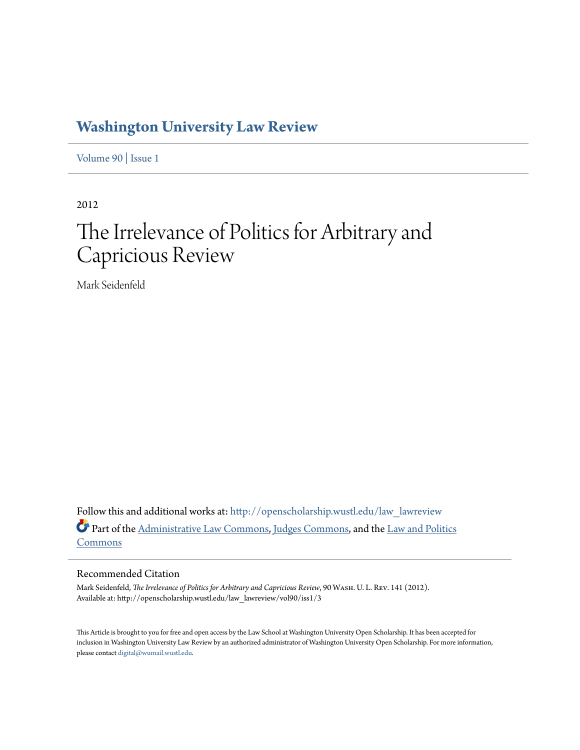# Washington University Law Review

Volume 90 | Issue 1

2012

# The Irrelevance of Politics for Arbitrary and Capricious Review

Mark Seidenfeld

Follow this and additional works at: http://openscholarship.wustl.edu/law_lawreview

Part of the Administrative Law Commons, Judges Commons, and the Law and Politics Commons

## Recommended Citation

Mark Seidenfeld, *The Irrelevance of Politics for Arbitrary and Capricious Review*, 90 Wash. U. L. Rev. 141 (2012).
Available at: http://openscholarship.wustl.edu/law_lawreview/vol90/iss1/3

This Article is brought to you for free and open access by the Law School at Washington University Open Scholarship. It has been accepted for inclusion in Washington University Law Review by an authorized administrator of Washington University Open Scholarship. For more information, please contact digital@wumail.wustl.edu.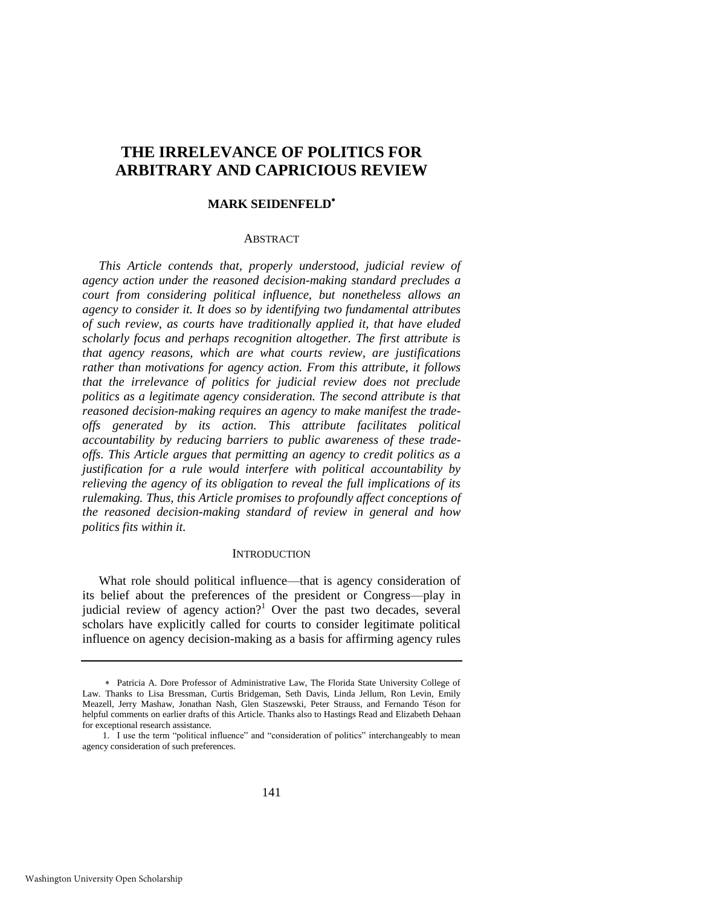# THE IRRELEVANCE OF POLITICS FOR ARBITRARY AND CAPRICIOUS REVIEW

**MARK SEIDENFELD***

ABSTRACT

*This Article contends that, properly understood, judicial review of agency action under the reasoned decision-making standard precludes a court from considering political influence, but nonetheless allows an agency to consider it. It does so by identifying two fundamental attributes of such review, as courts have traditionally applied it, that have eluded scholarly focus and perhaps recognition altogether. The first attribute is that agency reasons, which are what courts review, are justifications rather than motivations for agency action. From this attribute, it follows that the irrelevance of politics for judicial review does not preclude politics as a legitimate agency consideration. The second attribute is that reasoned decision-making requires an agency to make manifest the trade-offs generated by its action. This attribute facilitates political accountability by reducing barriers to public awareness of these trade-offs. This Article argues that permitting an agency to credit politics as a justification for a rule would interfere with political accountability by relieving the agency of its obligation to reveal the full implications of its rulemaking. Thus, this Article promises to profoundly affect conceptions of the reasoned decision-making standard of review in general and how politics fits within it.*

INTRODUCTION

What role should political influence—that is agency consideration of its belief about the preferences of the president or Congress—play in judicial review of agency action?[1] Over the past two decades, several scholars have explicitly called for courts to consider legitimate political influence on agency decision-making as a basis for affirming agency rules

---

\* Patricia A. Dore Professor of Administrative Law, The Florida State University College of Law. Thanks to Lisa Bressman, Curtis Bridgeman, Seth Davis, Linda Jellum, Ron Levin, Emily Meazell, Jerry Mashaw, Jonathan Nash, Glen Staszewski, Peter Strauss, and Fernando Téson for helpful comments on earlier drafts of this Article. Thanks also to Hastings Read and Elizabeth Dehaan for exceptional research assistance.

1. I use the term "political influence" and "consideration of politics" interchangeably to mean agency consideration of such preferences.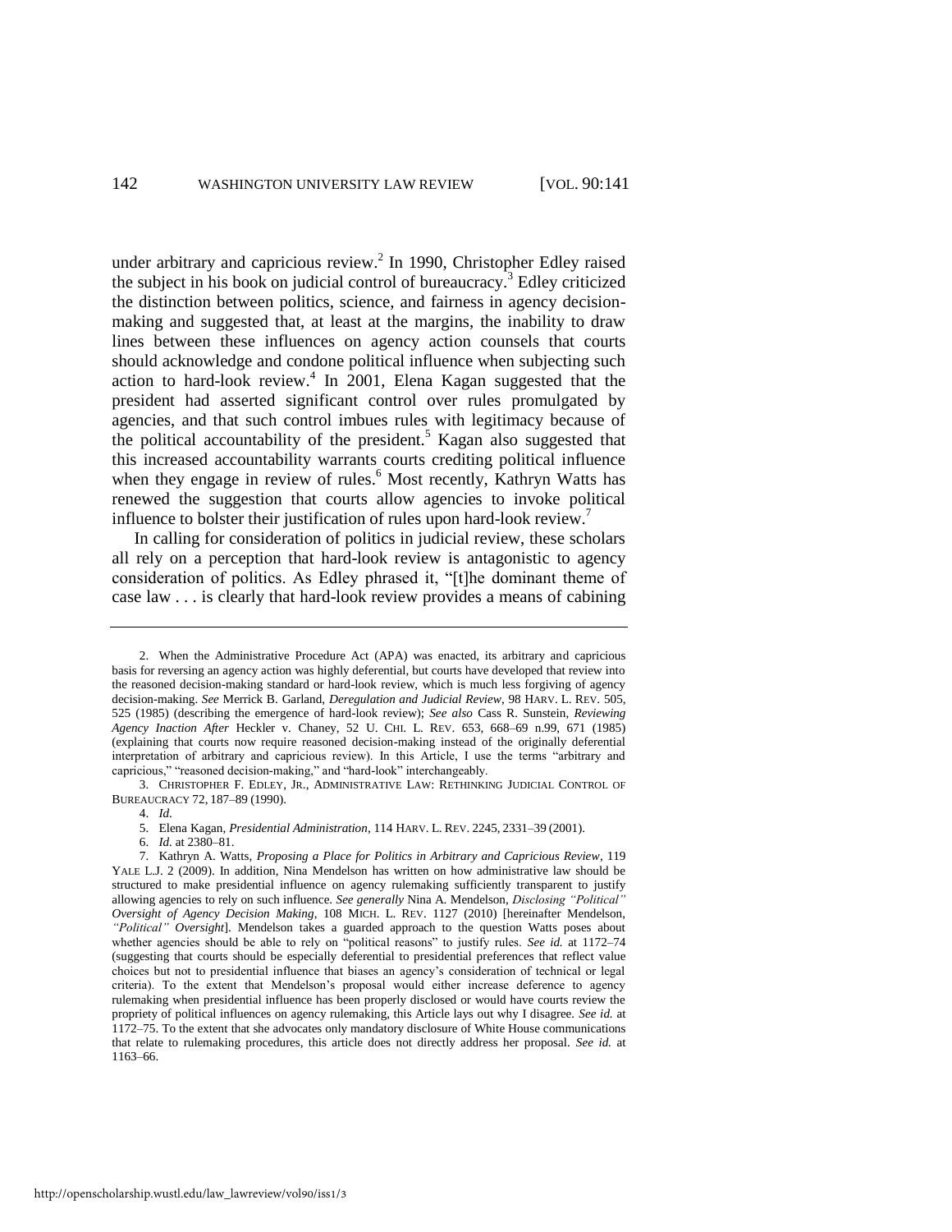under arbitrary and capricious review.[2] In 1990, Christopher Edley raised the subject in his book on judicial control of bureaucracy.[3] Edley criticized the distinction between politics, science, and fairness in agency decision-making and suggested that, at least at the margins, the inability to draw lines between these influences on agency action counsels that courts should acknowledge and condone political influence when subjecting such action to hard-look review.[4] In 2001, Elena Kagan suggested that the president had asserted significant control over rules promulgated by agencies, and that such control imbues rules with legitimacy because of the political accountability of the president.[5] Kagan also suggested that this increased accountability warrants courts crediting political influence when they engage in review of rules.[6] Most recently, Kathryn Watts has renewed the suggestion that courts allow agencies to invoke political influence to bolster their justification of rules upon hard-look review.[7]

In calling for consideration of politics in judicial review, these scholars all rely on a perception that hard-look review is antagonistic to agency consideration of politics. As Edley phrased it, "[t]he dominant theme of case law . . . is clearly that hard-look review provides a means of cabining

---

2. When the Administrative Procedure Act (APA) was enacted, its arbitrary and capricious basis for reversing an agency action was highly deferential, but courts have developed that review into the reasoned decision-making standard or hard-look review, which is much less forgiving of agency decision-making. *See* Merrick B. Garland, *Deregulation and Judicial Review*, 98 HARV. L. REV. 505, 525 (1985) (describing the emergence of hard-look review); *See also* Cass R. Sunstein, *Reviewing Agency Inaction After* Heckler v. Chaney, 52 U. CHI. L. REV. 653, 668–69 n.99, 671 (1985) (explaining that courts now require reasoned decision-making instead of the originally deferential interpretation of arbitrary and capricious review). In this Article, I use the terms "arbitrary and capricious," "reasoned decision-making," and "hard-look" interchangeably.

3. CHRISTOPHER F. EDLEY, JR., ADMINISTRATIVE LAW: RETHINKING JUDICIAL CONTROL OF BUREAUCRACY 72, 187–89 (1990).

4. *Id.*

5. Elena Kagan, *Presidential Administration*, 114 HARV. L. REV. 2245, 2331–39 (2001).

6. *Id.* at 2380–81.

7. Kathryn A. Watts, *Proposing a Place for Politics in Arbitrary and Capricious Review*, 119 YALE L.J. 2 (2009). In addition, Nina Mendelson has written on how administrative law should be structured to make presidential influence on agency rulemaking sufficiently transparent to justify allowing agencies to rely on such influence. *See generally* Nina A. Mendelson, *Disclosing "Political" Oversight of Agency Decision Making*, 108 MICH. L. REV. 1127 (2010) [hereinafter Mendelson, *"Political" Oversight*]. Mendelson takes a guarded approach to the question Watts poses about whether agencies should be able to rely on "political reasons" to justify rules. *See id.* at 1172–74 (suggesting that courts should be especially deferential to presidential preferences that reflect value choices but not to presidential influence that biases an agency's consideration of technical or legal criteria). To the extent that Mendelson's proposal would either increase deference to agency rulemaking when presidential influence has been properly disclosed or would have courts review the propriety of political influences on agency rulemaking, this Article lays out why I disagree. *See id.* at 1172–75. To the extent that she advocates only mandatory disclosure of White House communications that relate to rulemaking procedures, this article does not directly address her proposal. *See id.* at 1163–66.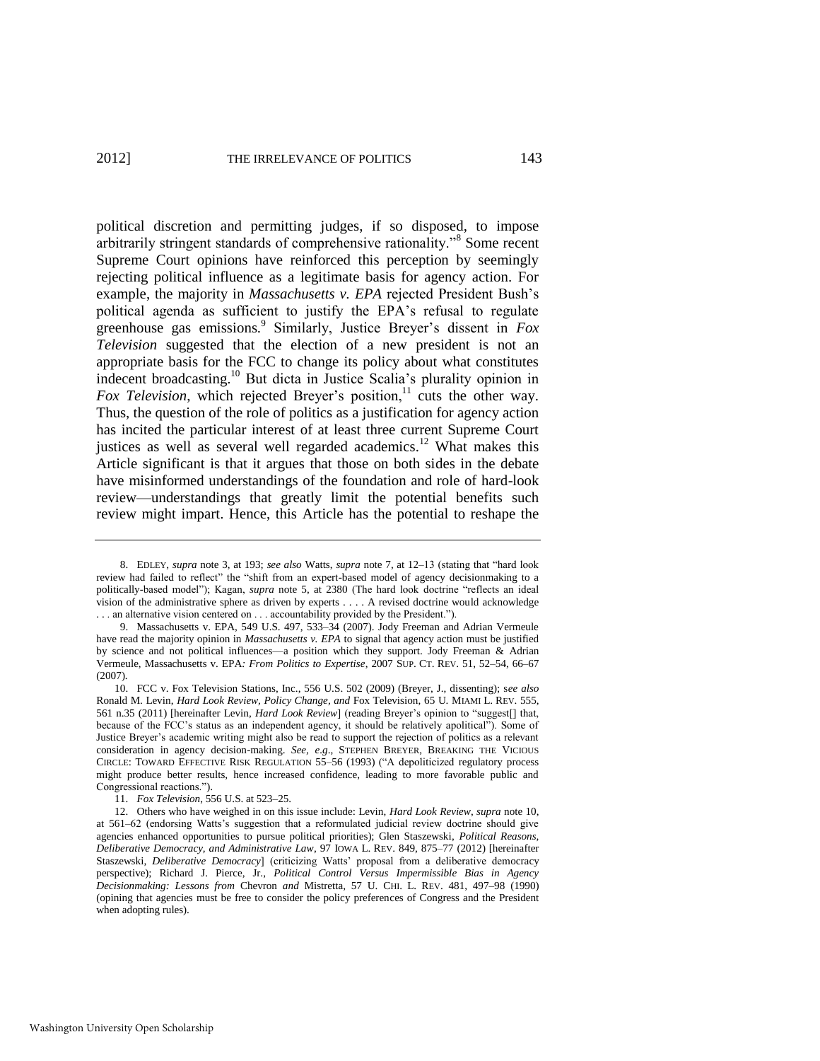political discretion and permitting judges, if so disposed, to impose arbitrarily stringent standards of comprehensive rationality."[8] Some recent Supreme Court opinions have reinforced this perception by seemingly rejecting political influence as a legitimate basis for agency action. For example, the majority in *Massachusetts v. EPA* rejected President Bush's political agenda as sufficient to justify the EPA's refusal to regulate greenhouse gas emissions.[9] Similarly, Justice Breyer's dissent in *Fox Television* suggested that the election of a new president is not an appropriate basis for the FCC to change its policy about what constitutes indecent broadcasting.[10] But dicta in Justice Scalia's plurality opinion in *Fox Television*, which rejected Breyer's position,[11] cuts the other way. Thus, the question of the role of politics as a justification for agency action has incited the particular interest of at least three current Supreme Court justices as well as several well regarded academics.[12] What makes this Article significant is that it argues that those on both sides in the debate have misinformed understandings of the foundation and role of hard-look review—understandings that greatly limit the potential benefits such review might impart. Hence, this Article has the potential to reshape the

---

8. EDLEY, *supra* note 3, at 193; *see also* Watts, *supra* note 7, at 12–13 (stating that "hard look review had failed to reflect" the "shift from an expert-based model of agency decisionmaking to a politically-based model"); Kagan, *supra* note 5, at 2380 (The hard look doctrine "reflects an ideal vision of the administrative sphere as driven by experts . . . . A revised doctrine would acknowledge . . . an alternative vision centered on . . . accountability provided by the President.").

9. Massachusetts v. EPA, 549 U.S. 497, 533–34 (2007). Jody Freeman and Adrian Vermeule have read the majority opinion in *Massachusetts v. EPA* to signal that agency action must be justified by science and not political influences—a position which they support. Jody Freeman & Adrian Vermeule, Massachusetts v. EPA*: From Politics to Expertise*, 2007 SUP. CT. REV. 51, 52–54, 66–67 (2007).

10. FCC v. Fox Television Stations, Inc., 556 U.S. 502 (2009) (Breyer, J., dissenting); s*ee also* Ronald M. Levin, *Hard Look Review, Policy Change, and* Fox Television, 65 U. MIAMI L. REV. 555, 561 n.35 (2011) [hereinafter Levin, *Hard Look Review*] (reading Breyer's opinion to "suggest[] that, because of the FCC's status as an independent agency, it should be relatively apolitical"). Some of Justice Breyer's academic writing might also be read to support the rejection of politics as a relevant consideration in agency decision-making. *See, e.g.*, STEPHEN BREYER, BREAKING THE VICIOUS CIRCLE: TOWARD EFFECTIVE RISK REGULATION 55–56 (1993) ("A depoliticized regulatory process might produce better results, hence increased confidence, leading to more favorable public and Congressional reactions.").

11. *Fox Television*, 556 U.S. at 523–25.

12. Others who have weighed in on this issue include: Levin, *Hard Look Review*, *supra* note 10, at 561–62 (endorsing Watts's suggestion that a reformulated judicial review doctrine should give agencies enhanced opportunities to pursue political priorities); Glen Staszewski, *Political Reasons, Deliberative Democracy, and Administrative Law*, 97 IOWA L. REV. 849, 875–77 (2012) [hereinafter Staszewski, *Deliberative Democracy*] (criticizing Watts' proposal from a deliberative democracy perspective); Richard J. Pierce, Jr., *Political Control Versus Impermissible Bias in Agency Decisionmaking: Lessons from* Chevron *and* Mistretta, 57 U. CHI. L. REV. 481, 497–98 (1990) (opining that agencies must be free to consider the policy preferences of Congress and the President when adopting rules).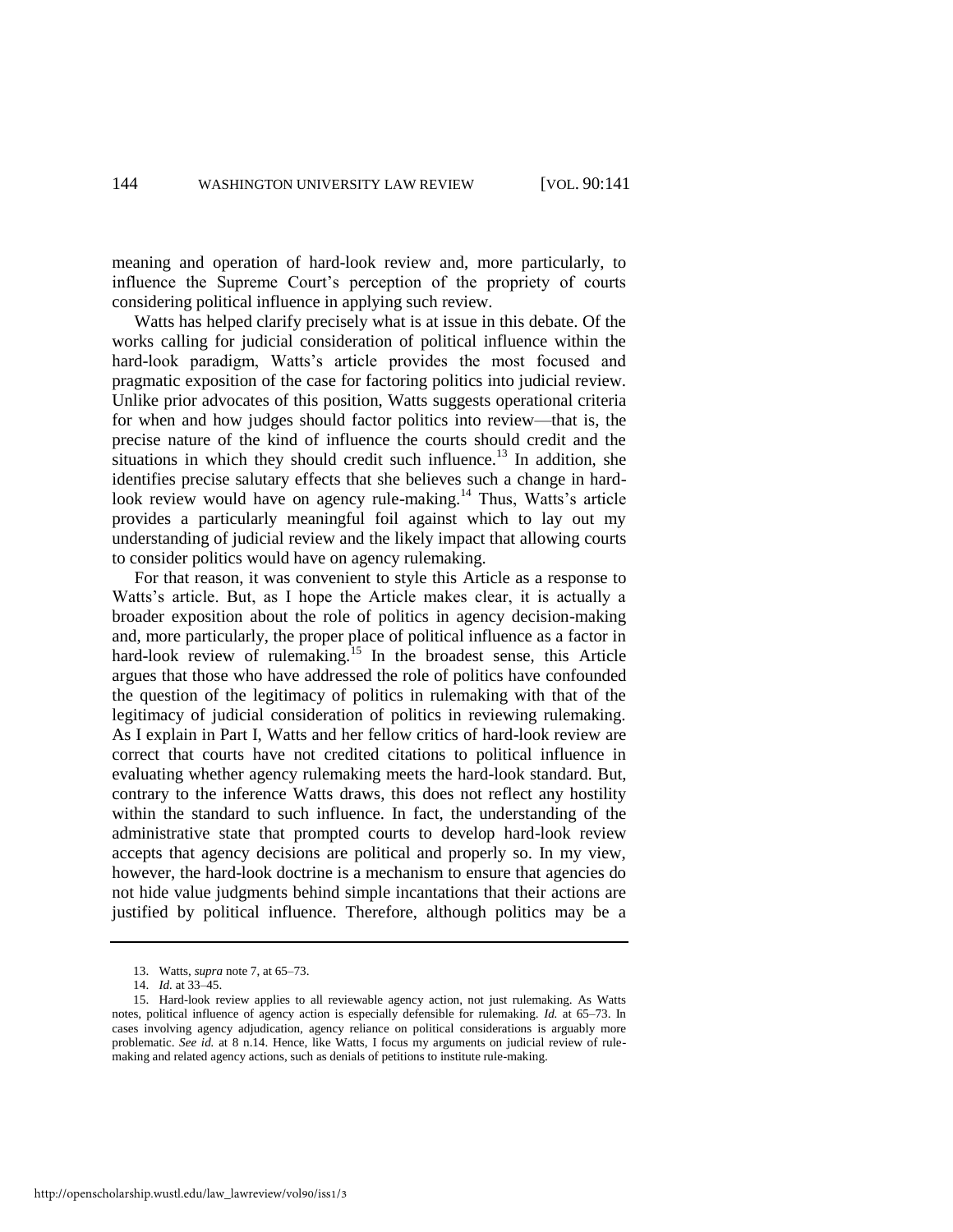meaning and operation of hard-look review and, more particularly, to influence the Supreme Court's perception of the propriety of courts considering political influence in applying such review.

Watts has helped clarify precisely what is at issue in this debate. Of the works calling for judicial consideration of political influence within the hard-look paradigm, Watts's article provides the most focused and pragmatic exposition of the case for factoring politics into judicial review. Unlike prior advocates of this position, Watts suggests operational criteria for when and how judges should factor politics into review—that is, the precise nature of the kind of influence the courts should credit and the situations in which they should credit such influence.[13] In addition, she identifies precise salutary effects that she believes such a change in hard-look review would have on agency rule-making.[14] Thus, Watts's article provides a particularly meaningful foil against which to lay out my understanding of judicial review and the likely impact that allowing courts to consider politics would have on agency rulemaking.

For that reason, it was convenient to style this Article as a response to Watts's article. But, as I hope the Article makes clear, it is actually a broader exposition about the role of politics in agency decision-making and, more particularly, the proper place of political influence as a factor in hard-look review of rulemaking.[15] In the broadest sense, this Article argues that those who have addressed the role of politics have confounded the question of the legitimacy of politics in rulemaking with that of the legitimacy of judicial consideration of politics in reviewing rulemaking. As I explain in Part I, Watts and her fellow critics of hard-look review are correct that courts have not credited citations to political influence in evaluating whether agency rulemaking meets the hard-look standard. But, contrary to the inference Watts draws, this does not reflect any hostility within the standard to such influence. In fact, the understanding of the administrative state that prompted courts to develop hard-look review accepts that agency decisions are political and properly so. In my view, however, the hard-look doctrine is a mechanism to ensure that agencies do not hide value judgments behind simple incantations that their actions are justified by political influence. Therefore, although politics may be a

---

13. Watts, *supra* note 7, at 65–73.

14. *Id.* at 33–45.

15. Hard-look review applies to all reviewable agency action, not just rulemaking. As Watts notes, political influence of agency action is especially defensible for rulemaking. *Id.* at 65–73. In cases involving agency adjudication, agency reliance on political considerations is arguably more problematic. *See id.* at 8 n.14. Hence, like Watts, I focus my arguments on judicial review of rule-making and related agency actions, such as denials of petitions to institute rule-making.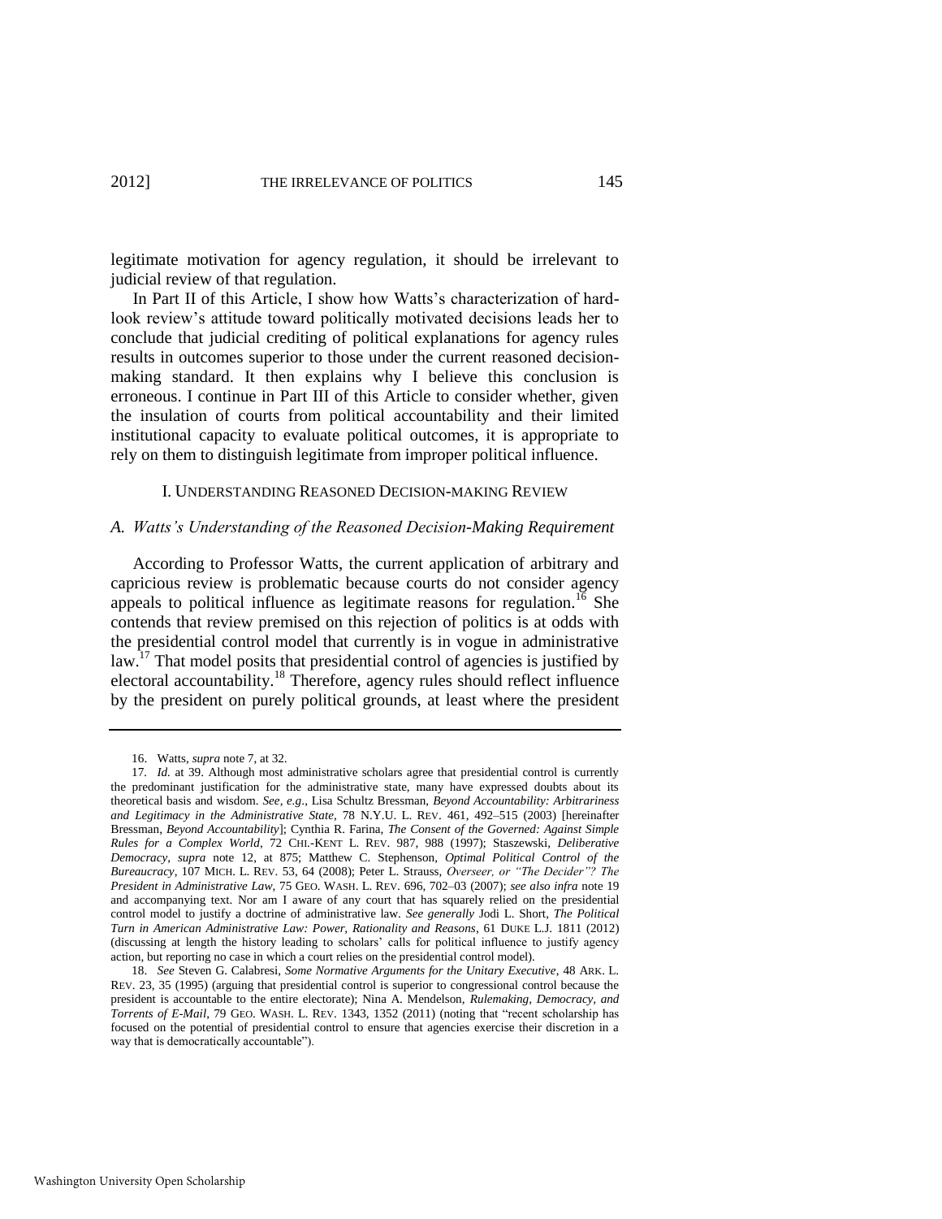legitimate motivation for agency regulation, it should be irrelevant to judicial review of that regulation.

In Part II of this Article, I show how Watts's characterization of hard-look review's attitude toward politically motivated decisions leads her to conclude that judicial crediting of political explanations for agency rules results in outcomes superior to those under the current reasoned decision-making standard. It then explains why I believe this conclusion is erroneous. I continue in Part III of this Article to consider whether, given the insulation of courts from political accountability and their limited institutional capacity to evaluate political outcomes, it is appropriate to rely on them to distinguish legitimate from improper political influence.

## I. UNDERSTANDING REASONED DECISION-MAKING REVIEW

### *A. Watts's Understanding of the Reasoned Decision-Making Requirement*

According to Professor Watts, the current application of arbitrary and capricious review is problematic because courts do not consider agency appeals to political influence as legitimate reasons for regulation.[16] She contends that review premised on this rejection of politics is at odds with the presidential control model that currently is in vogue in administrative law.[17] That model posits that presidential control of agencies is justified by electoral accountability.[18] Therefore, agency rules should reflect influence by the president on purely political grounds, at least where the president

---

16. Watts, *supra* note 7, at 32.

17. *Id.* at 39. Although most administrative scholars agree that presidential control is currently the predominant justification for the administrative state, many have expressed doubts about its theoretical basis and wisdom. *See, e.g.*, Lisa Schultz Bressman, *Beyond Accountability: Arbitrariness and Legitimacy in the Administrative State*, 78 N.Y.U. L. REV. 461, 492–515 (2003) [hereinafter Bressman, *Beyond Accountability*]; Cynthia R. Farina, *The Consent of the Governed: Against Simple Rules for a Complex World*, 72 CHI.-KENT L. REV. 987, 988 (1997); Staszewski, *Deliberative Democracy*, *supra* note 12, at 875; Matthew C. Stephenson, *Optimal Political Control of the Bureaucracy*, 107 MICH. L. REV. 53, 64 (2008); Peter L. Strauss, *Overseer, or "The Decider"? The President in Administrative Law*, 75 GEO. WASH. L. REV. 696, 702–03 (2007); *see also infra* note 19 and accompanying text. Nor am I aware of any court that has squarely relied on the presidential control model to justify a doctrine of administrative law. *See generally* Jodi L. Short, *The Political Turn in American Administrative Law: Power, Rationality and Reasons*, 61 DUKE L.J. 1811 (2012) (discussing at length the history leading to scholars' calls for political influence to justify agency action, but reporting no case in which a court relies on the presidential control model).

18. *See* Steven G. Calabresi, *Some Normative Arguments for the Unitary Executive*, 48 ARK. L. REV. 23, 35 (1995) (arguing that presidential control is superior to congressional control because the president is accountable to the entire electorate); Nina A. Mendelson, *Rulemaking, Democracy, and Torrents of E-Mail*, 79 GEO. WASH. L. REV. 1343, 1352 (2011) (noting that "recent scholarship has focused on the potential of presidential control to ensure that agencies exercise their discretion in a way that is democratically accountable").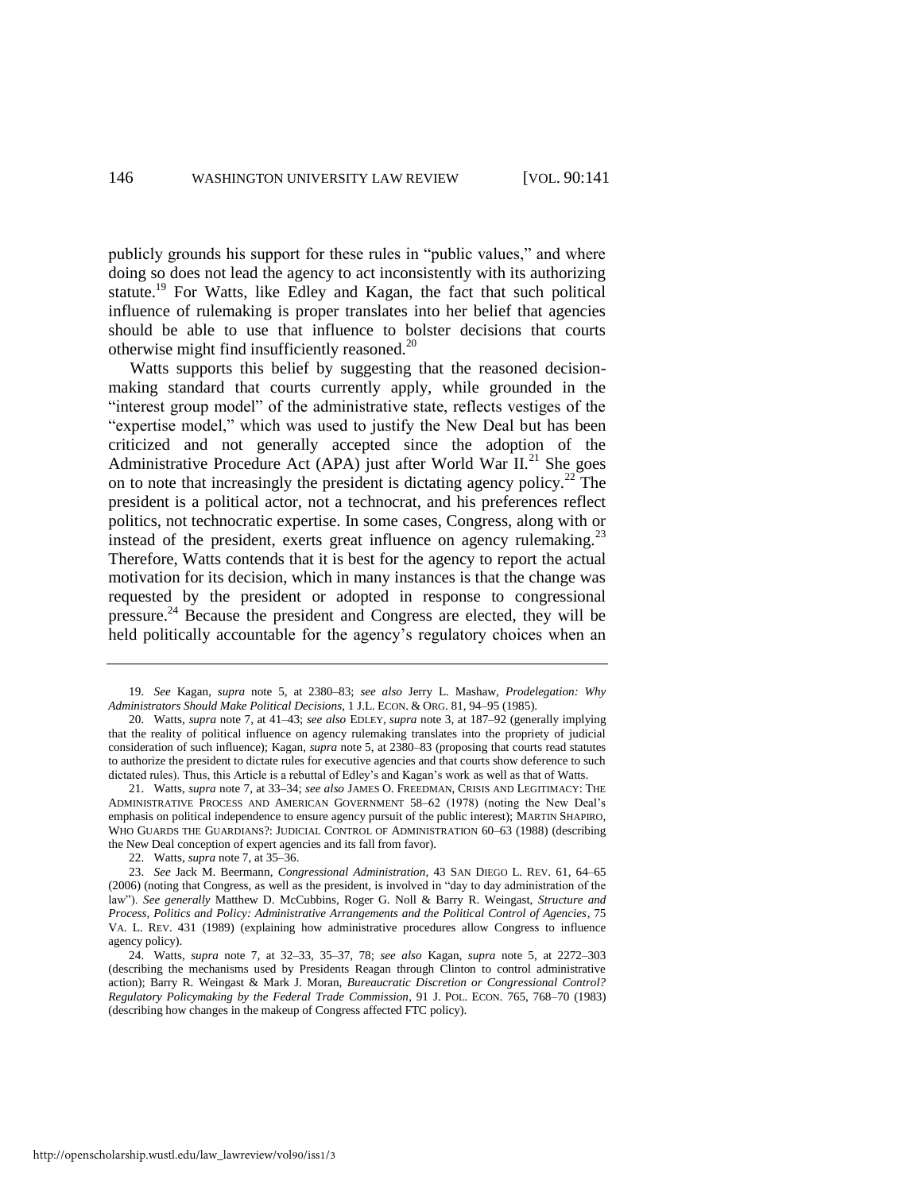publicly grounds his support for these rules in "public values," and where doing so does not lead the agency to act inconsistently with its authorizing statute.[19] For Watts, like Edley and Kagan, the fact that such political influence of rulemaking is proper translates into her belief that agencies should be able to use that influence to bolster decisions that courts otherwise might find insufficiently reasoned.[20]

Watts supports this belief by suggesting that the reasoned decision-making standard that courts currently apply, while grounded in the "interest group model" of the administrative state, reflects vestiges of the "expertise model," which was used to justify the New Deal but has been criticized and not generally accepted since the adoption of the Administrative Procedure Act (APA) just after World War II.[21] She goes on to note that increasingly the president is dictating agency policy.[22] The president is a political actor, not a technocrat, and his preferences reflect politics, not technocratic expertise. In some cases, Congress, along with or instead of the president, exerts great influence on agency rulemaking.[23] Therefore, Watts contends that it is best for the agency to report the actual motivation for its decision, which in many instances is that the change was requested by the president or adopted in response to congressional pressure.[24] Because the president and Congress are elected, they will be held politically accountable for the agency's regulatory choices when an

---

19. *See* Kagan, *supra* note 5, at 2380–83; *see also* Jerry L. Mashaw, *Prodelegation: Why Administrators Should Make Political Decisions*, 1 J.L. ECON. & ORG. 81, 94–95 (1985).

20. Watts, *supra* note 7, at 41–43; *see also* EDLEY, *supra* note 3, at 187–92 (generally implying that the reality of political influence on agency rulemaking translates into the propriety of judicial consideration of such influence); Kagan, *supra* note 5, at 2380–83 (proposing that courts read statutes to authorize the president to dictate rules for executive agencies and that courts show deference to such dictated rules). Thus, this Article is a rebuttal of Edley's and Kagan's work as well as that of Watts.

21. Watts, *supra* note 7, at 33–34; *see also* JAMES O. FREEDMAN, CRISIS AND LEGITIMACY: THE ADMINISTRATIVE PROCESS AND AMERICAN GOVERNMENT 58–62 (1978) (noting the New Deal's emphasis on political independence to ensure agency pursuit of the public interest); MARTIN SHAPIRO, WHO GUARDS THE GUARDIANS?: JUDICIAL CONTROL OF ADMINISTRATION 60–63 (1988) (describing the New Deal conception of expert agencies and its fall from favor).

22. Watts, *supra* note 7, at 35–36.

23. *See* Jack M. Beermann, *Congressional Administration*, 43 SAN DIEGO L. REV. 61, 64–65 (2006) (noting that Congress, as well as the president, is involved in "day to day administration of the law"). *See generally* Matthew D. McCubbins, Roger G. Noll & Barry R. Weingast, *Structure and Process, Politics and Policy: Administrative Arrangements and the Political Control of Agencies*, 75 VA. L. REV. 431 (1989) (explaining how administrative procedures allow Congress to influence agency policy).

24. Watts, *supra* note 7, at 32–33, 35–37, 78; *see also* Kagan, *supra* note 5, at 2272–303 (describing the mechanisms used by Presidents Reagan through Clinton to control administrative action); Barry R. Weingast & Mark J. Moran, *Bureaucratic Discretion or Congressional Control? Regulatory Policymaking by the Federal Trade Commission*, 91 J. POL. ECON. 765, 768–70 (1983) (describing how changes in the makeup of Congress affected FTC policy).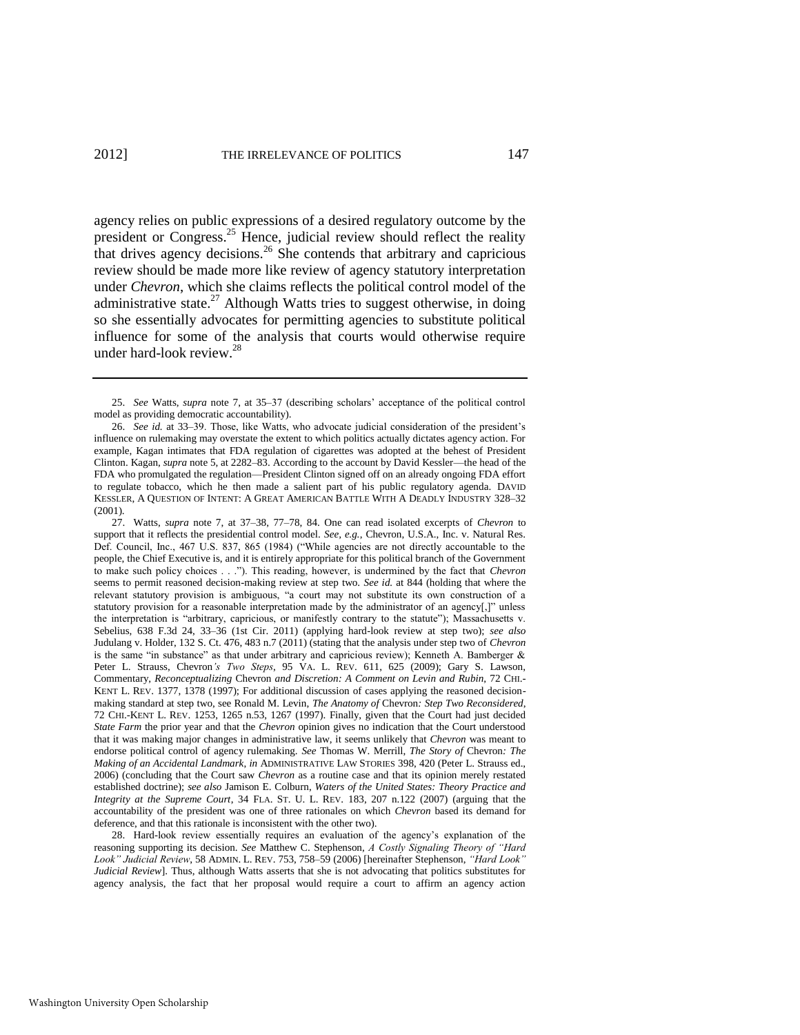agency relies on public expressions of a desired regulatory outcome by the president or Congress.[25] Hence, judicial review should reflect the reality that drives agency decisions.[26] She contends that arbitrary and capricious review should be made more like review of agency statutory interpretation under *Chevron*, which she claims reflects the political control model of the administrative state.[27] Although Watts tries to suggest otherwise, in doing so she essentially advocates for permitting agencies to substitute political influence for some of the analysis that courts would otherwise require under hard-look review.[28]

---

25. *See* Watts, *supra* note 7, at 35–37 (describing scholars' acceptance of the political control model as providing democratic accountability).

26. *See id.* at 33–39. Those, like Watts, who advocate judicial consideration of the president's influence on rulemaking may overstate the extent to which politics actually dictates agency action. For example, Kagan intimates that FDA regulation of cigarettes was adopted at the behest of President Clinton. Kagan, *supra* note 5, at 2282–83. According to the account by David Kessler—the head of the FDA who promulgated the regulation—President Clinton signed off on an already ongoing FDA effort to regulate tobacco, which he then made a salient part of his public regulatory agenda. DAVID KESSLER, A QUESTION OF INTENT: A GREAT AMERICAN BATTLE WITH A DEADLY INDUSTRY 328–32 (2001).

27. Watts, *supra* note 7, at 37–38, 77–78, 84. One can read isolated excerpts of *Chevron* to support that it reflects the presidential control model. *See, e.g.*, Chevron, U.S.A., Inc. v. Natural Res. Def. Council, Inc., 467 U.S. 837, 865 (1984) ("While agencies are not directly accountable to the people, the Chief Executive is, and it is entirely appropriate for this political branch of the Government to make such policy choices . . ."). This reading, however, is undermined by the fact that *Chevron* seems to permit reasoned decision-making review at step two. *See id.* at 844 (holding that where the relevant statutory provision is ambiguous, "a court may not substitute its own construction of a statutory provision for a reasonable interpretation made by the administrator of an agency[,]" unless the interpretation is "arbitrary, capricious, or manifestly contrary to the statute"); Massachusetts v. Sebelius, 638 F.3d 24, 33–36 (1st Cir. 2011) (applying hard-look review at step two); *see also* Judulang v. Holder, 132 S. Ct. 476, 483 n.7 (2011) (stating that the analysis under step two of *Chevron* is the same "in substance" as that under arbitrary and capricious review); Kenneth A. Bamberger & Peter L. Strauss, Chevron*'s Two Steps*, 95 VA. L. REV. 611, 625 (2009); Gary S. Lawson, Commentary, *Reconceptualizing* Chevron *and Discretion: A Comment on Levin and Rubin*, 72 CHI.-KENT L. REV. 1377, 1378 (1997); For additional discussion of cases applying the reasoned decision-making standard at step two, see Ronald M. Levin, *The Anatomy of* Chevron*: Step Two Reconsidered*, 72 CHI.-KENT L. REV. 1253, 1265 n.53, 1267 (1997). Finally, given that the Court had just decided *State Farm* the prior year and that the *Chevron* opinion gives no indication that the Court understood that it was making major changes in administrative law, it seems unlikely that *Chevron* was meant to endorse political control of agency rulemaking. *See* Thomas W. Merrill, *The Story of* Chevron*: The Making of an Accidental Landmark*, *in* ADMINISTRATIVE LAW STORIES 398, 420 (Peter L. Strauss ed., 2006) (concluding that the Court saw *Chevron* as a routine case and that its opinion merely restated established doctrine); *see also* Jamison E. Colburn, *Waters of the United States: Theory Practice and Integrity at the Supreme Court*, 34 FLA. ST. U. L. REV. 183, 207 n.122 (2007) (arguing that the accountability of the president was one of three rationales on which *Chevron* based its demand for deference, and that this rationale is inconsistent with the other two).

28. Hard-look review essentially requires an evaluation of the agency's explanation of the reasoning supporting its decision. *See* Matthew C. Stephenson, *A Costly Signaling Theory of "Hard Look" Judicial Review*, 58 ADMIN. L. REV. 753, 758–59 (2006) [hereinafter Stephenson, *"Hard Look" Judicial Review*]. Thus, although Watts asserts that she is not advocating that politics substitutes for agency analysis, the fact that her proposal would require a court to affirm an agency action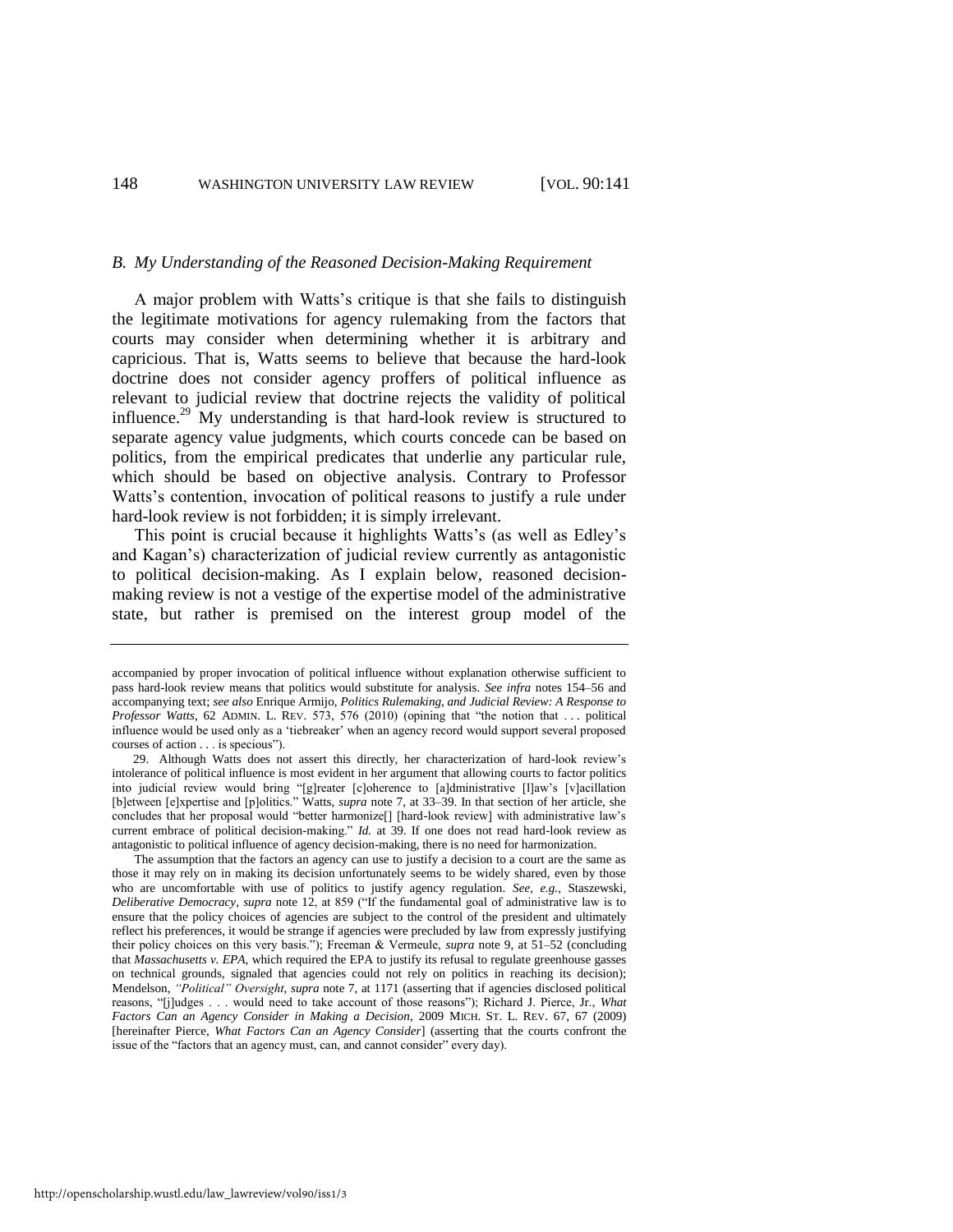### *B. My Understanding of the Reasoned Decision-Making Requirement*

A major problem with Watts's critique is that she fails to distinguish the legitimate motivations for agency rulemaking from the factors that courts may consider when determining whether it is arbitrary and capricious. That is, Watts seems to believe that because the hard-look doctrine does not consider agency proffers of political influence as relevant to judicial review that doctrine rejects the validity of political influence.[29] My understanding is that hard-look review is structured to separate agency value judgments, which courts concede can be based on politics, from the empirical predicates that underlie any particular rule, which should be based on objective analysis. Contrary to Professor Watts's contention, invocation of political reasons to justify a rule under hard-look review is not forbidden; it is simply irrelevant.

This point is crucial because it highlights Watts's (as well as Edley's and Kagan's) characterization of judicial review currently as antagonistic to political decision-making. As I explain below, reasoned decision-making review is not a vestige of the expertise model of the administrative state, but rather is premised on the interest group model of the

---

accompanied by proper invocation of political influence without explanation otherwise sufficient to pass hard-look review means that politics would substitute for analysis. *See infra* notes 154–56 and accompanying text; *see also* Enrique Armijo, *Politics Rulemaking, and Judicial Review: A Response to Professor Watts*, 62 ADMIN. L. REV. 573, 576 (2010) (opining that "the notion that . . . political influence would be used only as a 'tiebreaker' when an agency record would support several proposed courses of action . . . is specious").

29. Although Watts does not assert this directly, her characterization of hard-look review's intolerance of political influence is most evident in her argument that allowing courts to factor politics into judicial review would bring "[g]reater [c]oherence to [a]dministrative [l]aw's [v]acillation [b]etween [e]xpertise and [p]olitics." Watts, *supra* note 7, at 33–39. In that section of her article, she concludes that her proposal would "better harmonize[] [hard-look review] with administrative law's current embrace of political decision-making." *Id.* at 39. If one does not read hard-look review as antagonistic to political influence of agency decision-making, there is no need for harmonization.

The assumption that the factors an agency can use to justify a decision to a court are the same as those it may rely on in making its decision unfortunately seems to be widely shared, even by those who are uncomfortable with use of politics to justify agency regulation. *See, e.g.*, Staszewski, *Deliberative Democracy*, *supra* note 12, at 859 ("If the fundamental goal of administrative law is to ensure that the policy choices of agencies are subject to the control of the president and ultimately reflect his preferences, it would be strange if agencies were precluded by law from expressly justifying their policy choices on this very basis."); Freeman & Vermeule, *supra* note 9, at 51–52 (concluding that *Massachusetts v. EPA*, which required the EPA to justify its refusal to regulate greenhouse gasses on technical grounds, signaled that agencies could not rely on politics in reaching its decision); Mendelson, *"Political" Oversight*, *supra* note 7, at 1171 (asserting that if agencies disclosed political reasons, "[j]udges . . . would need to take account of those reasons"); Richard J. Pierce, Jr., *What Factors Can an Agency Consider in Making a Decision*, 2009 MICH. ST. L. REV. 67, 67 (2009) [hereinafter Pierce, *What Factors Can an Agency Consider*] (asserting that the courts confront the issue of the "factors that an agency must, can, and cannot consider" every day).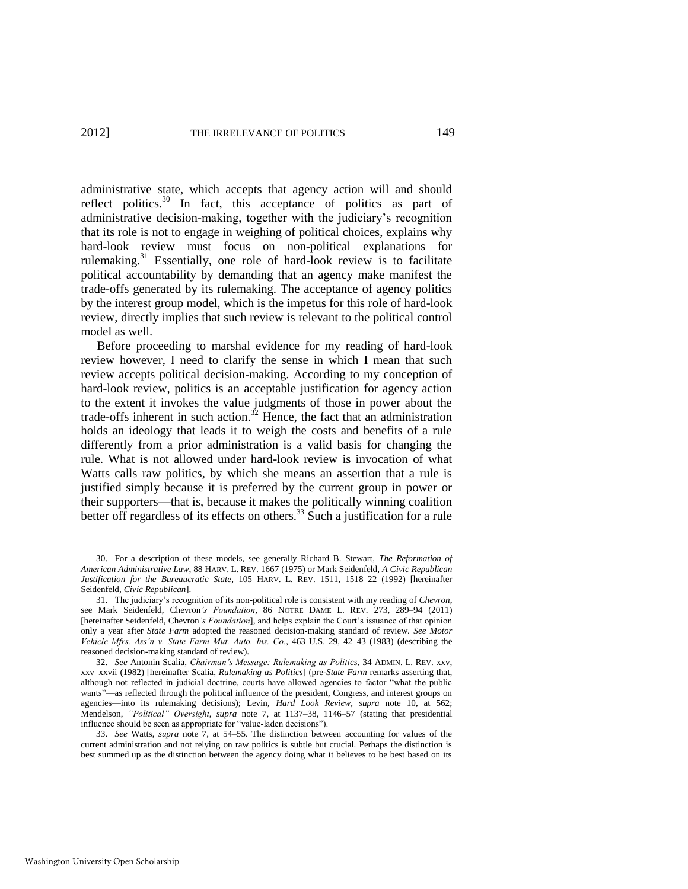administrative state, which accepts that agency action will and should reflect politics.[30] In fact, this acceptance of politics as part of administrative decision-making, together with the judiciary's recognition that its role is not to engage in weighing of political choices, explains why hard-look review must focus on non-political explanations for rulemaking.[31] Essentially, one role of hard-look review is to facilitate political accountability by demanding that an agency make manifest the trade-offs generated by its rulemaking. The acceptance of agency politics by the interest group model, which is the impetus for this role of hard-look review, directly implies that such review is relevant to the political control model as well.

Before proceeding to marshal evidence for my reading of hard-look review however, I need to clarify the sense in which I mean that such review accepts political decision-making. According to my conception of hard-look review, politics is an acceptable justification for agency action to the extent it invokes the value judgments of those in power about the trade-offs inherent in such action.[32] Hence, the fact that an administration holds an ideology that leads it to weigh the costs and benefits of a rule differently from a prior administration is a valid basis for changing the rule. What is not allowed under hard-look review is invocation of what Watts calls raw politics, by which she means an assertion that a rule is justified simply because it is preferred by the current group in power or their supporters—that is, because it makes the politically winning coalition better off regardless of its effects on others.[33] Such a justification for a rule

---

30. For a description of these models, see generally Richard B. Stewart, *The Reformation of American Administrative Law*, 88 HARV. L. REV. 1667 (1975) or Mark Seidenfeld, *A Civic Republican Justification for the Bureaucratic State*, 105 HARV. L. REV. 1511, 1518–22 (1992) [hereinafter Seidenfeld, *Civic Republican*].

31. The judiciary's recognition of its non-political role is consistent with my reading of *Chevron*, see Mark Seidenfeld, Chevron*'s Foundation*, 86 NOTRE DAME L. REV. 273, 289–94 (2011) [hereinafter Seidenfeld, Chevron*'s Foundation*], and helps explain the Court's issuance of that opinion only a year after *State Farm* adopted the reasoned decision-making standard of review. *See Motor Vehicle Mfrs. Ass'n v. State Farm Mut. Auto. Ins. Co.*, 463 U.S. 29, 42–43 (1983) (describing the reasoned decision-making standard of review).

32. *See* Antonin Scalia, *Chairman's Message: Rulemaking as Politics*, 34 ADMIN. L. REV. xxv, xxv–xxvii (1982) [hereinafter Scalia, *Rulemaking as Politics*] (pre-*State Farm* remarks asserting that, although not reflected in judicial doctrine, courts have allowed agencies to factor "what the public wants"—as reflected through the political influence of the president, Congress, and interest groups on agencies—into its rulemaking decisions); Levin, *Hard Look Review*, *supra* note 10, at 562; Mendelson, *"Political" Oversight*, *supra* note 7, at 1137–38, 1146–57 (stating that presidential influence should be seen as appropriate for "value-laden decisions").

33. *See* Watts, *supra* note 7, at 54–55. The distinction between accounting for values of the current administration and not relying on raw politics is subtle but crucial. Perhaps the distinction is best summed up as the distinction between the agency doing what it believes to be best based on its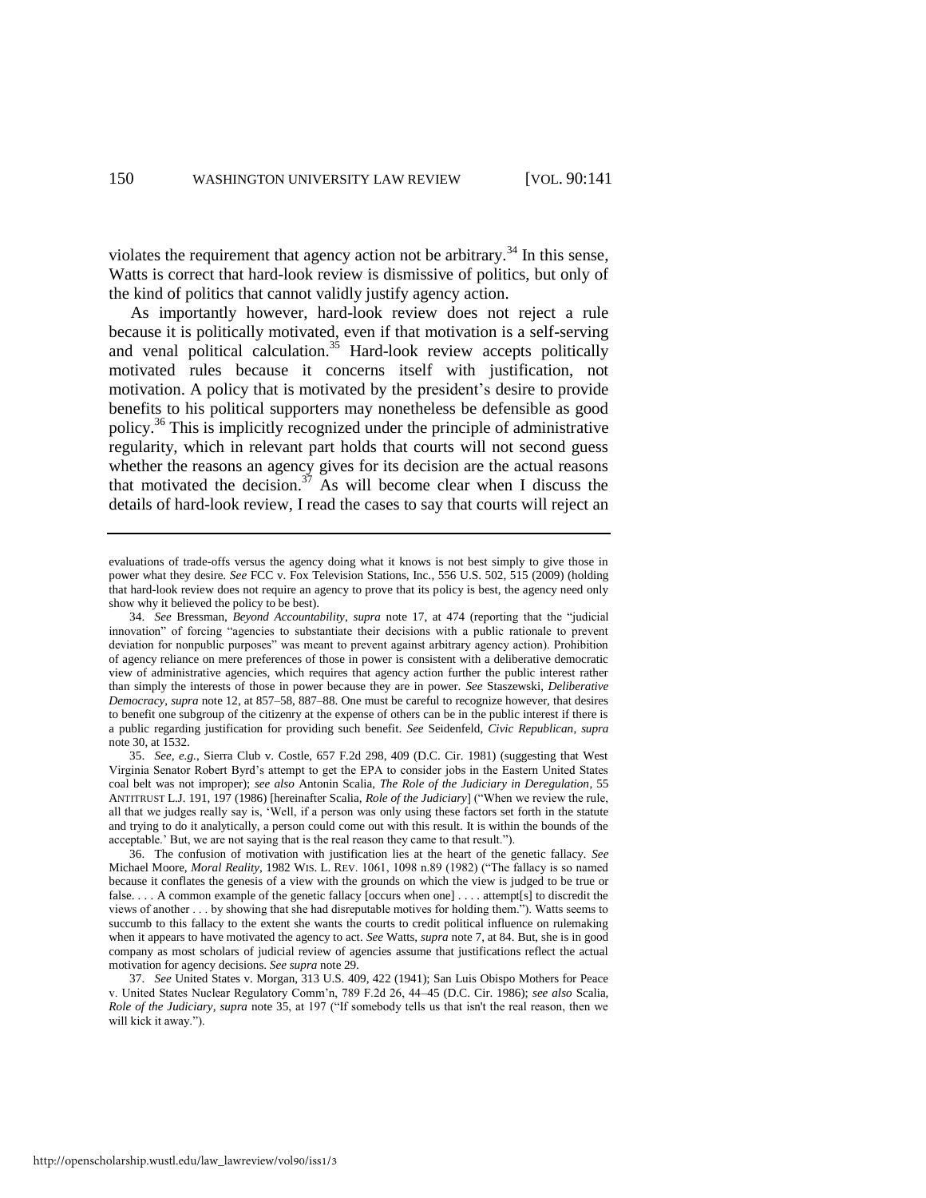violates the requirement that agency action not be arbitrary.[34] In this sense, Watts is correct that hard-look review is dismissive of politics, but only of the kind of politics that cannot validly justify agency action.

As importantly however, hard-look review does not reject a rule because it is politically motivated, even if that motivation is a self-serving and venal political calculation.[35] Hard-look review accepts politically motivated rules because it concerns itself with justification, not motivation. A policy that is motivated by the president's desire to provide benefits to his political supporters may nonetheless be defensible as good policy.[36] This is implicitly recognized under the principle of administrative regularity, which in relevant part holds that courts will not second guess whether the reasons an agency gives for its decision are the actual reasons that motivated the decision.[37] As will become clear when I discuss the details of hard-look review, I read the cases to say that courts will reject an

---

evaluations of trade-offs versus the agency doing what it knows is not best simply to give those in power what they desire. *See* FCC v. Fox Television Stations, Inc., 556 U.S. 502, 515 (2009) (holding that hard-look review does not require an agency to prove that its policy is best, the agency need only show why it believed the policy to be best).

34. *See* Bressman, *Beyond Accountability*, *supra* note 17, at 474 (reporting that the "judicial innovation" of forcing "agencies to substantiate their decisions with a public rationale to prevent deviation for nonpublic purposes" was meant to prevent against arbitrary agency action). Prohibition of agency reliance on mere preferences of those in power is consistent with a deliberative democratic view of administrative agencies, which requires that agency action further the public interest rather than simply the interests of those in power because they are in power. *See* Staszewski, *Deliberative Democracy*, *supra* note 12, at 857–58, 887–88. One must be careful to recognize however, that desires to benefit one subgroup of the citizenry at the expense of others can be in the public interest if there is a public regarding justification for providing such benefit. *See* Seidenfeld, *Civic Republican*, *supra* note 30, at 1532.

35. *See, e.g.*, Sierra Club v. Costle, 657 F.2d 298, 409 (D.C. Cir. 1981) (suggesting that West Virginia Senator Robert Byrd's attempt to get the EPA to consider jobs in the Eastern United States coal belt was not improper); *see also* Antonin Scalia, *The Role of the Judiciary in Deregulation*, 55 ANTITRUST L.J. 191, 197 (1986) [hereinafter Scalia, *Role of the Judiciary*] ("When we review the rule, all that we judges really say is, 'Well, if a person was only using these factors set forth in the statute and trying to do it analytically, a person could come out with this result. It is within the bounds of the acceptable.' But, we are not saying that is the real reason they came to that result.").

36. The confusion of motivation with justification lies at the heart of the genetic fallacy. *See* Michael Moore, *Moral Reality*, 1982 WIS. L. REV. 1061, 1098 n.89 (1982) ("The fallacy is so named because it conflates the genesis of a view with the grounds on which the view is judged to be true or false. . . . A common example of the genetic fallacy [occurs when one] . . . . attempt[s] to discredit the views of another . . . by showing that she had disreputable motives for holding them."). Watts seems to succumb to this fallacy to the extent she wants the courts to credit political influence on rulemaking when it appears to have motivated the agency to act. *See* Watts, *supra* note 7, at 84. But, she is in good company as most scholars of judicial review of agencies assume that justifications reflect the actual motivation for agency decisions. *See supra* note 29.

37. *See* United States v. Morgan, 313 U.S. 409, 422 (1941); San Luis Obispo Mothers for Peace v. United States Nuclear Regulatory Comm'n, 789 F.2d 26, 44–45 (D.C. Cir. 1986); *see also* Scalia, *Role of the Judiciary*, *supra* note 35, at 197 ("If somebody tells us that isn't the real reason, then we will kick it away.").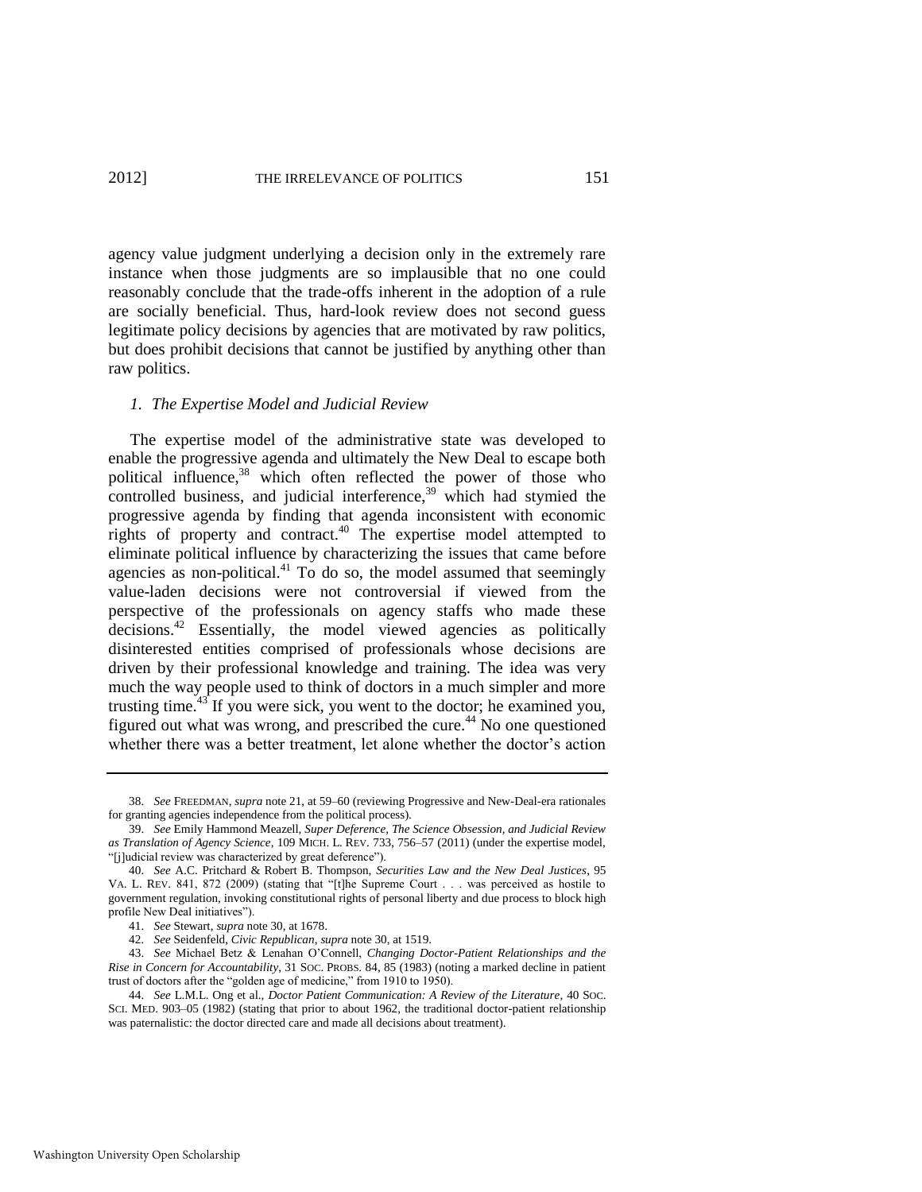agency value judgment underlying a decision only in the extremely rare instance when those judgments are so implausible that no one could reasonably conclude that the trade-offs inherent in the adoption of a rule are socially beneficial. Thus, hard-look review does not second guess legitimate policy decisions by agencies that are motivated by raw politics, but does prohibit decisions that cannot be justified by anything other than raw politics.

### *1. The Expertise Model and Judicial Review*

The expertise model of the administrative state was developed to enable the progressive agenda and ultimately the New Deal to escape both political influence,[38] which often reflected the power of those who controlled business, and judicial interference,[39] which had stymied the progressive agenda by finding that agenda inconsistent with economic rights of property and contract.[40] The expertise model attempted to eliminate political influence by characterizing the issues that came before agencies as non-political.[41] To do so, the model assumed that seemingly value-laden decisions were not controversial if viewed from the perspective of the professionals on agency staffs who made these decisions.[42] Essentially, the model viewed agencies as politically disinterested entities comprised of professionals whose decisions are driven by their professional knowledge and training. The idea was very much the way people used to think of doctors in a much simpler and more trusting time.[43] If you were sick, you went to the doctor; he examined you, figured out what was wrong, and prescribed the cure.[44] No one questioned whether there was a better treatment, let alone whether the doctor's action

---

38. *See* FREEDMAN, *supra* note 21, at 59–60 (reviewing Progressive and New-Deal-era rationales for granting agencies independence from the political process).

39. *See* Emily Hammond Meazell, *Super Deference, The Science Obsession, and Judicial Review as Translation of Agency Science*, 109 MICH. L. REV. 733, 756–57 (2011) (under the expertise model, "[j]udicial review was characterized by great deference").

40. *See* A.C. Pritchard & Robert B. Thompson, *Securities Law and the New Deal Justices*, 95 VA. L. REV. 841, 872 (2009) (stating that "[t]he Supreme Court . . . was perceived as hostile to government regulation, invoking constitutional rights of personal liberty and due process to block high profile New Deal initiatives").

41. *See* Stewart, *supra* note 30, at 1678.

42. *See* Seidenfeld, *Civic Republican*, *supra* note 30, at 1519.

43. *See* Michael Betz & Lenahan O'Connell, *Changing Doctor-Patient Relationships and the Rise in Concern for Accountability*, 31 SOC. PROBS. 84, 85 (1983) (noting a marked decline in patient trust of doctors after the "golden age of medicine," from 1910 to 1950).

44. *See* L.M.L. Ong et al., *Doctor Patient Communication: A Review of the Literature*, 40 SOC. SCI. MED. 903–05 (1982) (stating that prior to about 1962, the traditional doctor-patient relationship was paternalistic: the doctor directed care and made all decisions about treatment).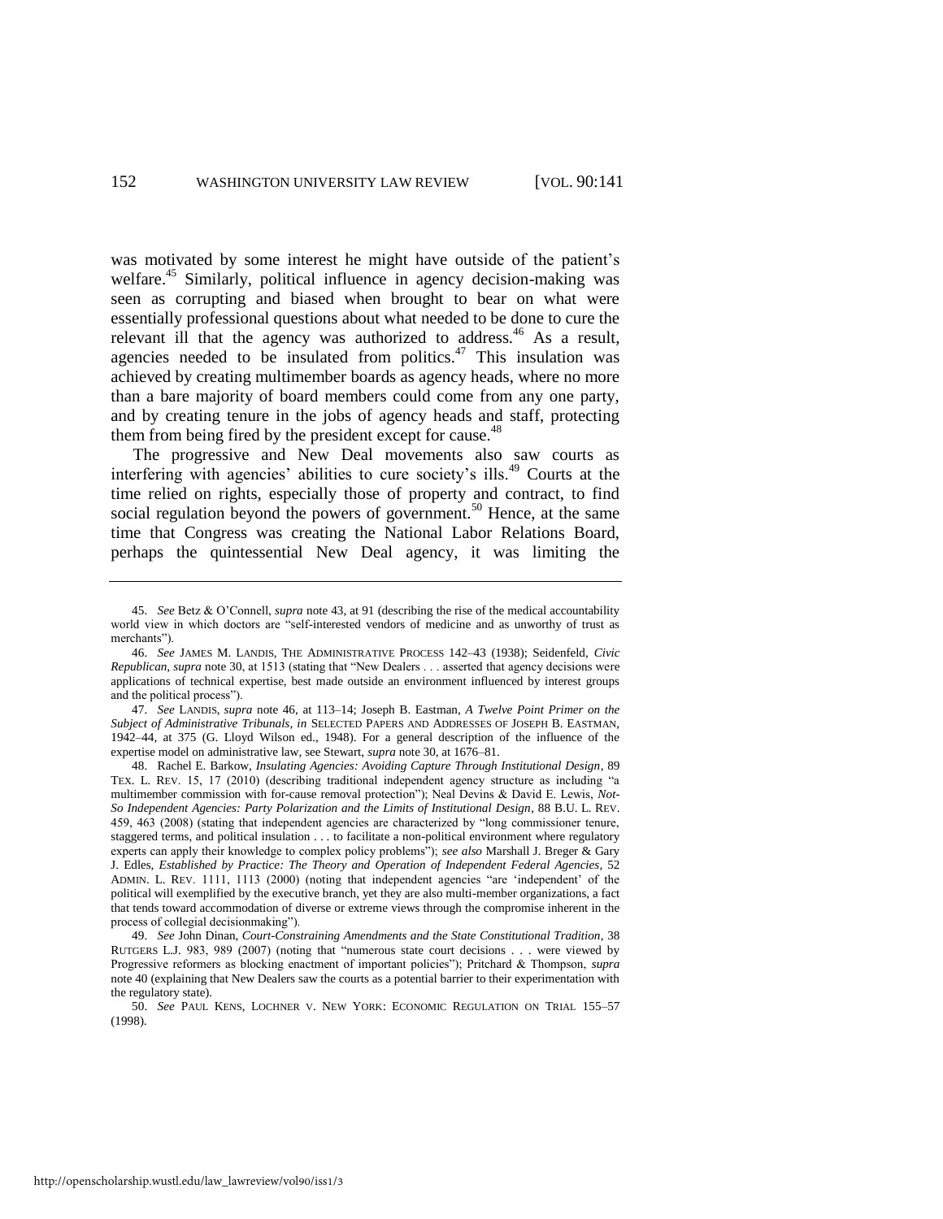was motivated by some interest he might have outside of the patient's welfare.[45] Similarly, political influence in agency decision-making was seen as corrupting and biased when brought to bear on what were essentially professional questions about what needed to be done to cure the relevant ill that the agency was authorized to address.[46] As a result, agencies needed to be insulated from politics.[47] This insulation was achieved by creating multimember boards as agency heads, where no more than a bare majority of board members could come from any one party, and by creating tenure in the jobs of agency heads and staff, protecting them from being fired by the president except for cause.[48]

The progressive and New Deal movements also saw courts as interfering with agencies' abilities to cure society's ills.[49] Courts at the time relied on rights, especially those of property and contract, to find social regulation beyond the powers of government.[50] Hence, at the same time that Congress was creating the National Labor Relations Board, perhaps the quintessential New Deal agency, it was limiting the

---

45. *See* Betz & O'Connell, *supra* note 43, at 91 (describing the rise of the medical accountability world view in which doctors are "self-interested vendors of medicine and as unworthy of trust as merchants").

46. *See* JAMES M. LANDIS, THE ADMINISTRATIVE PROCESS 142–43 (1938); Seidenfeld, *Civic Republican*, *supra* note 30, at 1513 (stating that "New Dealers . . . asserted that agency decisions were applications of technical expertise, best made outside an environment influenced by interest groups and the political process").

47. *See* LANDIS, *supra* note 46, at 113–14; Joseph B. Eastman, *A Twelve Point Primer on the Subject of Administrative Tribunals*, *in* SELECTED PAPERS AND ADDRESSES OF JOSEPH B. EASTMAN, 1942–44, at 375 (G. Lloyd Wilson ed., 1948). For a general description of the influence of the expertise model on administrative law, see Stewart, *supra* note 30, at 1676–81.

48. Rachel E. Barkow, *Insulating Agencies: Avoiding Capture Through Institutional Design*, 89 TEX. L. REV. 15, 17 (2010) (describing traditional independent agency structure as including "a multimember commission with for-cause removal protection"); Neal Devins & David E. Lewis, *Not-So Independent Agencies: Party Polarization and the Limits of Institutional Design*, 88 B.U. L. REV. 459, 463 (2008) (stating that independent agencies are characterized by "long commissioner tenure, staggered terms, and political insulation . . . to facilitate a non-political environment where regulatory experts can apply their knowledge to complex policy problems"); *see also* Marshall J. Breger & Gary J. Edles, *Established by Practice: The Theory and Operation of Independent Federal Agencies*, 52 ADMIN. L. REV. 1111, 1113 (2000) (noting that independent agencies "are 'independent' of the political will exemplified by the executive branch, yet they are also multi-member organizations, a fact that tends toward accommodation of diverse or extreme views through the compromise inherent in the process of collegial decisionmaking").

49. *See* John Dinan, *Court-Constraining Amendments and the State Constitutional Tradition*, 38 RUTGERS L.J. 983, 989 (2007) (noting that "numerous state court decisions . . . were viewed by Progressive reformers as blocking enactment of important policies"); Pritchard & Thompson, *supra* note 40 (explaining that New Dealers saw the courts as a potential barrier to their experimentation with the regulatory state).

50. *See* PAUL KENS, LOCHNER V. NEW YORK: ECONOMIC REGULATION ON TRIAL 155–57 (1998).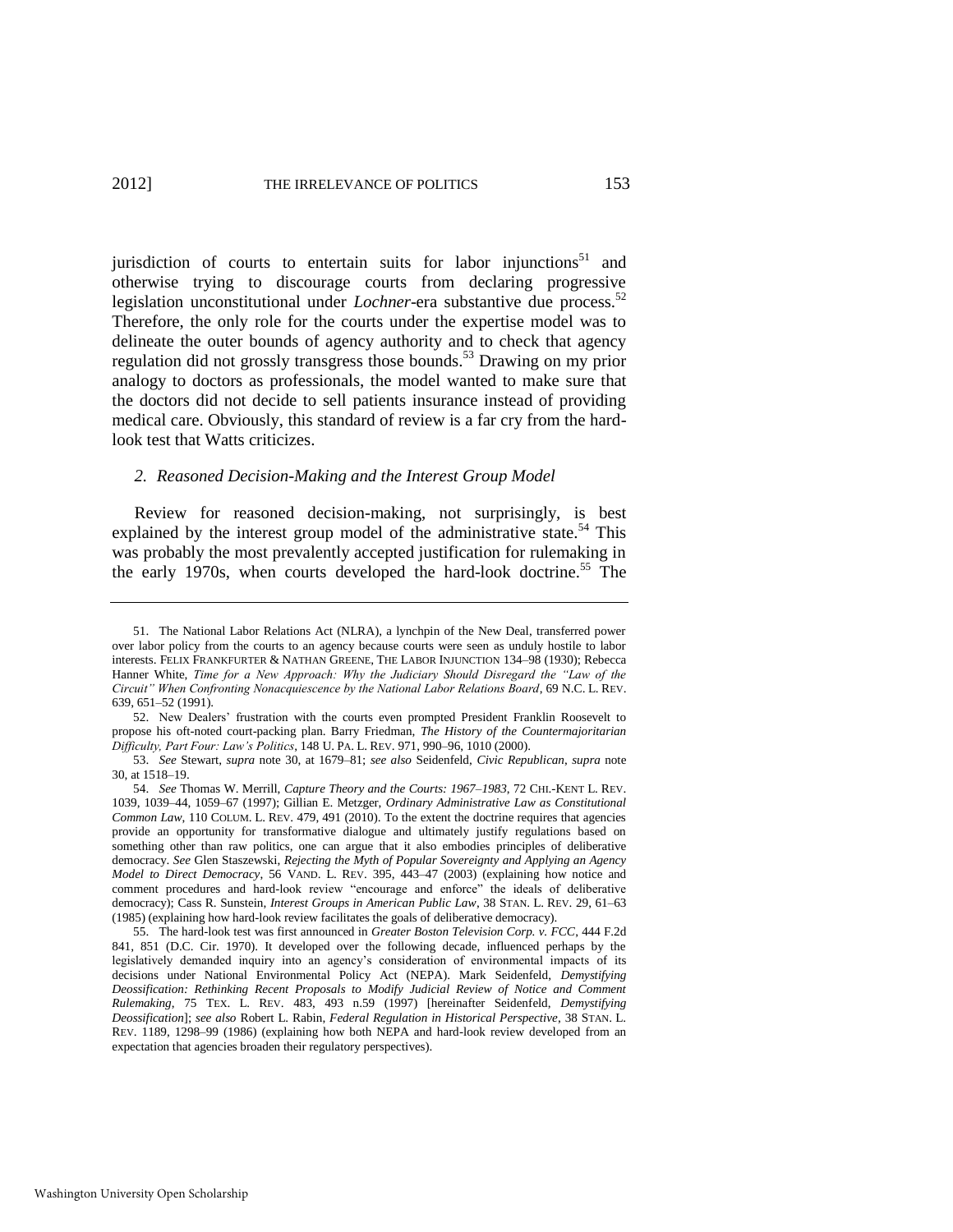jurisdiction of courts to entertain suits for labor injunctions[51] and otherwise trying to discourage courts from declaring progressive legislation unconstitutional under *Lochner*-era substantive due process.[52] Therefore, the only role for the courts under the expertise model was to delineate the outer bounds of agency authority and to check that agency regulation did not grossly transgress those bounds.[53] Drawing on my prior analogy to doctors as professionals, the model wanted to make sure that the doctors did not decide to sell patients insurance instead of providing medical care. Obviously, this standard of review is a far cry from the hard-look test that Watts criticizes.

### *2. Reasoned Decision-Making and the Interest Group Model*

Review for reasoned decision-making, not surprisingly, is best explained by the interest group model of the administrative state.[54] This was probably the most prevalently accepted justification for rulemaking in the early 1970s, when courts developed the hard-look doctrine.[55] The

---

51. The National Labor Relations Act (NLRA), a lynchpin of the New Deal, transferred power over labor policy from the courts to an agency because courts were seen as unduly hostile to labor interests. FELIX FRANKFURTER & NATHAN GREENE, THE LABOR INJUNCTION 134–98 (1930); Rebecca Hanner White, *Time for a New Approach: Why the Judiciary Should Disregard the "Law of the Circuit" When Confronting Nonacquiescence by the National Labor Relations Board*, 69 N.C. L. REV. 639, 651–52 (1991).

52. New Dealers' frustration with the courts even prompted President Franklin Roosevelt to propose his oft-noted court-packing plan. Barry Friedman, *The History of the Countermajoritarian Difficulty, Part Four: Law's Politics*, 148 U. PA. L. REV. 971, 990–96, 1010 (2000).

53. *See* Stewart, *supra* note 30, at 1679–81; *see also* Seidenfeld, *Civic Republican*, *supra* note 30, at 1518–19.

54. *See* Thomas W. Merrill, *Capture Theory and the Courts: 1967–1983*, 72 CHI.-KENT L. REV. 1039, 1039–44, 1059–67 (1997); Gillian E. Metzger, *Ordinary Administrative Law as Constitutional Common Law*, 110 COLUM. L. REV. 479, 491 (2010). To the extent the doctrine requires that agencies provide an opportunity for transformative dialogue and ultimately justify regulations based on something other than raw politics, one can argue that it also embodies principles of deliberative democracy. *See* Glen Staszewski, *Rejecting the Myth of Popular Sovereignty and Applying an Agency Model to Direct Democracy*, 56 VAND. L. REV. 395, 443–47 (2003) (explaining how notice and comment procedures and hard-look review "encourage and enforce" the ideals of deliberative democracy); Cass R. Sunstein, *Interest Groups in American Public Law*, 38 STAN. L. REV. 29, 61–63 (1985) (explaining how hard-look review facilitates the goals of deliberative democracy).

55. The hard-look test was first announced in *Greater Boston Television Corp. v. FCC*, 444 F.2d 841, 851 (D.C. Cir. 1970). It developed over the following decade, influenced perhaps by the legislatively demanded inquiry into an agency's consideration of environmental impacts of its decisions under National Environmental Policy Act (NEPA). Mark Seidenfeld, *Demystifying Deossification: Rethinking Recent Proposals to Modify Judicial Review of Notice and Comment Rulemaking*, 75 TEX. L. REV. 483, 493 n.59 (1997) [hereinafter Seidenfeld, *Demystifying Deossification*]; *see also* Robert L. Rabin, *Federal Regulation in Historical Perspective*, 38 STAN. L. REV. 1189, 1298–99 (1986) (explaining how both NEPA and hard-look review developed from an expectation that agencies broaden their regulatory perspectives).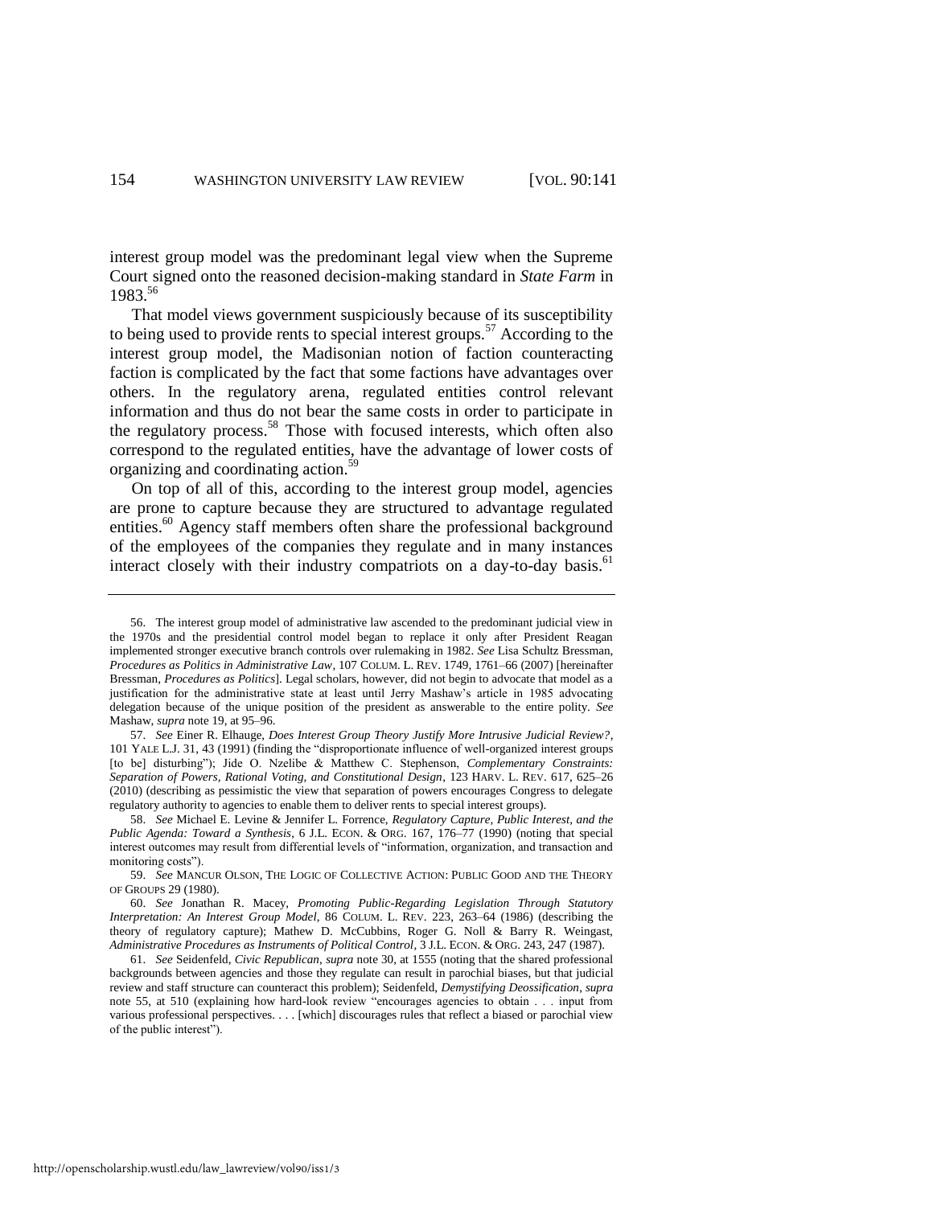interest group model was the predominant legal view when the Supreme Court signed onto the reasoned decision-making standard in *State Farm* in 1983.[56]

That model views government suspiciously because of its susceptibility to being used to provide rents to special interest groups.[57] According to the interest group model, the Madisonian notion of faction counteracting faction is complicated by the fact that some factions have advantages over others. In the regulatory arena, regulated entities control relevant information and thus do not bear the same costs in order to participate in the regulatory process.[58] Those with focused interests, which often also correspond to the regulated entities, have the advantage of lower costs of organizing and coordinating action.[59]

On top of all of this, according to the interest group model, agencies are prone to capture because they are structured to advantage regulated entities.[60] Agency staff members often share the professional background of the employees of the companies they regulate and in many instances interact closely with their industry compatriots on a day-to-day basis.[61]

---

56. The interest group model of administrative law ascended to the predominant judicial view in the 1970s and the presidential control model began to replace it only after President Reagan implemented stronger executive branch controls over rulemaking in 1982. *See* Lisa Schultz Bressman, *Procedures as Politics in Administrative Law*, 107 COLUM. L. REV. 1749, 1761–66 (2007) [hereinafter Bressman, *Procedures as Politics*]. Legal scholars, however, did not begin to advocate that model as a justification for the administrative state at least until Jerry Mashaw's article in 1985 advocating delegation because of the unique position of the president as answerable to the entire polity. *See* Mashaw, *supra* note 19, at 95–96.

57. *See* Einer R. Elhauge, *Does Interest Group Theory Justify More Intrusive Judicial Review?*, 101 YALE L.J. 31, 43 (1991) (finding the "disproportionate influence of well-organized interest groups [to be] disturbing"); Jide O. Nzelibe & Matthew C. Stephenson, *Complementary Constraints: Separation of Powers, Rational Voting, and Constitutional Design*, 123 HARV. L. REV. 617, 625–26 (2010) (describing as pessimistic the view that separation of powers encourages Congress to delegate regulatory authority to agencies to enable them to deliver rents to special interest groups).

58. *See* Michael E. Levine & Jennifer L. Forrence, *Regulatory Capture, Public Interest, and the Public Agenda: Toward a Synthesis*, 6 J.L. ECON. & ORG. 167, 176–77 (1990) (noting that special interest outcomes may result from differential levels of "information, organization, and transaction and monitoring costs").

59. *See* MANCUR OLSON, THE LOGIC OF COLLECTIVE ACTION: PUBLIC GOOD AND THE THEORY OF GROUPS 29 (1980).

60. *See* Jonathan R. Macey, *Promoting Public-Regarding Legislation Through Statutory Interpretation: An Interest Group Model*, 86 COLUM. L. REV. 223, 263–64 (1986) (describing the theory of regulatory capture); Mathew D. McCubbins, Roger G. Noll & Barry R. Weingast, *Administrative Procedures as Instruments of Political Control*, 3 J.L. ECON. & ORG. 243, 247 (1987).

61. *See* Seidenfeld, *Civic Republican*, *supra* note 30, at 1555 (noting that the shared professional backgrounds between agencies and those they regulate can result in parochial biases, but that judicial review and staff structure can counteract this problem); Seidenfeld, *Demystifying Deossification*, *supra* note 55, at 510 (explaining how hard-look review "encourages agencies to obtain . . . input from various professional perspectives. . . . [which] discourages rules that reflect a biased or parochial view of the public interest").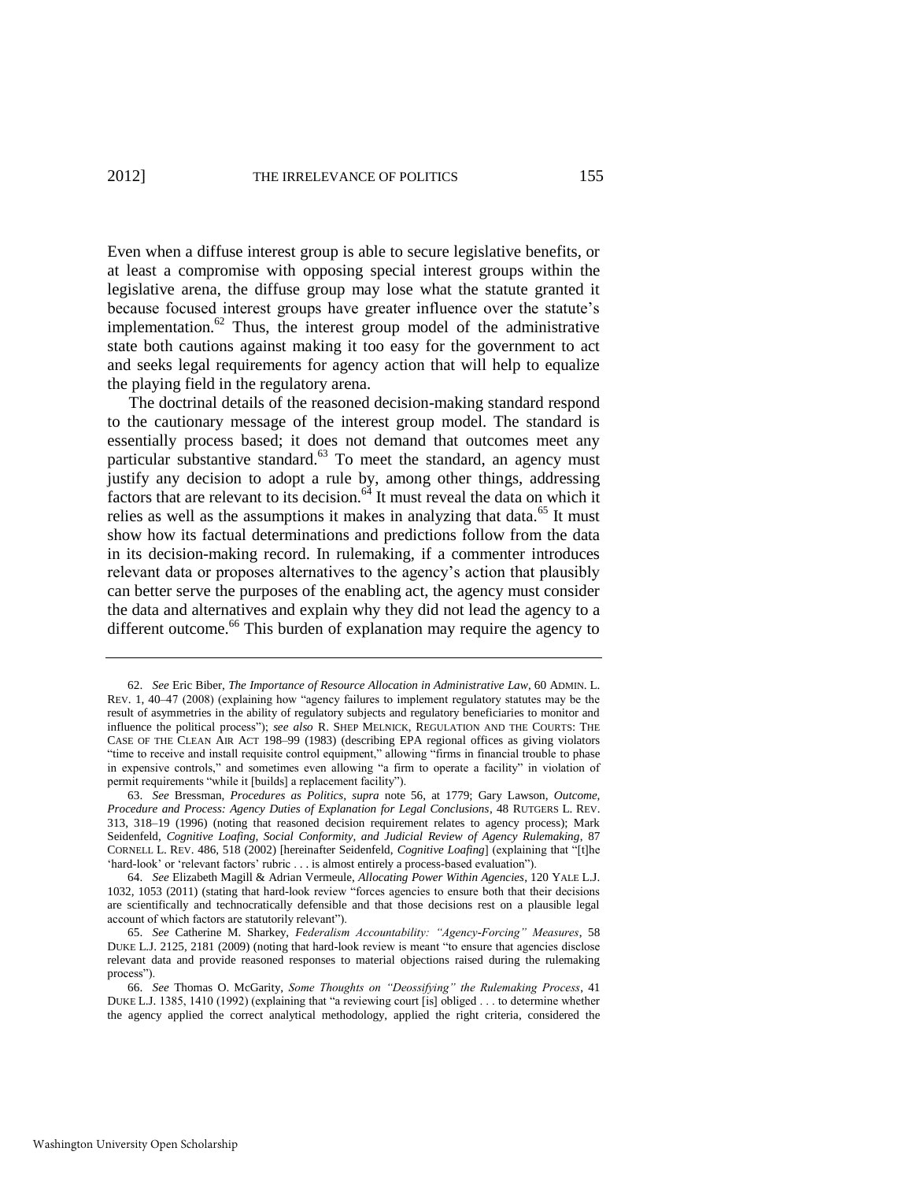Even when a diffuse interest group is able to secure legislative benefits, or at least a compromise with opposing special interest groups within the legislative arena, the diffuse group may lose what the statute granted it because focused interest groups have greater influence over the statute's implementation.[62] Thus, the interest group model of the administrative state both cautions against making it too easy for the government to act and seeks legal requirements for agency action that will help to equalize the playing field in the regulatory arena.

The doctrinal details of the reasoned decision-making standard respond to the cautionary message of the interest group model. The standard is essentially process based; it does not demand that outcomes meet any particular substantive standard.[63] To meet the standard, an agency must justify any decision to adopt a rule by, among other things, addressing factors that are relevant to its decision.[64] It must reveal the data on which it relies as well as the assumptions it makes in analyzing that data.[65] It must show how its factual determinations and predictions follow from the data in its decision-making record. In rulemaking, if a commenter introduces relevant data or proposes alternatives to the agency's action that plausibly can better serve the purposes of the enabling act, the agency must consider the data and alternatives and explain why they did not lead the agency to a different outcome.[66] This burden of explanation may require the agency to

---

62. *See* Eric Biber, *The Importance of Resource Allocation in Administrative Law*, 60 ADMIN. L. REV. 1, 40–47 (2008) (explaining how "agency failures to implement regulatory statutes may be the result of asymmetries in the ability of regulatory subjects and regulatory beneficiaries to monitor and influence the political process"); *see also* R. SHEP MELNICK, REGULATION AND THE COURTS: THE CASE OF THE CLEAN AIR ACT 198–99 (1983) (describing EPA regional offices as giving violators "time to receive and install requisite control equipment," allowing "firms in financial trouble to phase in expensive controls," and sometimes even allowing "a firm to operate a facility" in violation of permit requirements "while it [builds] a replacement facility").

63. *See* Bressman, *Procedures as Politics*, *supra* note 56, at 1779; Gary Lawson, *Outcome, Procedure and Process: Agency Duties of Explanation for Legal Conclusions*, 48 RUTGERS L. REV. 313, 318–19 (1996) (noting that reasoned decision requirement relates to agency process); Mark Seidenfeld, *Cognitive Loafing, Social Conformity, and Judicial Review of Agency Rulemaking*, 87 CORNELL L. REV. 486, 518 (2002) [hereinafter Seidenfeld, *Cognitive Loafing*] (explaining that "[t]he 'hard-look' or 'relevant factors' rubric . . . is almost entirely a process-based evaluation").

64. *See* Elizabeth Magill & Adrian Vermeule, *Allocating Power Within Agencies*, 120 YALE L.J. 1032, 1053 (2011) (stating that hard-look review "forces agencies to ensure both that their decisions are scientifically and technocratically defensible and that those decisions rest on a plausible legal account of which factors are statutorily relevant").

65. *See* Catherine M. Sharkey, *Federalism Accountability: "Agency-Forcing" Measures*, 58 DUKE L.J. 2125, 2181 (2009) (noting that hard-look review is meant "to ensure that agencies disclose relevant data and provide reasoned responses to material objections raised during the rulemaking process").

66. *See* Thomas O. McGarity, *Some Thoughts on "Deossifying" the Rulemaking Process*, 41 DUKE L.J. 1385, 1410 (1992) (explaining that "a reviewing court [is] obliged . . . to determine whether the agency applied the correct analytical methodology, applied the right criteria, considered the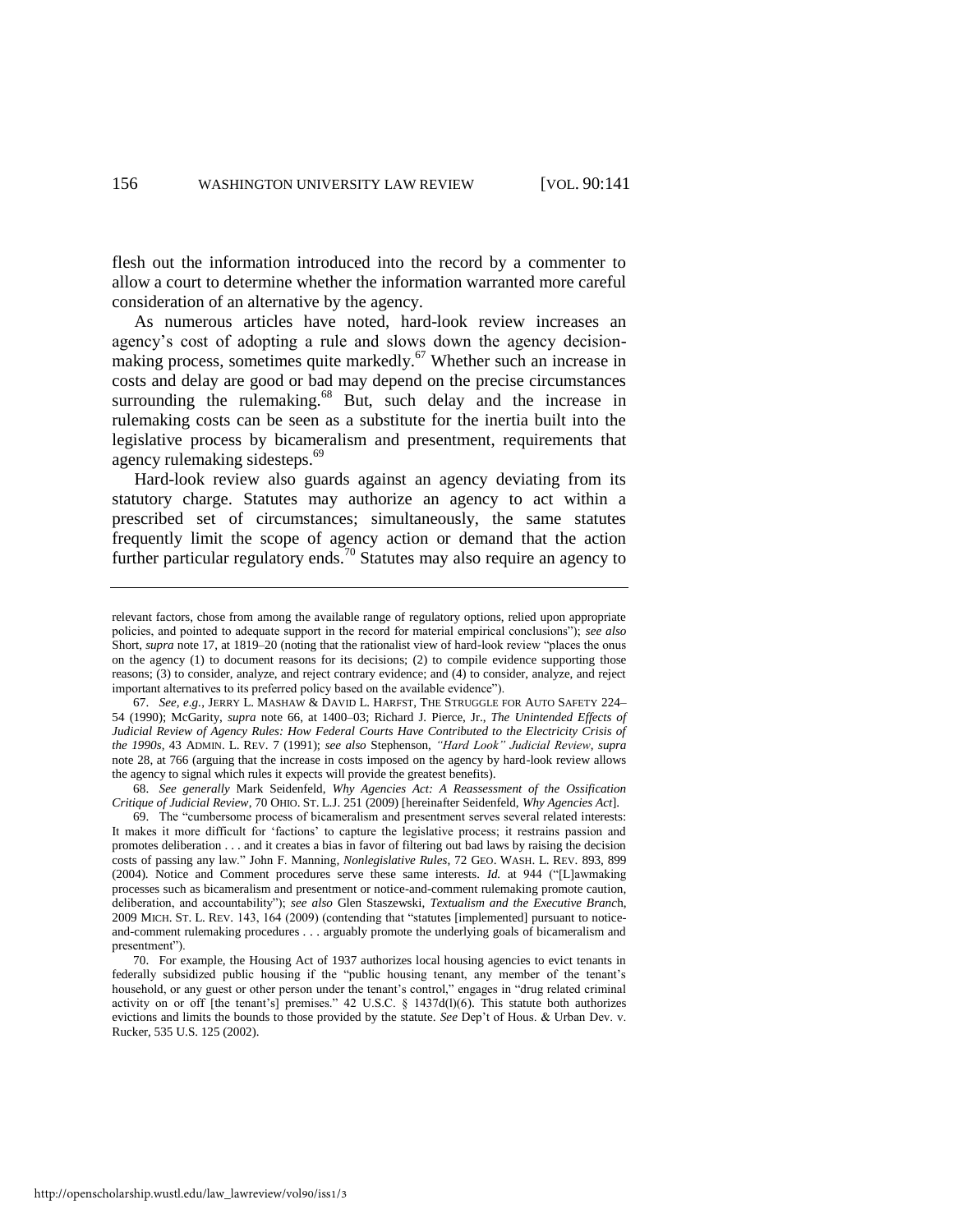flesh out the information introduced into the record by a commenter to allow a court to determine whether the information warranted more careful consideration of an alternative by the agency.

As numerous articles have noted, hard-look review increases an agency's cost of adopting a rule and slows down the agency decision-making process, sometimes quite markedly.[67] Whether such an increase in costs and delay are good or bad may depend on the precise circumstances surrounding the rulemaking.[68] But, such delay and the increase in rulemaking costs can be seen as a substitute for the inertia built into the legislative process by bicameralism and presentment, requirements that agency rulemaking sidesteps.[69]

Hard-look review also guards against an agency deviating from its statutory charge. Statutes may authorize an agency to act within a prescribed set of circumstances; simultaneously, the same statutes frequently limit the scope of agency action or demand that the action further particular regulatory ends.[70] Statutes may also require an agency to

---

relevant factors, chose from among the available range of regulatory options, relied upon appropriate policies, and pointed to adequate support in the record for material empirical conclusions"); *see also* Short, *supra* note 17, at 1819–20 (noting that the rationalist view of hard-look review "places the onus on the agency (1) to document reasons for its decisions; (2) to compile evidence supporting those reasons; (3) to consider, analyze, and reject contrary evidence; and (4) to consider, analyze, and reject important alternatives to its preferred policy based on the available evidence").

67. *See, e.g.*, JERRY L. MASHAW & DAVID L. HARFST, THE STRUGGLE FOR AUTO SAFETY 224–54 (1990); McGarity, *supra* note 66, at 1400–03; Richard J. Pierce, Jr., *The Unintended Effects of Judicial Review of Agency Rules: How Federal Courts Have Contributed to the Electricity Crisis of the 1990s*, 43 ADMIN. L. REV. 7 (1991); *see also* Stephenson, *"Hard Look" Judicial Review*, *supra* note 28, at 766 (arguing that the increase in costs imposed on the agency by hard-look review allows the agency to signal which rules it expects will provide the greatest benefits).

68. *See generally* Mark Seidenfeld, *Why Agencies Act: A Reassessment of the Ossification Critique of Judicial Review*, 70 OHIO. ST. L.J. 251 (2009) [hereinafter Seidenfeld, *Why Agencies Act*].

69. The "cumbersome process of bicameralism and presentment serves several related interests: It makes it more difficult for 'factions' to capture the legislative process; it restrains passion and promotes deliberation . . . and it creates a bias in favor of filtering out bad laws by raising the decision costs of passing any law." John F. Manning, *Nonlegislative Rules*, 72 GEO. WASH. L. REV. 893, 899 (2004). Notice and Comment procedures serve these same interests. *Id.* at 944 ("[L]awmaking processes such as bicameralism and presentment or notice-and-comment rulemaking promote caution, deliberation, and accountability"); *see also* Glen Staszewski, *Textualism and the Executive Branch*, 2009 MICH. ST. L. REV. 143, 164 (2009) (contending that "statutes [implemented] pursuant to notice-and-comment rulemaking procedures . . . arguably promote the underlying goals of bicameralism and presentment").

70. For example, the Housing Act of 1937 authorizes local housing agencies to evict tenants in federally subsidized public housing if the "public housing tenant, any member of the tenant's household, or any guest or other person under the tenant's control," engages in "drug related criminal activity on or off [the tenant's] premises." 42 U.S.C. § 1437d(l)(6). This statute both authorizes evictions and limits the bounds to those provided by the statute. *See* Dep't of Hous. & Urban Dev. v. Rucker, 535 U.S. 125 (2002).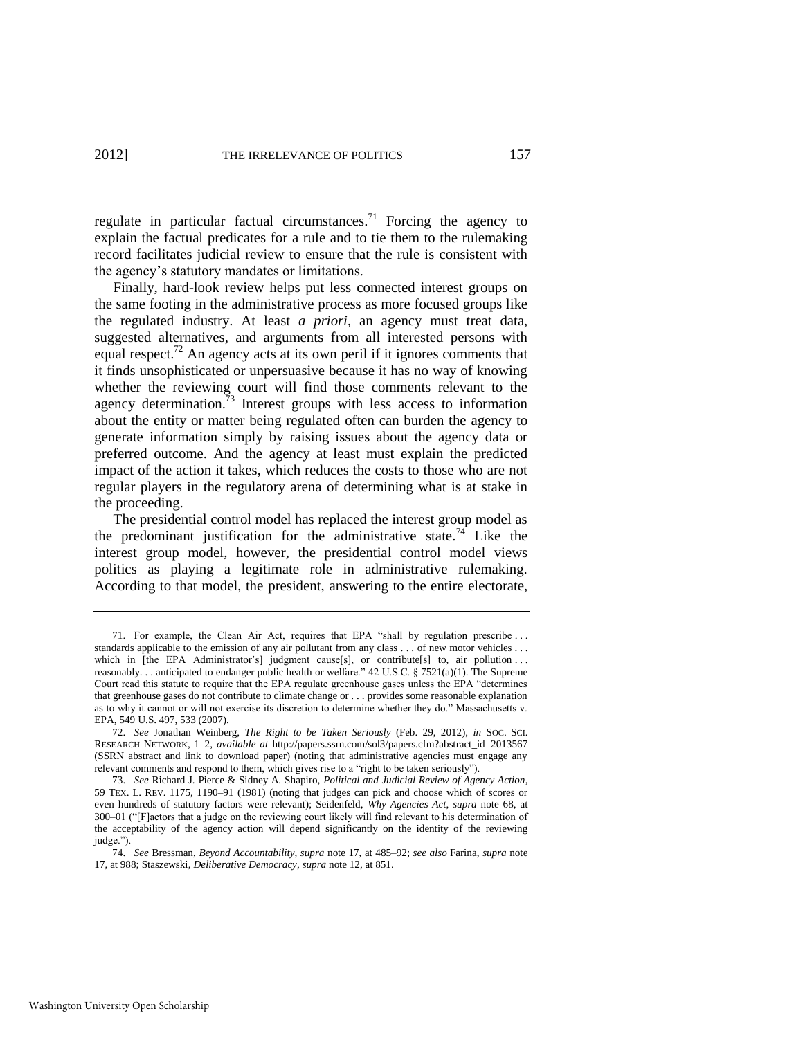regulate in particular factual circumstances.[71] Forcing the agency to explain the factual predicates for a rule and to tie them to the rulemaking record facilitates judicial review to ensure that the rule is consistent with the agency's statutory mandates or limitations.

Finally, hard-look review helps put less connected interest groups on the same footing in the administrative process as more focused groups like the regulated industry. At least *a priori*, an agency must treat data, suggested alternatives, and arguments from all interested persons with equal respect.[72] An agency acts at its own peril if it ignores comments that it finds unsophisticated or unpersuasive because it has no way of knowing whether the reviewing court will find those comments relevant to the agency determination.[73] Interest groups with less access to information about the entity or matter being regulated often can burden the agency to generate information simply by raising issues about the agency data or preferred outcome. And the agency at least must explain the predicted impact of the action it takes, which reduces the costs to those who are not regular players in the regulatory arena of determining what is at stake in the proceeding.

The presidential control model has replaced the interest group model as the predominant justification for the administrative state.[74] Like the interest group model, however, the presidential control model views politics as playing a legitimate role in administrative rulemaking. According to that model, the president, answering to the entire electorate,

---

71. For example, the Clean Air Act, requires that EPA "shall by regulation prescribe . . . standards applicable to the emission of any air pollutant from any class . . . of new motor vehicles . . . which in [the EPA Administrator's] judgment cause[s], or contribute[s] to, air pollution . . . reasonably. . . anticipated to endanger public health or welfare." 42 U.S.C. § 7521(a)(1). The Supreme Court read this statute to require that the EPA regulate greenhouse gases unless the EPA "determines that greenhouse gases do not contribute to climate change or . . . provides some reasonable explanation as to why it cannot or will not exercise its discretion to determine whether they do." Massachusetts v. EPA, 549 U.S. 497, 533 (2007).

72. *See* Jonathan Weinberg, *The Right to be Taken Seriously* (Feb. 29, 2012), *in* SOC. SCI. RESEARCH NETWORK, 1–2, *available at* http://papers.ssrn.com/sol3/papers.cfm?abstract_id=2013567 (SSRN abstract and link to download paper) (noting that administrative agencies must engage any relevant comments and respond to them, which gives rise to a "right to be taken seriously").

73. *See* Richard J. Pierce & Sidney A. Shapiro, *Political and Judicial Review of Agency Action*, 59 TEX. L. REV. 1175, 1190–91 (1981) (noting that judges can pick and choose which of scores or even hundreds of statutory factors were relevant); Seidenfeld, *Why Agencies Act*, *supra* note 68, at 300–01 ("[F]actors that a judge on the reviewing court likely will find relevant to his determination of the acceptability of the agency action will depend significantly on the identity of the reviewing judge.").

74. *See* Bressman, *Beyond Accountability*, *supra* note 17, at 485–92; *see also* Farina, *supra* note 17, at 988; Staszewski, *Deliberative Democracy*, *supra* note 12, at 851.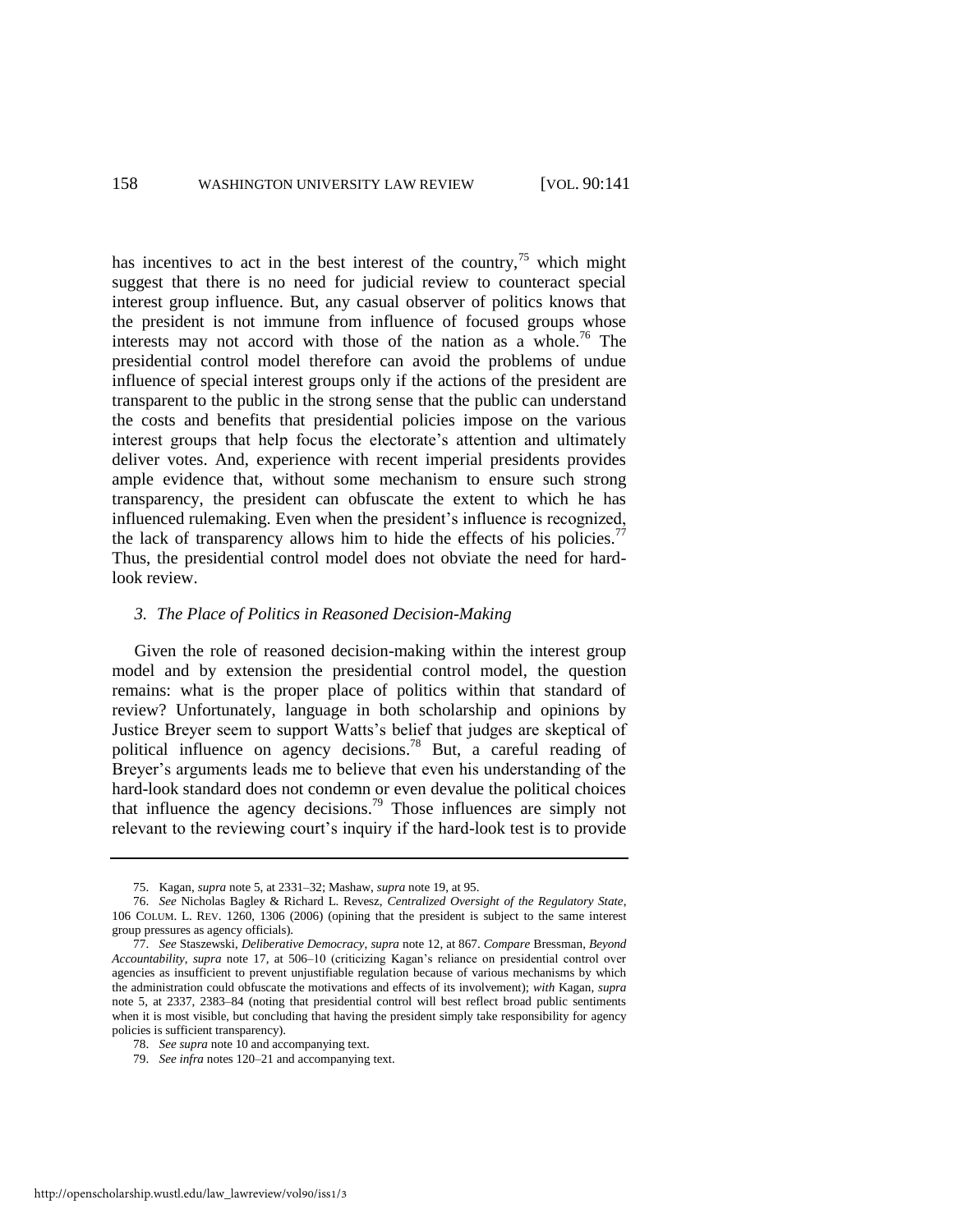has incentives to act in the best interest of the country,[75] which might suggest that there is no need for judicial review to counteract special interest group influence. But, any casual observer of politics knows that the president is not immune from influence of focused groups whose interests may not accord with those of the nation as a whole.[76] The presidential control model therefore can avoid the problems of undue influence of special interest groups only if the actions of the president are transparent to the public in the strong sense that the public can understand the costs and benefits that presidential policies impose on the various interest groups that help focus the electorate's attention and ultimately deliver votes. And, experience with recent imperial presidents provides ample evidence that, without some mechanism to ensure such strong transparency, the president can obfuscate the extent to which he has influenced rulemaking. Even when the president's influence is recognized, the lack of transparency allows him to hide the effects of his policies.[77] Thus, the presidential control model does not obviate the need for hard-look review.

### *3. The Place of Politics in Reasoned Decision-Making*

Given the role of reasoned decision-making within the interest group model and by extension the presidential control model, the question remains: what is the proper place of politics within that standard of review? Unfortunately, language in both scholarship and opinions by Justice Breyer seem to support Watts's belief that judges are skeptical of political influence on agency decisions.[78] But, a careful reading of Breyer's arguments leads me to believe that even his understanding of the hard-look standard does not condemn or even devalue the political choices that influence the agency decisions.[79] Those influences are simply not relevant to the reviewing court's inquiry if the hard-look test is to provide

---

75. Kagan, *supra* note 5, at 2331–32; Mashaw, *supra* note 19, at 95.

76. *See* Nicholas Bagley & Richard L. Revesz, *Centralized Oversight of the Regulatory State*, 106 COLUM. L. REV. 1260, 1306 (2006) (opining that the president is subject to the same interest group pressures as agency officials).

77. *See* Staszewski, *Deliberative Democracy*, *supra* note 12, at 867. *Compare* Bressman, *Beyond Accountability*, *supra* note 17, at 506–10 (criticizing Kagan's reliance on presidential control over agencies as insufficient to prevent unjustifiable regulation because of various mechanisms by which the administration could obfuscate the motivations and effects of its involvement); *with* Kagan, *supra* note 5, at 2337, 2383–84 (noting that presidential control will best reflect broad public sentiments when it is most visible, but concluding that having the president simply take responsibility for agency policies is sufficient transparency).

78. *See supra* note 10 and accompanying text.

79. *See infra* notes 120–21 and accompanying text.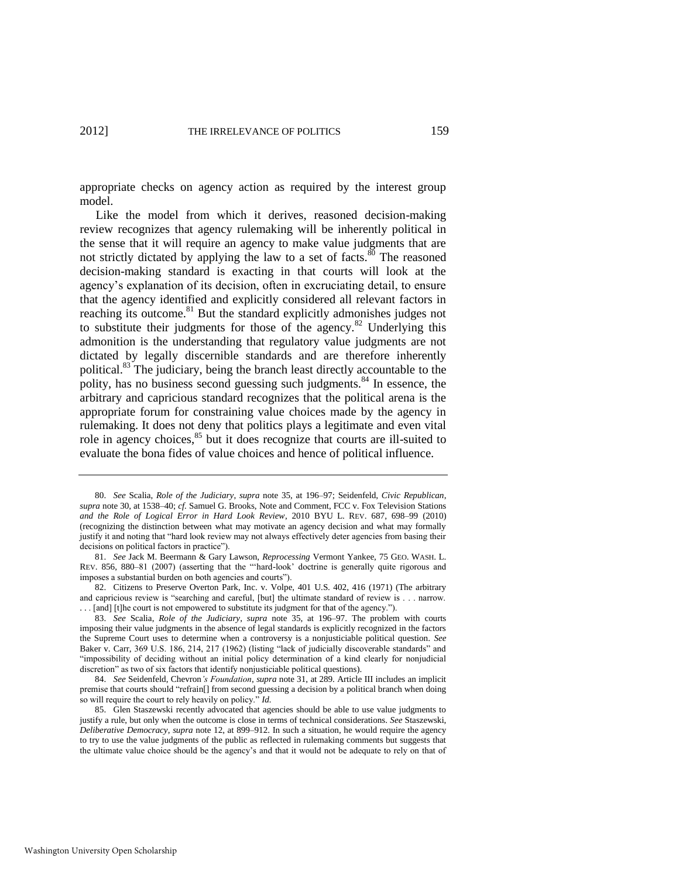appropriate checks on agency action as required by the interest group model.

Like the model from which it derives, reasoned decision-making review recognizes that agency rulemaking will be inherently political in the sense that it will require an agency to make value judgments that are not strictly dictated by applying the law to a set of facts.[80] The reasoned decision-making standard is exacting in that courts will look at the agency's explanation of its decision, often in excruciating detail, to ensure that the agency identified and explicitly considered all relevant factors in reaching its outcome.[81] But the standard explicitly admonishes judges not to substitute their judgments for those of the agency.[82] Underlying this admonition is the understanding that regulatory value judgments are not dictated by legally discernible standards and are therefore inherently political.[83] The judiciary, being the branch least directly accountable to the polity, has no business second guessing such judgments.[84] In essence, the arbitrary and capricious standard recognizes that the political arena is the appropriate forum for constraining value choices made by the agency in rulemaking. It does not deny that politics plays a legitimate and even vital role in agency choices,[85] but it does recognize that courts are ill-suited to evaluate the bona fides of value choices and hence of political influence.

---

80. *See* Scalia, *Role of the Judiciary*, *supra* note 35, at 196–97; Seidenfeld, *Civic Republican*, *supra* note 30, at 1538–40; *cf.* Samuel G. Brooks, Note and Comment, FCC v. Fox Television Stations *and the Role of Logical Error in Hard Look Review*, 2010 BYU L. REV. 687, 698–99 (2010) (recognizing the distinction between what may motivate an agency decision and what may formally justify it and noting that "hard look review may not always effectively deter agencies from basing their decisions on political factors in practice").

81. *See* Jack M. Beermann & Gary Lawson, *Reprocessing* Vermont Yankee, 75 GEO. WASH. L. REV. 856, 880–81 (2007) (asserting that the "'hard-look' doctrine is generally quite rigorous and imposes a substantial burden on both agencies and courts").

82. Citizens to Preserve Overton Park, Inc. v. Volpe, 401 U.S. 402, 416 (1971) (The arbitrary and capricious review is "searching and careful, [but] the ultimate standard of review is . . . narrow. . . . [and] [t]he court is not empowered to substitute its judgment for that of the agency.").

83. *See* Scalia, *Role of the Judiciary*, *supra* note 35, at 196–97. The problem with courts imposing their value judgments in the absence of legal standards is explicitly recognized in the factors the Supreme Court uses to determine when a controversy is a nonjusticiable political question. *See* Baker v. Carr, 369 U.S. 186, 214, 217 (1962) (listing "lack of judicially discoverable standards" and "impossibility of deciding without an initial policy determination of a kind clearly for nonjudicial discretion" as two of six factors that identify nonjusticiable political questions).

84. *See* Seidenfeld, Chevron*'s Foundation*, *supra* note 31, at 289. Article III includes an implicit premise that courts should "refrain[] from second guessing a decision by a political branch when doing so will require the court to rely heavily on policy." *Id.*

85. Glen Staszewski recently advocated that agencies should be able to use value judgments to justify a rule, but only when the outcome is close in terms of technical considerations. *See* Staszewski, *Deliberative Democracy*, *supra* note 12, at 899–912. In such a situation, he would require the agency to try to use the value judgments of the public as reflected in rulemaking comments but suggests that the ultimate value choice should be the agency's and that it would not be adequate to rely on that of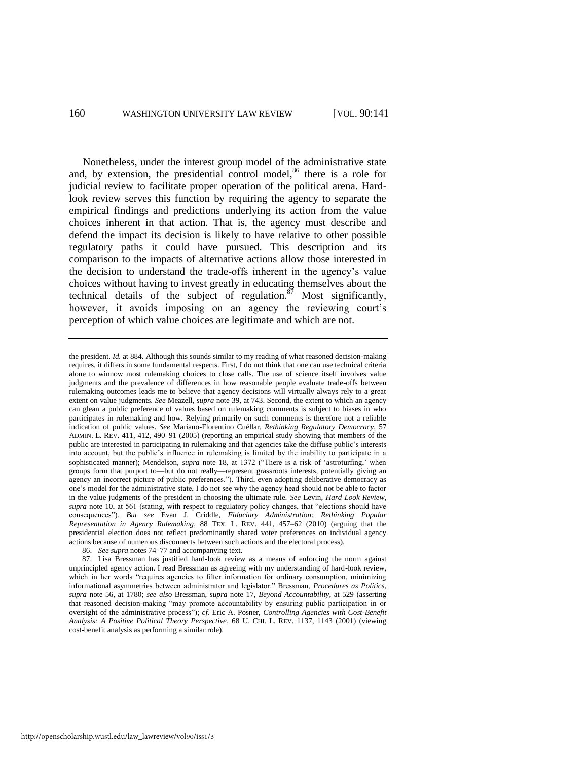Nonetheless, under the interest group model of the administrative state and, by extension, the presidential control model,[86] there is a role for judicial review to facilitate proper operation of the political arena. Hard-look review serves this function by requiring the agency to separate the empirical findings and predictions underlying its action from the value choices inherent in that action. That is, the agency must describe and defend the impact its decision is likely to have relative to other possible regulatory paths it could have pursued. This description and its comparison to the impacts of alternative actions allow those interested in the decision to understand the trade-offs inherent in the agency's value choices without having to invest greatly in educating themselves about the technical details of the subject of regulation.[87] Most significantly, however, it avoids imposing on an agency the reviewing court's perception of which value choices are legitimate and which are not.

---

the president. *Id.* at 884. Although this sounds similar to my reading of what reasoned decision-making requires, it differs in some fundamental respects. First, I do not think that one can use technical criteria alone to winnow most rulemaking choices to close calls. The use of science itself involves value judgments and the prevalence of differences in how reasonable people evaluate trade-offs between rulemaking outcomes leads me to believe that agency decisions will virtually always rely to a great extent on value judgments. *See* Meazell, *supra* note 39, at 743. Second, the extent to which an agency can glean a public preference of values based on rulemaking comments is subject to biases in who participates in rulemaking and how. Relying primarily on such comments is therefore not a reliable indication of public values. *See* Mariano-Florentino Cuéllar, *Rethinking Regulatory Democracy*, 57 ADMIN. L. REV. 411, 412, 490–91 (2005) (reporting an empirical study showing that members of the public are interested in participating in rulemaking and that agencies take the diffuse public's interests into account, but the public's influence in rulemaking is limited by the inability to participate in a sophisticated manner); Mendelson, *supra* note 18, at 1372 ("There is a risk of 'astroturfing,' when groups form that purport to—but do not really—represent grassroots interests, potentially giving an agency an incorrect picture of public preferences."). Third, even adopting deliberative democracy as one's model for the administrative state, I do not see why the agency head should not be able to factor in the value judgments of the president in choosing the ultimate rule. *See* Levin, *Hard Look Review*, *supra* note 10, at 561 (stating, with respect to regulatory policy changes, that "elections should have consequences"). *But see* Evan J. Criddle, *Fiduciary Administration: Rethinking Popular Representation in Agency Rulemaking*, 88 TEX. L. REV. 441, 457–62 (2010) (arguing that the presidential election does not reflect predominantly shared voter preferences on individual agency actions because of numerous disconnects between such actions and the electoral process).

86. *See supra* notes 74–77 and accompanying text.

87. Lisa Bressman has justified hard-look review as a means of enforcing the norm against unprincipled agency action. I read Bressman as agreeing with my understanding of hard-look review, which in her words "requires agencies to filter information for ordinary consumption, minimizing informational asymmetries between administrator and legislator." Bressman, *Procedures as Politics*, *supra* note 56, at 1780; *see also* Bressman, *supra* note 17, *Beyond Accountability*, at 529 (asserting that reasoned decision-making "may promote accountability by ensuring public participation in or oversight of the administrative process"); *cf.* Eric A. Posner, *Controlling Agencies with Cost-Benefit Analysis: A Positive Political Theory Perspective*, 68 U. CHI. L. REV. 1137, 1143 (2001) (viewing cost-benefit analysis as performing a similar role).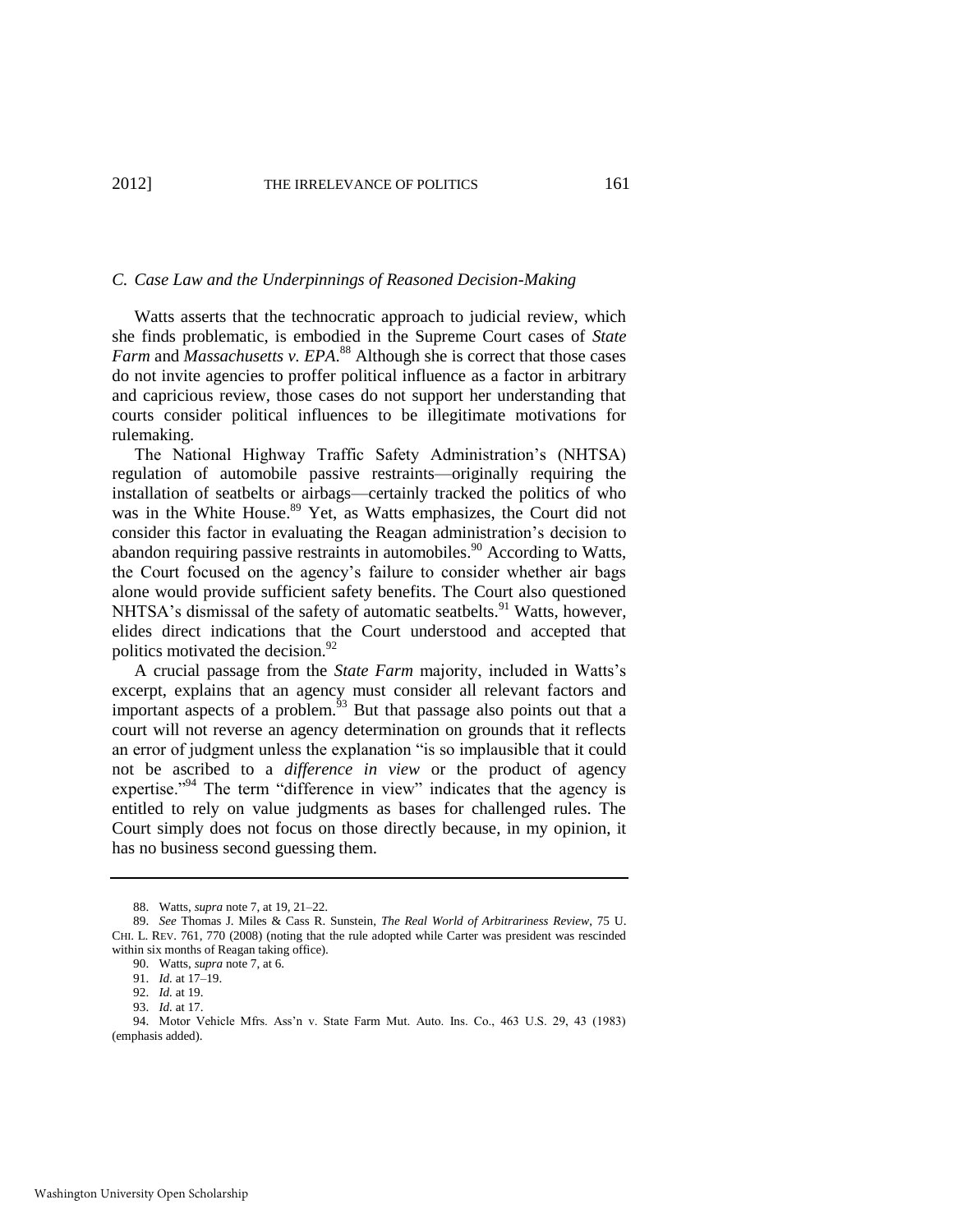### *C. Case Law and the Underpinnings of Reasoned Decision-Making*

Watts asserts that the technocratic approach to judicial review, which she finds problematic, is embodied in the Supreme Court cases of *State Farm* and *Massachusetts v. EPA*.[88] Although she is correct that those cases do not invite agencies to proffer political influence as a factor in arbitrary and capricious review, those cases do not support her understanding that courts consider political influences to be illegitimate motivations for rulemaking.

The National Highway Traffic Safety Administration's (NHTSA) regulation of automobile passive restraints—originally requiring the installation of seatbelts or airbags—certainly tracked the politics of who was in the White House.[89] Yet, as Watts emphasizes, the Court did not consider this factor in evaluating the Reagan administration's decision to abandon requiring passive restraints in automobiles.[90] According to Watts, the Court focused on the agency's failure to consider whether air bags alone would provide sufficient safety benefits. The Court also questioned NHTSA's dismissal of the safety of automatic seatbelts.[91] Watts, however, elides direct indications that the Court understood and accepted that politics motivated the decision.[92]

A crucial passage from the *State Farm* majority, included in Watts's excerpt, explains that an agency must consider all relevant factors and important aspects of a problem.[93] But that passage also points out that a court will not reverse an agency determination on grounds that it reflects an error of judgment unless the explanation "is so implausible that it could not be ascribed to a *difference in view* or the product of agency expertise."[94] The term "difference in view" indicates that the agency is entitled to rely on value judgments as bases for challenged rules. The Court simply does not focus on those directly because, in my opinion, it has no business second guessing them.

---

88. Watts, *supra* note 7, at 19, 21–22.

89. *See* Thomas J. Miles & Cass R. Sunstein, *The Real World of Arbitrariness Review*, 75 U. CHI. L. REV. 761, 770 (2008) (noting that the rule adopted while Carter was president was rescinded within six months of Reagan taking office).

90. Watts, *supra* note 7, at 6.

91. *Id.* at 17–19.

92. *Id.* at 19.

93. *Id.* at 17.

94. Motor Vehicle Mfrs. Ass'n v. State Farm Mut. Auto. Ins. Co., 463 U.S. 29, 43 (1983) (emphasis added).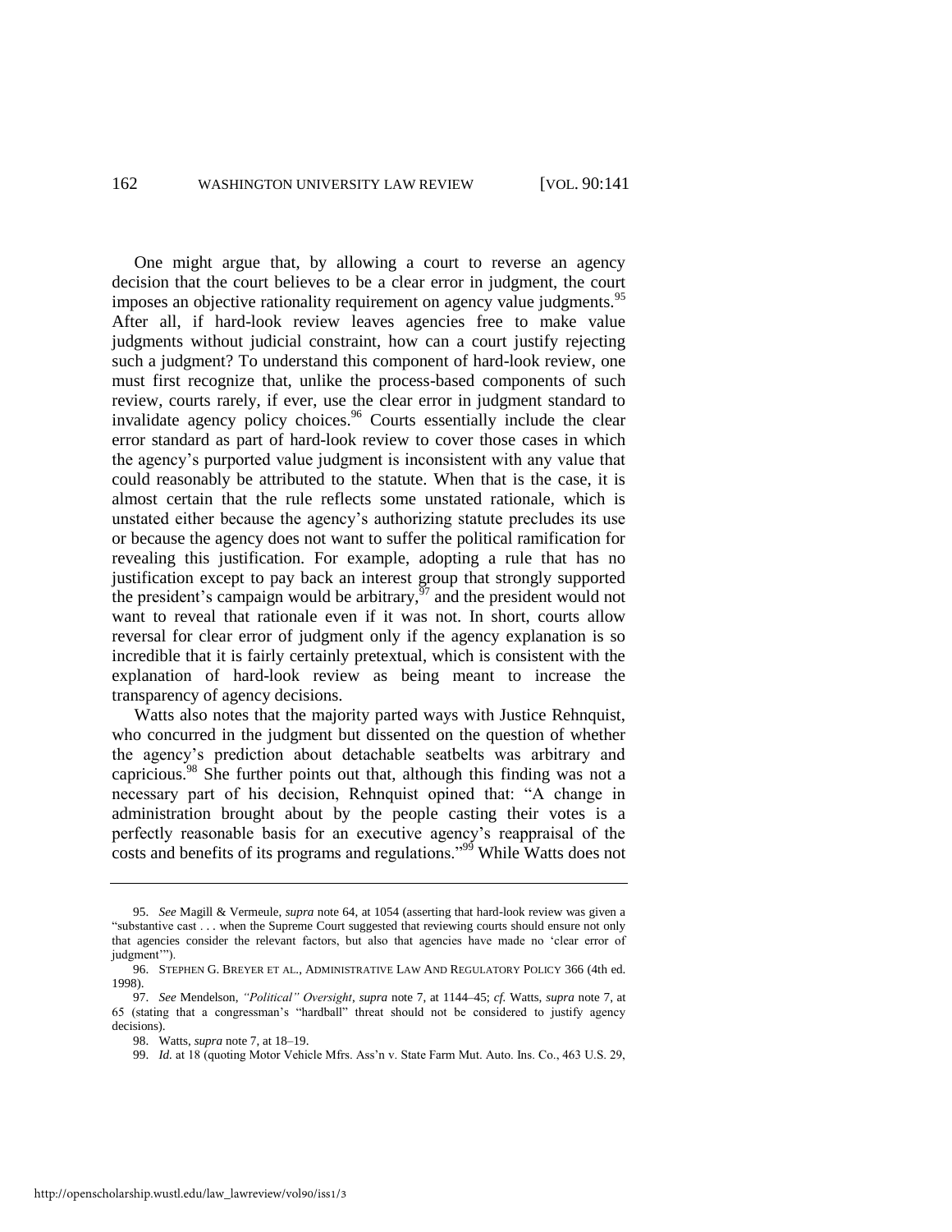One might argue that, by allowing a court to reverse an agency decision that the court believes to be a clear error in judgment, the court imposes an objective rationality requirement on agency value judgments.[95] After all, if hard-look review leaves agencies free to make value judgments without judicial constraint, how can a court justify rejecting such a judgment? To understand this component of hard-look review, one must first recognize that, unlike the process-based components of such review, courts rarely, if ever, use the clear error in judgment standard to invalidate agency policy choices.[96] Courts essentially include the clear error standard as part of hard-look review to cover those cases in which the agency's purported value judgment is inconsistent with any value that could reasonably be attributed to the statute. When that is the case, it is almost certain that the rule reflects some unstated rationale, which is unstated either because the agency's authorizing statute precludes its use or because the agency does not want to suffer the political ramification for revealing this justification. For example, adopting a rule that has no justification except to pay back an interest group that strongly supported the president's campaign would be arbitrary,[97] and the president would not want to reveal that rationale even if it was not. In short, courts allow reversal for clear error of judgment only if the agency explanation is so incredible that it is fairly certainly pretextual, which is consistent with the explanation of hard-look review as being meant to increase the transparency of agency decisions.

Watts also notes that the majority parted ways with Justice Rehnquist, who concurred in the judgment but dissented on the question of whether the agency's prediction about detachable seatbelts was arbitrary and capricious.[98] She further points out that, although this finding was not a necessary part of his decision, Rehnquist opined that: "A change in administration brought about by the people casting their votes is a perfectly reasonable basis for an executive agency's reappraisal of the costs and benefits of its programs and regulations."[99] While Watts does not

---

95. *See* Magill & Vermeule, *supra* note 64, at 1054 (asserting that hard-look review was given a "substantive cast . . . when the Supreme Court suggested that reviewing courts should ensure not only that agencies consider the relevant factors, but also that agencies have made no 'clear error of judgment'").

96. STEPHEN G. BREYER ET AL., ADMINISTRATIVE LAW AND REGULATORY POLICY 366 (4th ed. 1998).

97. *See* Mendelson, *"Political" Oversight*, *supra* note 7, at 1144–45; *cf.* Watts, *supra* note 7, at 65 (stating that a congressman's "hardball" threat should not be considered to justify agency decisions).

98. Watts, *supra* note 7, at 18–19.

99. *Id.* at 18 (quoting Motor Vehicle Mfrs. Ass'n v. State Farm Mut. Auto. Ins. Co., 463 U.S. 29,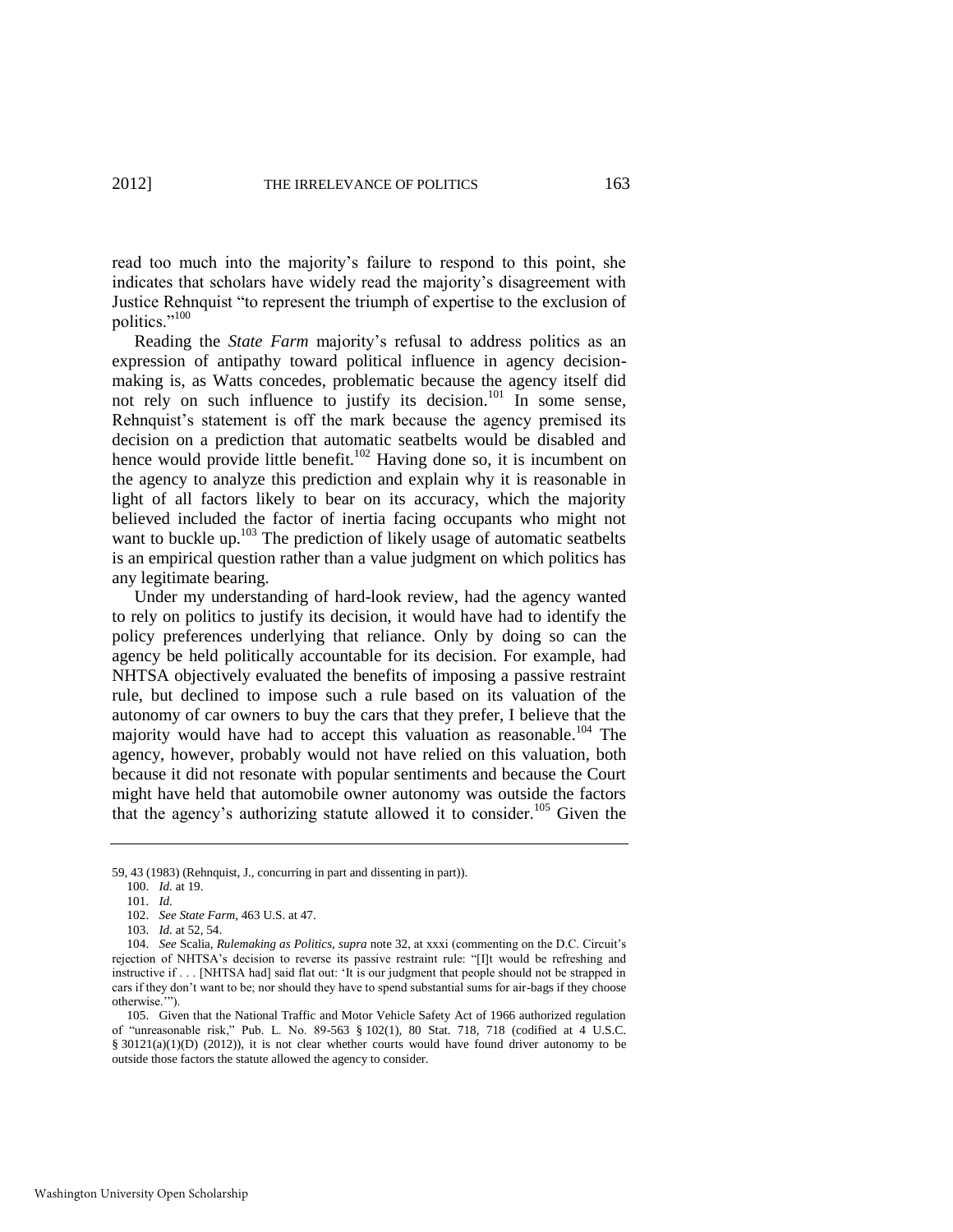read too much into the majority's failure to respond to this point, she indicates that scholars have widely read the majority's disagreement with Justice Rehnquist "to represent the triumph of expertise to the exclusion of politics."[100]

Reading the *State Farm* majority's refusal to address politics as an expression of antipathy toward political influence in agency decision-making is, as Watts concedes, problematic because the agency itself did not rely on such influence to justify its decision.[101] In some sense, Rehnquist's statement is off the mark because the agency premised its decision on a prediction that automatic seatbelts would be disabled and hence would provide little benefit.[102] Having done so, it is incumbent on the agency to analyze this prediction and explain why it is reasonable in light of all factors likely to bear on its accuracy, which the majority believed included the factor of inertia facing occupants who might not want to buckle up.[103] The prediction of likely usage of automatic seatbelts is an empirical question rather than a value judgment on which politics has any legitimate bearing.

Under my understanding of hard-look review, had the agency wanted to rely on politics to justify its decision, it would have had to identify the policy preferences underlying that reliance. Only by doing so can the agency be held politically accountable for its decision. For example, had NHTSA objectively evaluated the benefits of imposing a passive restraint rule, but declined to impose such a rule based on its valuation of the autonomy of car owners to buy the cars that they prefer, I believe that the majority would have had to accept this valuation as reasonable.[104] The agency, however, probably would not have relied on this valuation, both because it did not resonate with popular sentiments and because the Court might have held that automobile owner autonomy was outside the factors that the agency's authorizing statute allowed it to consider.[105] Given the

---

59, 43 (1983) (Rehnquist, J., concurring in part and dissenting in part)).

100. *Id.* at 19.

101. *Id.*

102. *See State Farm*, 463 U.S. at 47.

103. *Id.* at 52, 54.

104. *See* Scalia, *Rulemaking as Politics*, *supra* note 32, at xxxi (commenting on the D.C. Circuit's rejection of NHTSA's decision to reverse its passive restraint rule: "[I]t would be refreshing and instructive if . . . [NHTSA had] said flat out: 'It is our judgment that people should not be strapped in cars if they don't want to be; nor should they have to spend substantial sums for air-bags if they choose otherwise.'").

105. Given that the National Traffic and Motor Vehicle Safety Act of 1966 authorized regulation of "unreasonable risk," Pub. L. No. 89-563 § 102(1), 80 Stat. 718, 718 (codified at 4 U.S.C. § 30121(a)(1)(D) (2012)), it is not clear whether courts would have found driver autonomy to be outside those factors the statute allowed the agency to consider.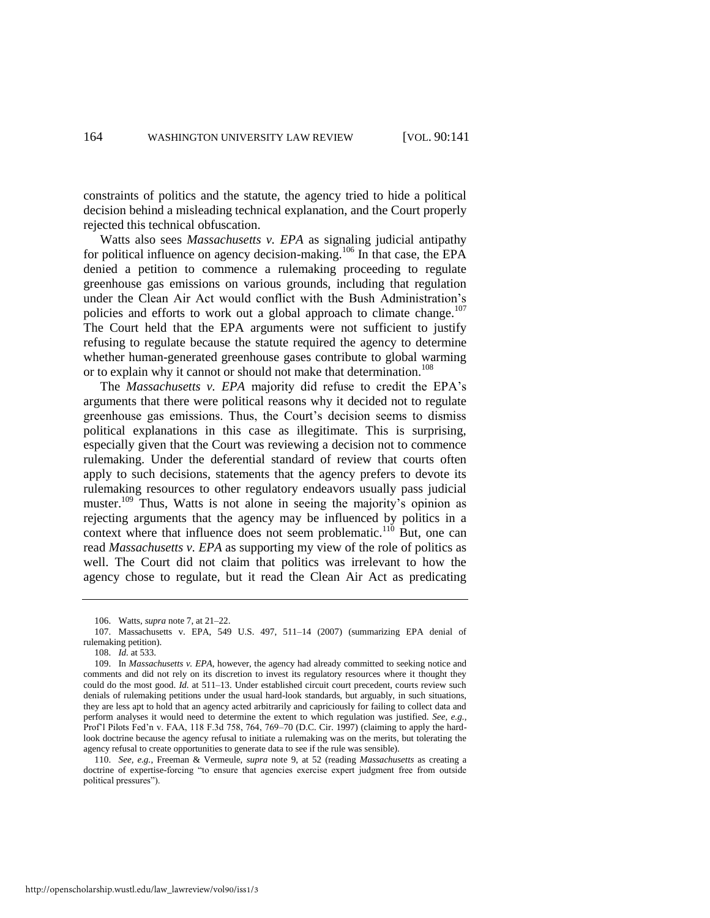constraints of politics and the statute, the agency tried to hide a political decision behind a misleading technical explanation, and the Court properly rejected this technical obfuscation.

Watts also sees *Massachusetts v. EPA* as signaling judicial antipathy for political influence on agency decision-making.[106] In that case, the EPA denied a petition to commence a rulemaking proceeding to regulate greenhouse gas emissions on various grounds, including that regulation under the Clean Air Act would conflict with the Bush Administration's policies and efforts to work out a global approach to climate change.[107] The Court held that the EPA arguments were not sufficient to justify refusing to regulate because the statute required the agency to determine whether human-generated greenhouse gases contribute to global warming or to explain why it cannot or should not make that determination.[108]

The *Massachusetts v. EPA* majority did refuse to credit the EPA's arguments that there were political reasons why it decided not to regulate greenhouse gas emissions. Thus, the Court's decision seems to dismiss political explanations in this case as illegitimate. This is surprising, especially given that the Court was reviewing a decision not to commence rulemaking. Under the deferential standard of review that courts often apply to such decisions, statements that the agency prefers to devote its rulemaking resources to other regulatory endeavors usually pass judicial muster.[109] Thus, Watts is not alone in seeing the majority's opinion as rejecting arguments that the agency may be influenced by politics in a context where that influence does not seem problematic.[110] But, one can read *Massachusetts v. EPA* as supporting my view of the role of politics as well. The Court did not claim that politics was irrelevant to how the agency chose to regulate, but it read the Clean Air Act as predicating

---

106. Watts, *supra* note 7, at 21–22.

107. Massachusetts v. EPA, 549 U.S. 497, 511–14 (2007) (summarizing EPA denial of rulemaking petition).

108. *Id.* at 533.

109. In *Massachusetts v. EPA*, however, the agency had already committed to seeking notice and comments and did not rely on its discretion to invest its regulatory resources where it thought they could do the most good. *Id.* at 511–13. Under established circuit court precedent, courts review such denials of rulemaking petitions under the usual hard-look standards, but arguably, in such situations, they are less apt to hold that an agency acted arbitrarily and capriciously for failing to collect data and perform analyses it would need to determine the extent to which regulation was justified. *See, e.g.*, Prof'l Pilots Fed'n v. FAA, 118 F.3d 758, 764, 769–70 (D.C. Cir. 1997) (claiming to apply the hard-look doctrine because the agency refusal to initiate a rulemaking was on the merits, but tolerating the agency refusal to create opportunities to generate data to see if the rule was sensible).

110. *See, e.g.*, Freeman & Vermeule, *supra* note 9, at 52 (reading *Massachusetts* as creating a doctrine of expertise-forcing "to ensure that agencies exercise expert judgment free from outside political pressures").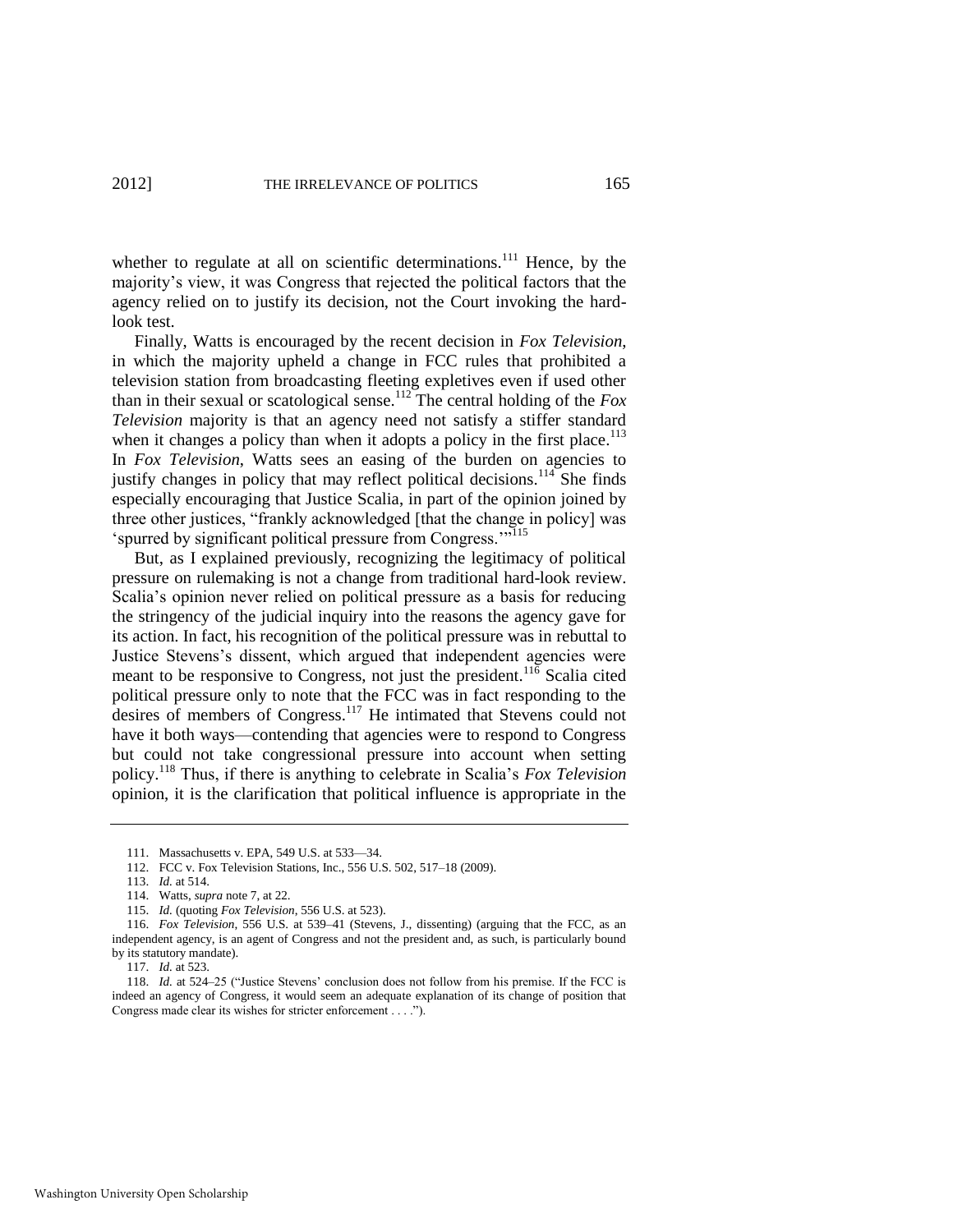whether to regulate at all on scientific determinations.[111] Hence, by the majority's view, it was Congress that rejected the political factors that the agency relied on to justify its decision, not the Court invoking the hard-look test.

Finally, Watts is encouraged by the recent decision in *Fox Television*, in which the majority upheld a change in FCC rules that prohibited a television station from broadcasting fleeting expletives even if used other than in their sexual or scatological sense.[112] The central holding of the *Fox Television* majority is that an agency need not satisfy a stiffer standard when it changes a policy than when it adopts a policy in the first place.[113] In *Fox Television*, Watts sees an easing of the burden on agencies to justify changes in policy that may reflect political decisions.[114] She finds especially encouraging that Justice Scalia, in part of the opinion joined by three other justices, "frankly acknowledged [that the change in policy] was 'spurred by significant political pressure from Congress.'"[115]

But, as I explained previously, recognizing the legitimacy of political pressure on rulemaking is not a change from traditional hard-look review. Scalia's opinion never relied on political pressure as a basis for reducing the stringency of the judicial inquiry into the reasons the agency gave for its action. In fact, his recognition of the political pressure was in rebuttal to Justice Stevens's dissent, which argued that independent agencies were meant to be responsive to Congress, not just the president.[116] Scalia cited political pressure only to note that the FCC was in fact responding to the desires of members of Congress.[117] He intimated that Stevens could not have it both ways—contending that agencies were to respond to Congress but could not take congressional pressure into account when setting policy.[118] Thus, if there is anything to celebrate in Scalia's *Fox Television* opinion, it is the clarification that political influence is appropriate in the

---

111. Massachusetts v. EPA, 549 U.S. at 533—34.

112. FCC v. Fox Television Stations, Inc., 556 U.S. 502, 517–18 (2009).

113. *Id.* at 514.

114. Watts, *supra* note 7, at 22.

115. *Id.* (quoting *Fox Television*, 556 U.S. at 523).

116. *Fox Television*, 556 U.S. at 539–41 (Stevens, J., dissenting) (arguing that the FCC, as an independent agency, is an agent of Congress and not the president and, as such, is particularly bound by its statutory mandate).

117. *Id.* at 523.

118. *Id.* at 524–25 ("Justice Stevens' conclusion does not follow from his premise. If the FCC is indeed an agency of Congress, it would seem an adequate explanation of its change of position that Congress made clear its wishes for stricter enforcement . . . .").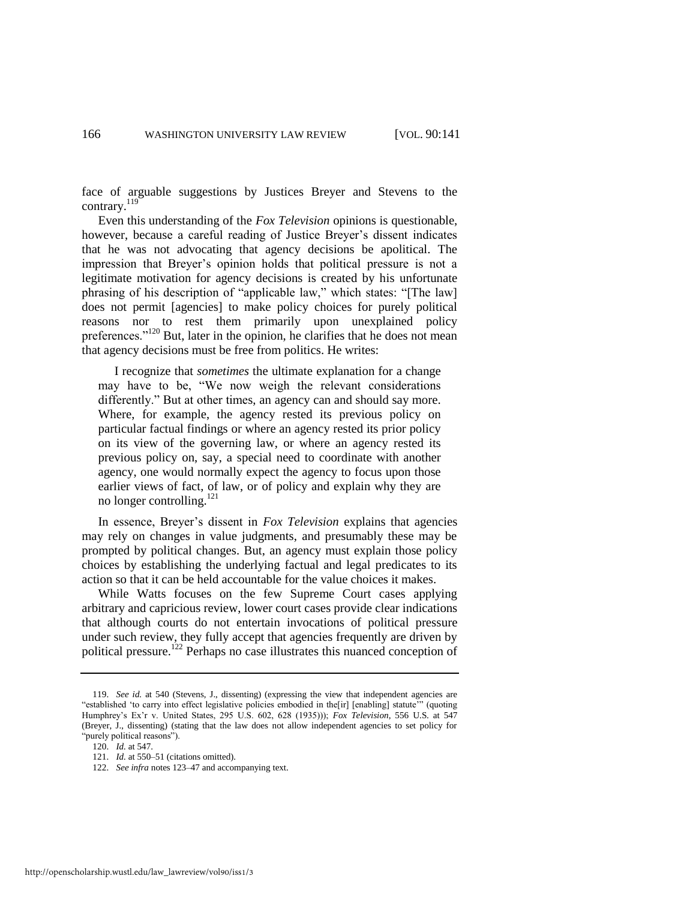face of arguable suggestions by Justices Breyer and Stevens to the contrary.[119]

Even this understanding of the *Fox Television* opinions is questionable, however, because a careful reading of Justice Breyer's dissent indicates that he was not advocating that agency decisions be apolitical. The impression that Breyer's opinion holds that political pressure is not a legitimate motivation for agency decisions is created by his unfortunate phrasing of his description of "applicable law," which states: "[The law] does not permit [agencies] to make policy choices for purely political reasons nor to rest them primarily upon unexplained policy preferences."[120] But, later in the opinion, he clarifies that he does not mean that agency decisions must be free from politics. He writes:

> I recognize that *sometimes* the ultimate explanation for a change may have to be, "We now weigh the relevant considerations differently." But at other times, an agency can and should say more. Where, for example, the agency rested its previous policy on particular factual findings or where an agency rested its prior policy on its view of the governing law, or where an agency rested its previous policy on, say, a special need to coordinate with another agency, one would normally expect the agency to focus upon those earlier views of fact, of law, or of policy and explain why they are no longer controlling.[121]

In essence, Breyer's dissent in *Fox Television* explains that agencies may rely on changes in value judgments, and presumably these may be prompted by political changes. But, an agency must explain those policy choices by establishing the underlying factual and legal predicates to its action so that it can be held accountable for the value choices it makes.

While Watts focuses on the few Supreme Court cases applying arbitrary and capricious review, lower court cases provide clear indications that although courts do not entertain invocations of political pressure under such review, they fully accept that agencies frequently are driven by political pressure.[122] Perhaps no case illustrates this nuanced conception of

---

119. *See id.* at 540 (Stevens, J., dissenting) (expressing the view that independent agencies are "established 'to carry into effect legislative policies embodied in the[ir] [enabling] statute'" (quoting Humphrey's Ex'r v. United States, 295 U.S. 602, 628 (1935))); *Fox Television*, 556 U.S. at 547 (Breyer, J., dissenting) (stating that the law does not allow independent agencies to set policy for "purely political reasons").

120. *Id.* at 547.

121. *Id.* at 550–51 (citations omitted).

122. *See infra* notes 123–47 and accompanying text.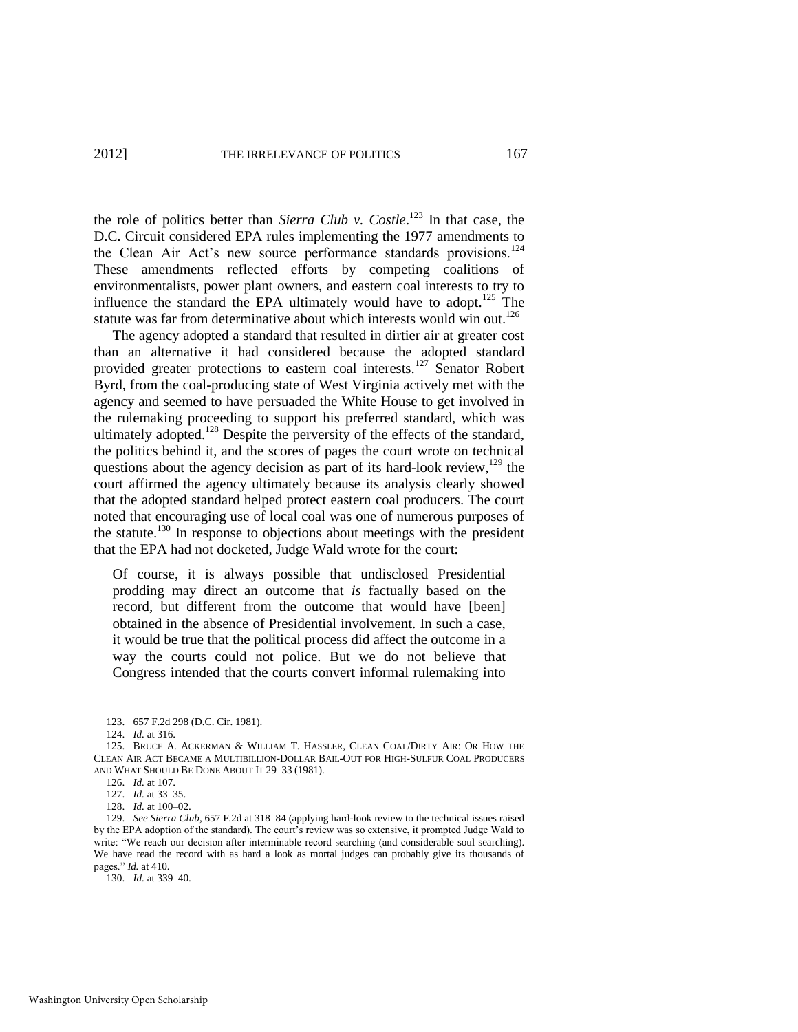the role of politics better than *Sierra Club v. Costle*.[123] In that case, the D.C. Circuit considered EPA rules implementing the 1977 amendments to the Clean Air Act's new source performance standards provisions.[124] These amendments reflected efforts by competing coalitions of environmentalists, power plant owners, and eastern coal interests to try to influence the standard the EPA ultimately would have to adopt.[125] The statute was far from determinative about which interests would win out.[126]

The agency adopted a standard that resulted in dirtier air at greater cost than an alternative it had considered because the adopted standard provided greater protections to eastern coal interests.[127] Senator Robert Byrd, from the coal-producing state of West Virginia actively met with the agency and seemed to have persuaded the White House to get involved in the rulemaking proceeding to support his preferred standard, which was ultimately adopted.[128] Despite the perversity of the effects of the standard, the politics behind it, and the scores of pages the court wrote on technical questions about the agency decision as part of its hard-look review,[129] the court affirmed the agency ultimately because its analysis clearly showed that the adopted standard helped protect eastern coal producers. The court noted that encouraging use of local coal was one of numerous purposes of the statute.[130] In response to objections about meetings with the president that the EPA had not docketed, Judge Wald wrote for the court:

> Of course, it is always possible that undisclosed Presidential prodding may direct an outcome that *is* factually based on the record, but different from the outcome that would have [been] obtained in the absence of Presidential involvement. In such a case, it would be true that the political process did affect the outcome in a way the courts could not police. But we do not believe that Congress intended that the courts convert informal rulemaking into

---

123. 657 F.2d 298 (D.C. Cir. 1981).

124. *Id.* at 316.

125. BRUCE A. ACKERMAN & WILLIAM T. HASSLER, CLEAN COAL/DIRTY AIR: OR HOW THE CLEAN AIR ACT BECAME A MULTIBILLION-DOLLAR BAIL-OUT FOR HIGH-SULFUR COAL PRODUCERS AND WHAT SHOULD BE DONE ABOUT IT 29–33 (1981).

126. *Id.* at 107.

127. *Id.* at 33–35.

128. *Id.* at 100–02.

129. *See Sierra Club*, 657 F.2d at 318–84 (applying hard-look review to the technical issues raised by the EPA adoption of the standard). The court's review was so extensive, it prompted Judge Wald to write: "We reach our decision after interminable record searching (and considerable soul searching). We have read the record with as hard a look as mortal judges can probably give its thousands of pages." *Id.* at 410.

130. *Id.* at 339–40.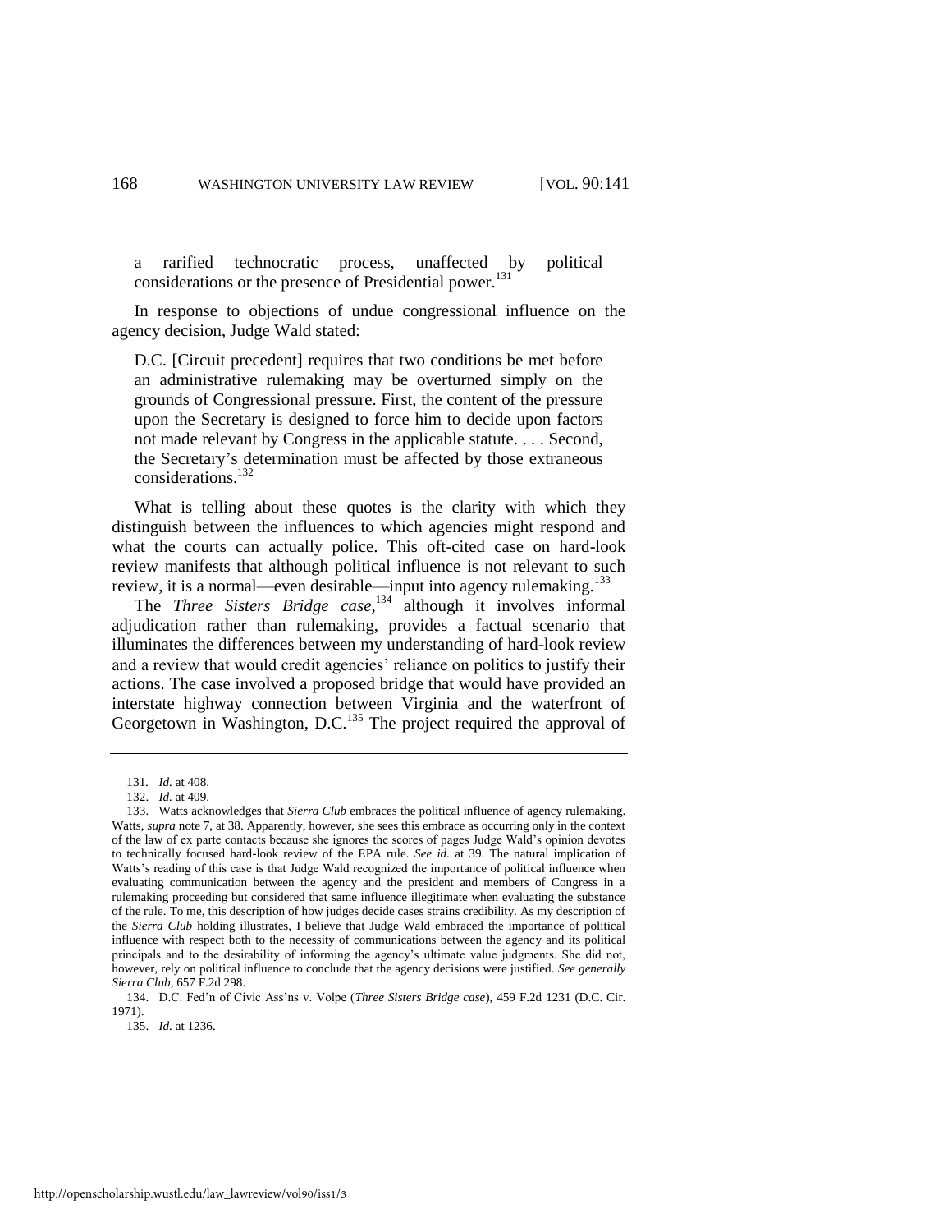> a rarified technocratic process, unaffected by political considerations or the presence of Presidential power.[131]

In response to objections of undue congressional influence on the agency decision, Judge Wald stated:

> D.C. [Circuit precedent] requires that two conditions be met before an administrative rulemaking may be overturned simply on the grounds of Congressional pressure. First, the content of the pressure upon the Secretary is designed to force him to decide upon factors not made relevant by Congress in the applicable statute. . . . Second, the Secretary's determination must be affected by those extraneous considerations.[132]

What is telling about these quotes is the clarity with which they distinguish between the influences to which agencies might respond and what the courts can actually police. This oft-cited case on hard-look review manifests that although political influence is not relevant to such review, it is a normal—even desirable—input into agency rulemaking.[133]

The *Three Sisters Bridge case*,[134] although it involves informal adjudication rather than rulemaking, provides a factual scenario that illuminates the differences between my understanding of hard-look review and a review that would credit agencies' reliance on politics to justify their actions. The case involved a proposed bridge that would have provided an interstate highway connection between Virginia and the waterfront of Georgetown in Washington, D.C.[135] The project required the approval of

---

131. *Id.* at 408.

132. *Id.* at 409.

133. Watts acknowledges that *Sierra Club* embraces the political influence of agency rulemaking. Watts, *supra* note 7, at 38. Apparently, however, she sees this embrace as occurring only in the context of the law of ex parte contacts because she ignores the scores of pages Judge Wald's opinion devotes to technically focused hard-look review of the EPA rule. *See id.* at 39. The natural implication of Watts's reading of this case is that Judge Wald recognized the importance of political influence when evaluating communication between the agency and the president and members of Congress in a rulemaking proceeding but considered that same influence illegitimate when evaluating the substance of the rule. To me, this description of how judges decide cases strains credibility. As my description of the *Sierra Club* holding illustrates, I believe that Judge Wald embraced the importance of political influence with respect both to the necessity of communications between the agency and its political principals and to the desirability of informing the agency's ultimate value judgments. She did not, however, rely on political influence to conclude that the agency decisions were justified. *See generally Sierra Club*, 657 F.2d 298.

134. D.C. Fed'n of Civic Ass'ns v. Volpe (*Three Sisters Bridge case*), 459 F.2d 1231 (D.C. Cir. 1971).

135. *Id.* at 1236.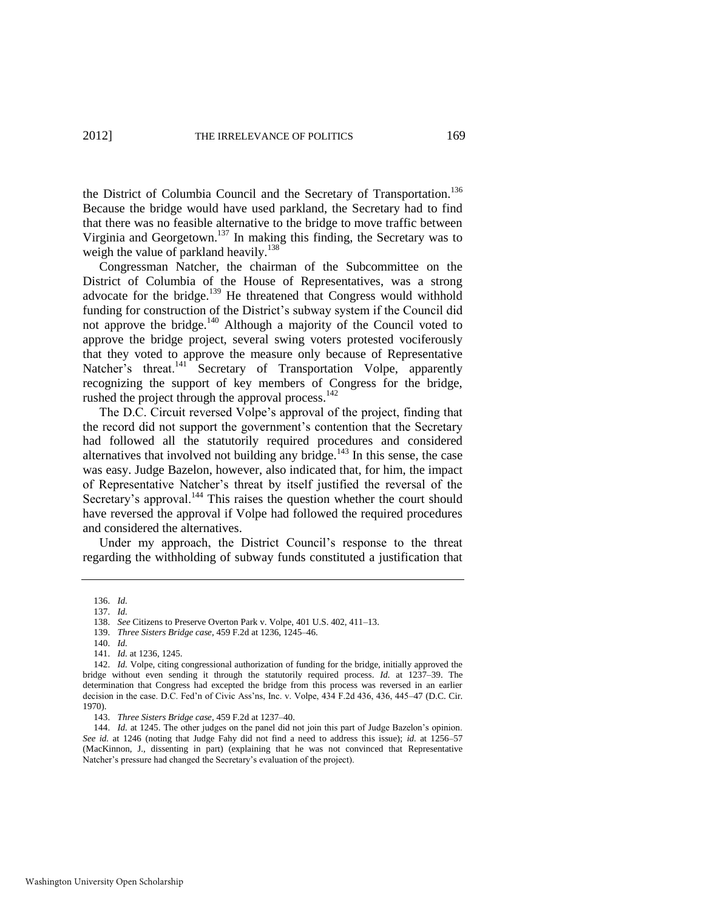the District of Columbia Council and the Secretary of Transportation.[136] Because the bridge would have used parkland, the Secretary had to find that there was no feasible alternative to the bridge to move traffic between Virginia and Georgetown.[137] In making this finding, the Secretary was to weigh the value of parkland heavily.[138]

Congressman Natcher, the chairman of the Subcommittee on the District of Columbia of the House of Representatives, was a strong advocate for the bridge.[139] He threatened that Congress would withhold funding for construction of the District's subway system if the Council did not approve the bridge.[140] Although a majority of the Council voted to approve the bridge project, several swing voters protested vociferously that they voted to approve the measure only because of Representative Natcher's threat.[141] Secretary of Transportation Volpe, apparently recognizing the support of key members of Congress for the bridge, rushed the project through the approval process.[142]

The D.C. Circuit reversed Volpe's approval of the project, finding that the record did not support the government's contention that the Secretary had followed all the statutorily required procedures and considered alternatives that involved not building any bridge.[143] In this sense, the case was easy. Judge Bazelon, however, also indicated that, for him, the impact of Representative Natcher's threat by itself justified the reversal of the Secretary's approval.[144] This raises the question whether the court should have reversed the approval if Volpe had followed the required procedures and considered the alternatives.

Under my approach, the District Council's response to the threat regarding the withholding of subway funds constituted a justification that

---

136. *Id.*

137. *Id.*

138. *See* Citizens to Preserve Overton Park v. Volpe, 401 U.S. 402, 411–13.

139. *Three Sisters Bridge case*, 459 F.2d at 1236, 1245–46.

140. *Id.*

141. *Id.* at 1236, 1245.

142. *Id.* Volpe, citing congressional authorization of funding for the bridge, initially approved the bridge without even sending it through the statutorily required process. *Id.* at 1237–39. The determination that Congress had excepted the bridge from this process was reversed in an earlier decision in the case. D.C. Fed'n of Civic Ass'ns, Inc. v. Volpe, 434 F.2d 436, 436, 445–47 (D.C. Cir. 1970).

143. *Three Sisters Bridge case*, 459 F.2d at 1237–40.

144. *Id.* at 1245. The other judges on the panel did not join this part of Judge Bazelon's opinion. *See id.* at 1246 (noting that Judge Fahy did not find a need to address this issue); *id.* at 1256–57 (MacKinnon, J., dissenting in part) (explaining that he was not convinced that Representative Natcher's pressure had changed the Secretary's evaluation of the project).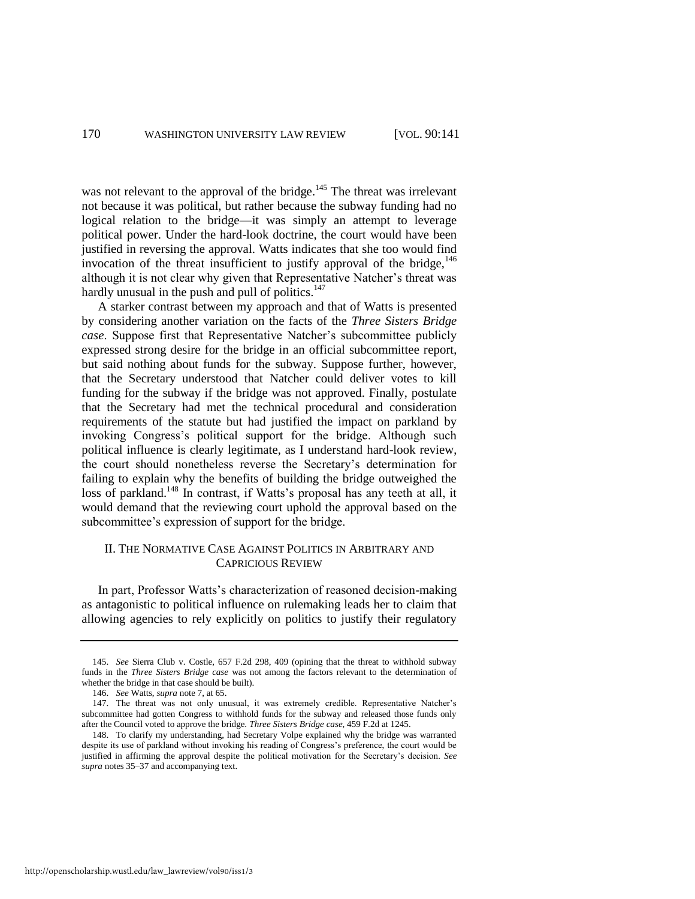was not relevant to the approval of the bridge.[145] The threat was irrelevant not because it was political, but rather because the subway funding had no logical relation to the bridge—it was simply an attempt to leverage political power. Under the hard-look doctrine, the court would have been justified in reversing the approval. Watts indicates that she too would find invocation of the threat insufficient to justify approval of the bridge,[146] although it is not clear why given that Representative Natcher's threat was hardly unusual in the push and pull of politics.[147]

A starker contrast between my approach and that of Watts is presented by considering another variation on the facts of the *Three Sisters Bridge case*. Suppose first that Representative Natcher's subcommittee publicly expressed strong desire for the bridge in an official subcommittee report, but said nothing about funds for the subway. Suppose further, however, that the Secretary understood that Natcher could deliver votes to kill funding for the subway if the bridge was not approved. Finally, postulate that the Secretary had met the technical procedural and consideration requirements of the statute but had justified the impact on parkland by invoking Congress's political support for the bridge. Although such political influence is clearly legitimate, as I understand hard-look review, the court should nonetheless reverse the Secretary's determination for failing to explain why the benefits of building the bridge outweighed the loss of parkland.[148] In contrast, if Watts's proposal has any teeth at all, it would demand that the reviewing court uphold the approval based on the subcommittee's expression of support for the bridge.

## II. THE NORMATIVE CASE AGAINST POLITICS IN ARBITRARY AND CAPRICIOUS REVIEW

In part, Professor Watts's characterization of reasoned decision-making as antagonistic to political influence on rulemaking leads her to claim that allowing agencies to rely explicitly on politics to justify their regulatory

---

145. *See* Sierra Club v. Costle, 657 F.2d 298, 409 (opining that the threat to withhold subway funds in the *Three Sisters Bridge case* was not among the factors relevant to the determination of whether the bridge in that case should be built).

146. *See* Watts, *supra* note 7, at 65.

147. The threat was not only unusual, it was extremely credible. Representative Natcher's subcommittee had gotten Congress to withhold funds for the subway and released those funds only after the Council voted to approve the bridge. *Three Sisters Bridge case*, 459 F.2d at 1245.

148. To clarify my understanding, had Secretary Volpe explained why the bridge was warranted despite its use of parkland without invoking his reading of Congress's preference, the court would be justified in affirming the approval despite the political motivation for the Secretary's decision. *See supra* notes 35–37 and accompanying text.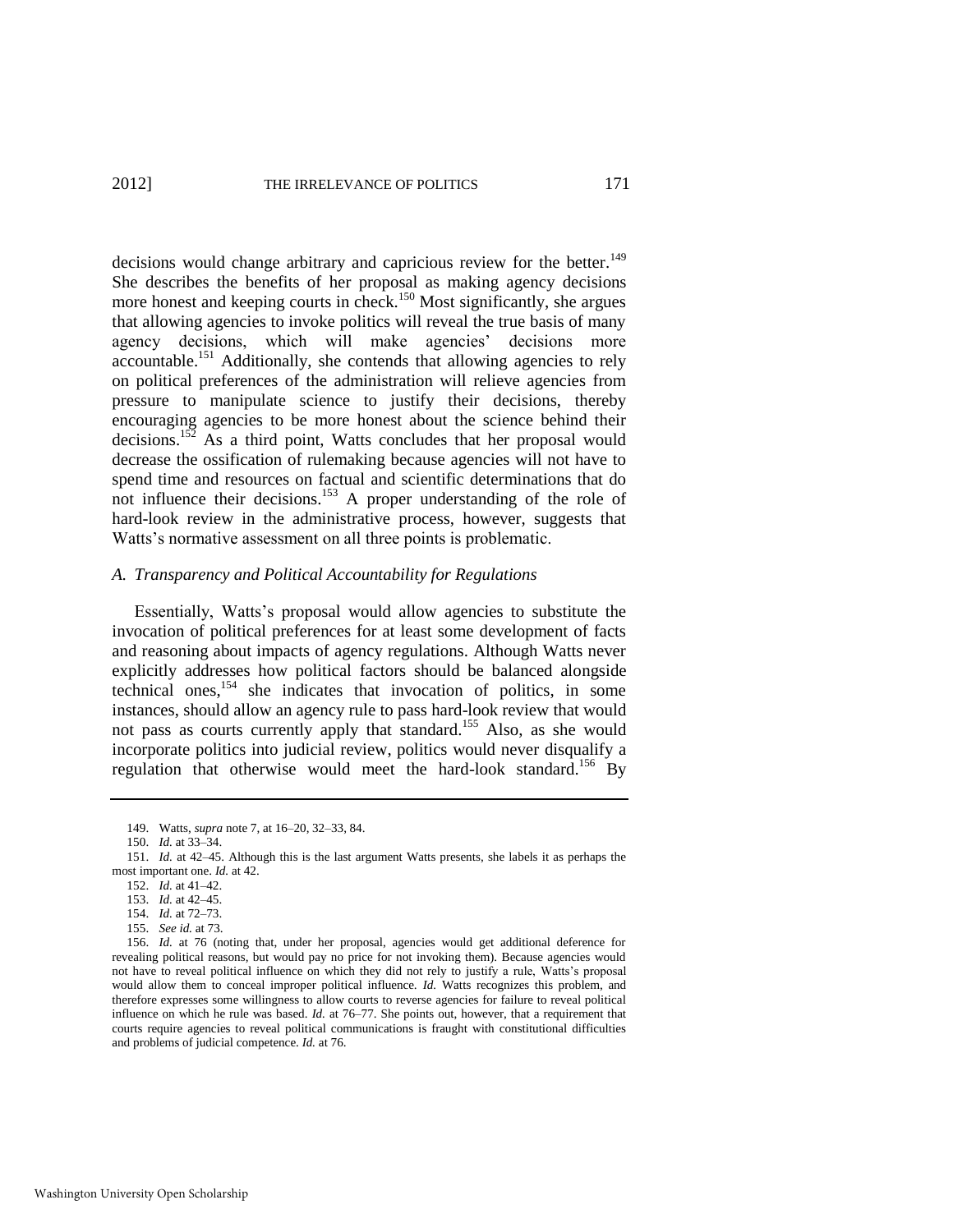decisions would change arbitrary and capricious review for the better.[149] She describes the benefits of her proposal as making agency decisions more honest and keeping courts in check.[150] Most significantly, she argues that allowing agencies to invoke politics will reveal the true basis of many agency decisions, which will make agencies' decisions more accountable.[151] Additionally, she contends that allowing agencies to rely on political preferences of the administration will relieve agencies from pressure to manipulate science to justify their decisions, thereby encouraging agencies to be more honest about the science behind their decisions.[152] As a third point, Watts concludes that her proposal would decrease the ossification of rulemaking because agencies will not have to spend time and resources on factual and scientific determinations that do not influence their decisions.[153] A proper understanding of the role of hard-look review in the administrative process, however, suggests that Watts's normative assessment on all three points is problematic.

### *A. Transparency and Political Accountability for Regulations*

Essentially, Watts's proposal would allow agencies to substitute the invocation of political preferences for at least some development of facts and reasoning about impacts of agency regulations. Although Watts never explicitly addresses how political factors should be balanced alongside technical ones,[154] she indicates that invocation of politics, in some instances, should allow an agency rule to pass hard-look review that would not pass as courts currently apply that standard.[155] Also, as she would incorporate politics into judicial review, politics would never disqualify a regulation that otherwise would meet the hard-look standard.[156] By

---

149. Watts, *supra* note 7, at 16–20, 32–33, 84.

150. *Id.* at 33–34.

151. *Id.* at 42–45. Although this is the last argument Watts presents, she labels it as perhaps the most important one. *Id.* at 42.

152. *Id.* at 41–42.

153. *Id.* at 42–45.

154. *Id.* at 72–73.

155. *See id.* at 73.

156. *Id.* at 76 (noting that, under her proposal, agencies would get additional deference for revealing political reasons, but would pay no price for not invoking them). Because agencies would not have to reveal political influence on which they did not rely to justify a rule, Watts's proposal would allow them to conceal improper political influence. *Id.* Watts recognizes this problem, and therefore expresses some willingness to allow courts to reverse agencies for failure to reveal political influence on which he rule was based. *Id.* at 76–77. She points out, however, that a requirement that courts require agencies to reveal political communications is fraught with constitutional difficulties and problems of judicial competence. *Id.* at 76.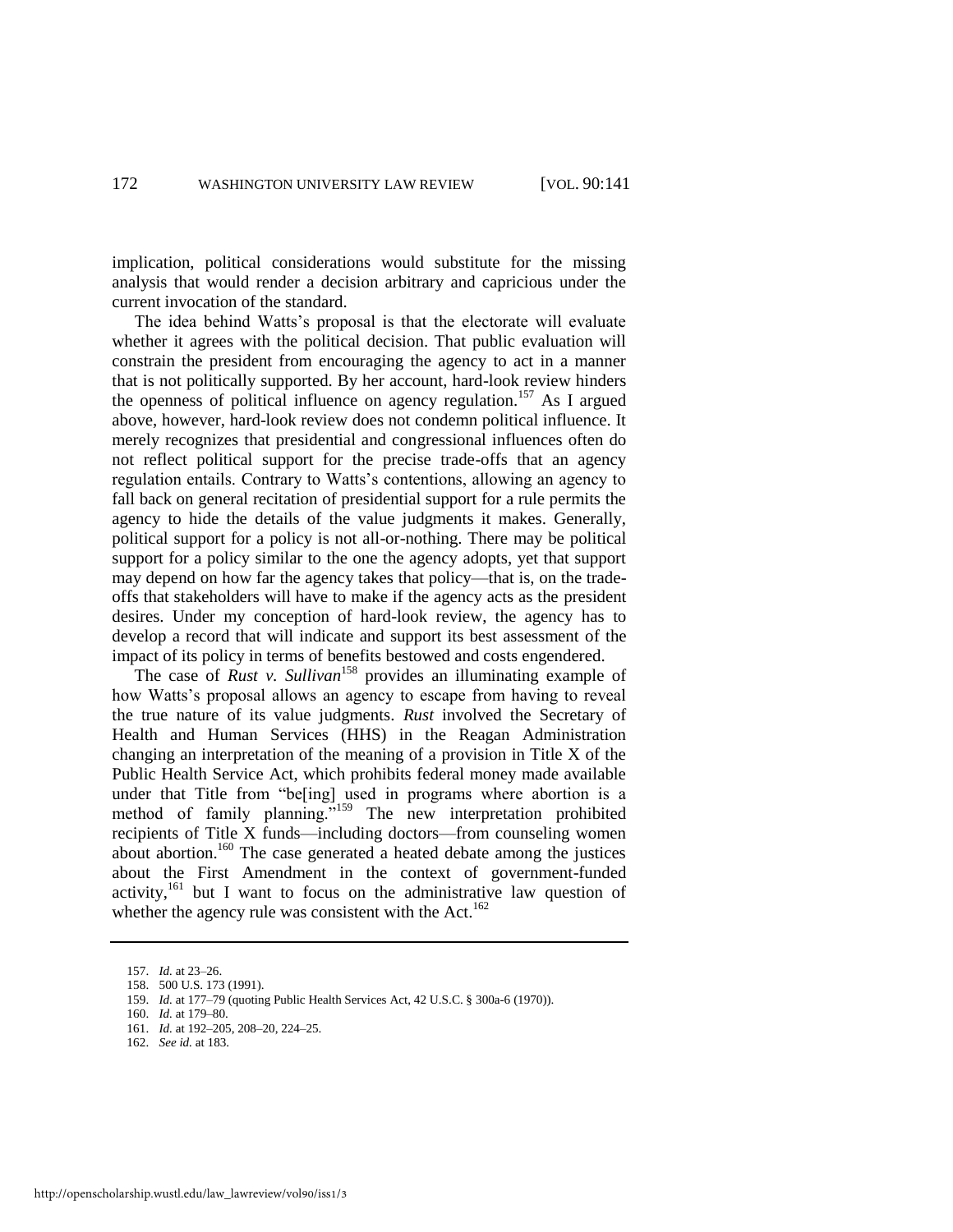implication, political considerations would substitute for the missing analysis that would render a decision arbitrary and capricious under the current invocation of the standard.

The idea behind Watts's proposal is that the electorate will evaluate whether it agrees with the political decision. That public evaluation will constrain the president from encouraging the agency to act in a manner that is not politically supported. By her account, hard-look review hinders the openness of political influence on agency regulation.[157] As I argued above, however, hard-look review does not condemn political influence. It merely recognizes that presidential and congressional influences often do not reflect political support for the precise trade-offs that an agency regulation entails. Contrary to Watts's contentions, allowing an agency to fall back on general recitation of presidential support for a rule permits the agency to hide the details of the value judgments it makes. Generally, political support for a policy is not all-or-nothing. There may be political support for a policy similar to the one the agency adopts, yet that support may depend on how far the agency takes that policy—that is, on the trade-offs that stakeholders will have to make if the agency acts as the president desires. Under my conception of hard-look review, the agency has to develop a record that will indicate and support its best assessment of the impact of its policy in terms of benefits bestowed and costs engendered.

The case of *Rust v. Sullivan*[158] provides an illuminating example of how Watts's proposal allows an agency to escape from having to reveal the true nature of its value judgments. *Rust* involved the Secretary of Health and Human Services (HHS) in the Reagan Administration changing an interpretation of the meaning of a provision in Title X of the Public Health Service Act, which prohibits federal money made available under that Title from "be[ing] used in programs where abortion is a method of family planning."[159] The new interpretation prohibited recipients of Title X funds—including doctors—from counseling women about abortion.[160] The case generated a heated debate among the justices about the First Amendment in the context of government-funded activity,[161] but I want to focus on the administrative law question of whether the agency rule was consistent with the Act.[162]

157. *Id.* at 23–26.

158. 500 U.S. 173 (1991).

159. *Id.* at 177–79 (quoting Public Health Services Act, 42 U.S.C. § 300a-6 (1970)).

160. *Id.* at 179–80.

161. *Id.* at 192–205, 208–20, 224–25.

162. *See id.* at 183.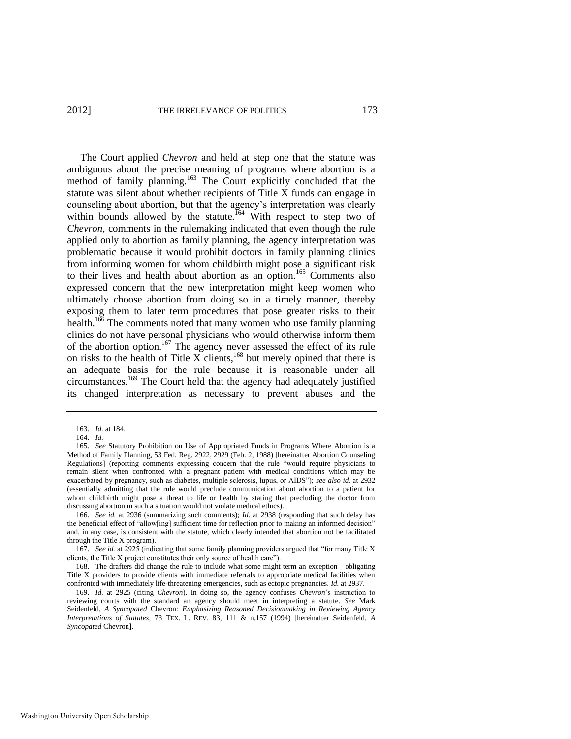The Court applied *Chevron* and held at step one that the statute was ambiguous about the precise meaning of programs where abortion is a method of family planning.[163] The Court explicitly concluded that the statute was silent about whether recipients of Title X funds can engage in counseling about abortion, but that the agency's interpretation was clearly within bounds allowed by the statute.[164] With respect to step two of *Chevron*, comments in the rulemaking indicated that even though the rule applied only to abortion as family planning, the agency interpretation was problematic because it would prohibit doctors in family planning clinics from informing women for whom childbirth might pose a significant risk to their lives and health about abortion as an option.[165] Comments also expressed concern that the new interpretation might keep women who ultimately choose abortion from doing so in a timely manner, thereby exposing them to later term procedures that pose greater risks to their health.[166] The comments noted that many women who use family planning clinics do not have personal physicians who would otherwise inform them of the abortion option.[167] The agency never assessed the effect of its rule on risks to the health of Title X clients,[168] but merely opined that there is an adequate basis for the rule because it is reasonable under all circumstances.[169] The Court held that the agency had adequately justified its changed interpretation as necessary to prevent abuses and the

---

163. *Id.* at 184.

164. *Id.*

165. *See* Statutory Prohibition on Use of Appropriated Funds in Programs Where Abortion is a Method of Family Planning, 53 Fed. Reg. 2922, 2929 (Feb. 2, 1988) [hereinafter Abortion Counseling Regulations] (reporting comments expressing concern that the rule "would require physicians to remain silent when confronted with a pregnant patient with medical conditions which may be exacerbated by pregnancy, such as diabetes, multiple sclerosis, lupus, or AIDS"); *see also id.* at 2932 (essentially admitting that the rule would preclude communication about abortion to a patient for whom childbirth might pose a threat to life or health by stating that precluding the doctor from discussing abortion in such a situation would not violate medical ethics).

166. *See id.* at 2936 (summarizing such comments); *Id.* at 2938 (responding that such delay has the beneficial effect of "allow[ing] sufficient time for reflection prior to making an informed decision" and, in any case, is consistent with the statute, which clearly intended that abortion not be facilitated through the Title X program).

167. *See id.* at 2925 (indicating that some family planning providers argued that "for many Title X clients, the Title X project constitutes their only source of health care").

168. The drafters did change the rule to include what some might term an exception—obligating Title X providers to provide clients with immediate referrals to appropriate medical facilities when confronted with immediately life-threatening emergencies, such as ectopic pregnancies. *Id.* at 2937.

169. *Id.* at 2925 (citing *Chevron*). In doing so, the agency confuses *Chevron*'s instruction to reviewing courts with the standard an agency should meet in interpreting a statute. *See* Mark Seidenfeld, *A Syncopated* Chevron*: Emphasizing Reasoned Decisionmaking in Reviewing Agency Interpretations of Statutes*, 73 TEX. L. REV. 83, 111 & n.157 (1994) [hereinafter Seidenfeld, *A Syncopated* Chevron].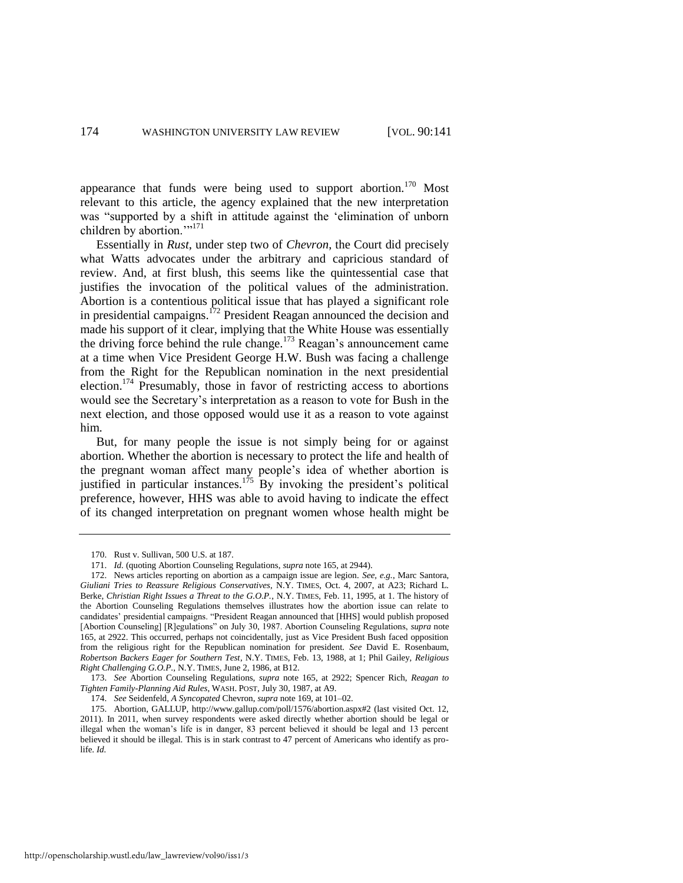appearance that funds were being used to support abortion.[170] Most relevant to this article, the agency explained that the new interpretation was "supported by a shift in attitude against the 'elimination of unborn children by abortion.'"[171]

Essentially in *Rust*, under step two of *Chevron*, the Court did precisely what Watts advocates under the arbitrary and capricious standard of review. And, at first blush, this seems like the quintessential case that justifies the invocation of the political values of the administration. Abortion is a contentious political issue that has played a significant role in presidential campaigns.[172] President Reagan announced the decision and made his support of it clear, implying that the White House was essentially the driving force behind the rule change.[173] Reagan's announcement came at a time when Vice President George H.W. Bush was facing a challenge from the Right for the Republican nomination in the next presidential election.[174] Presumably, those in favor of restricting access to abortions would see the Secretary's interpretation as a reason to vote for Bush in the next election, and those opposed would use it as a reason to vote against him.

But, for many people the issue is not simply being for or against abortion. Whether the abortion is necessary to protect the life and health of the pregnant woman affect many people's idea of whether abortion is justified in particular instances.[175] By invoking the president's political preference, however, HHS was able to avoid having to indicate the effect of its changed interpretation on pregnant women whose health might be

---

170. Rust v. Sullivan, 500 U.S. at 187.

171. *Id.* (quoting Abortion Counseling Regulations, *supra* note 165, at 2944).

172. News articles reporting on abortion as a campaign issue are legion. *See, e.g.*, Marc Santora, *Giuliani Tries to Reassure Religious Conservatives*, N.Y. TIMES, Oct. 4, 2007, at A23; Richard L. Berke, *Christian Right Issues a Threat to the G.O.P.*, N.Y. TIMES, Feb. 11, 1995, at 1. The history of the Abortion Counseling Regulations themselves illustrates how the abortion issue can relate to candidates' presidential campaigns. "President Reagan announced that [HHS] would publish proposed [Abortion Counseling] [R]egulations" on July 30, 1987. Abortion Counseling Regulations, *supra* note 165, at 2922. This occurred, perhaps not coincidentally, just as Vice President Bush faced opposition from the religious right for the Republican nomination for president. *See* David E. Rosenbaum, *Robertson Backers Eager for Southern Test*, N.Y. TIMES, Feb. 13, 1988, at 1; Phil Gailey, *Religious Right Challenging G.O.P.*, N.Y. TIMES, June 2, 1986, at B12.

173. *See* Abortion Counseling Regulations, *supra* note 165, at 2922; Spencer Rich, *Reagan to Tighten Family-Planning Aid Rules*, WASH. POST, July 30, 1987, at A9.

174. *See* Seidenfeld, *A Syncopated* Chevron, *supra* note 169, at 101–02.

175. Abortion, GALLUP, http://www.gallup.com/poll/1576/abortion.aspx#2 (last visited Oct. 12, 2011). In 2011, when survey respondents were asked directly whether abortion should be legal or illegal when the woman's life is in danger, 83 percent believed it should be legal and 13 percent believed it should be illegal. This is in stark contrast to 47 percent of Americans who identify as pro-life. *Id.*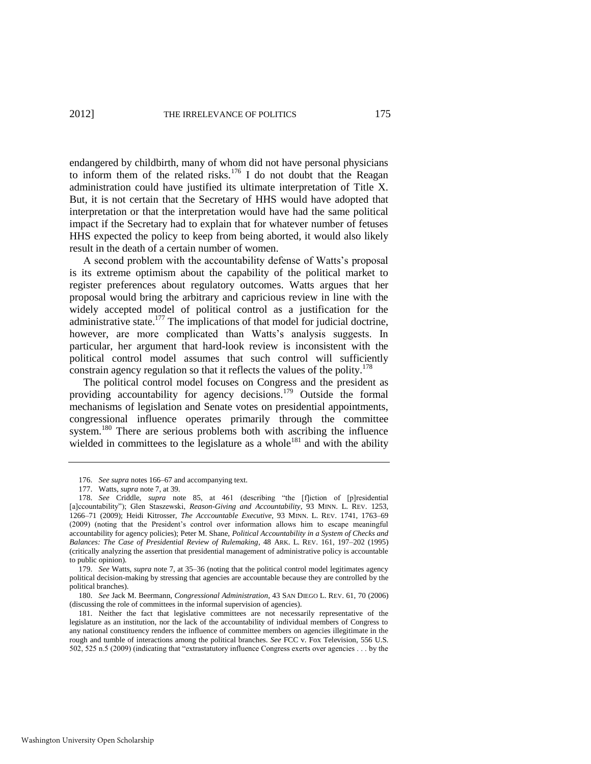endangered by childbirth, many of whom did not have personal physicians to inform them of the related risks.[176] I do not doubt that the Reagan administration could have justified its ultimate interpretation of Title X. But, it is not certain that the Secretary of HHS would have adopted that interpretation or that the interpretation would have had the same political impact if the Secretary had to explain that for whatever number of fetuses HHS expected the policy to keep from being aborted, it would also likely result in the death of a certain number of women.

A second problem with the accountability defense of Watts's proposal is its extreme optimism about the capability of the political market to register preferences about regulatory outcomes. Watts argues that her proposal would bring the arbitrary and capricious review in line with the widely accepted model of political control as a justification for the administrative state.[177] The implications of that model for judicial doctrine, however, are more complicated than Watts's analysis suggests. In particular, her argument that hard-look review is inconsistent with the political control model assumes that such control will sufficiently constrain agency regulation so that it reflects the values of the polity.[178]

The political control model focuses on Congress and the president as providing accountability for agency decisions.[179] Outside the formal mechanisms of legislation and Senate votes on presidential appointments, congressional influence operates primarily through the committee system.[180] There are serious problems both with ascribing the influence wielded in committees to the legislature as a whole[181] and with the ability

---

176. *See supra* notes 166–67 and accompanying text.

177. Watts, *supra* note 7, at 39.

178. *See* Criddle, *supra* note 85, at 461 (describing "the [f]iction of [p]residential [a]ccountability"); Glen Staszewski, *Reason-Giving and Accountability*, 93 MINN. L. REV. 1253, 1266–71 (2009); Heidi Kitrosser, *The Acccountable Executive*, 93 MINN. L. REV. 1741, 1763–69 (2009) (noting that the President's control over information allows him to escape meaningful accountability for agency policies); Peter M. Shane, *Political Accountability in a System of Checks and Balances: The Case of Presidential Review of Rulemaking*, 48 ARK. L. REV. 161, 197–202 (1995) (critically analyzing the assertion that presidential management of administrative policy is accountable to public opinion).

179. *See* Watts, *supra* note 7, at 35–36 (noting that the political control model legitimates agency political decision-making by stressing that agencies are accountable because they are controlled by the political branches).

180. *See* Jack M. Beermann, *Congressional Administration*, 43 SAN DIEGO L. REV. 61, 70 (2006) (discussing the role of committees in the informal supervision of agencies).

181. Neither the fact that legislative committees are not necessarily representative of the legislature as an institution, nor the lack of the accountability of individual members of Congress to any national constituency renders the influence of committee members on agencies illegitimate in the rough and tumble of interactions among the political branches. *See* FCC v. Fox Television, 556 U.S. 502, 525 n.5 (2009) (indicating that "extrastatutory influence Congress exerts over agencies . . . by the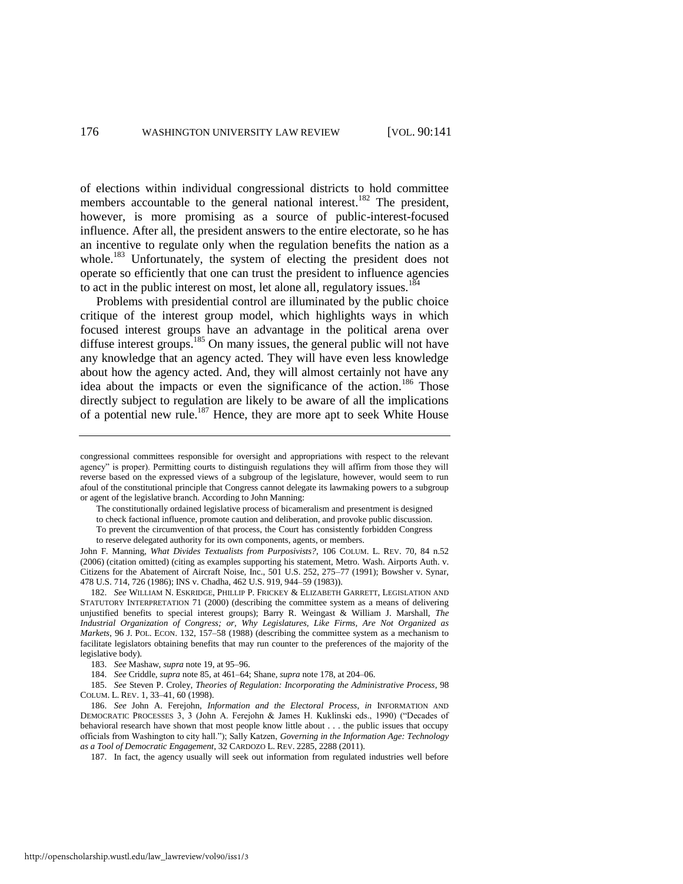of elections within individual congressional districts to hold committee members accountable to the general national interest.[182] The president, however, is more promising as a source of public-interest-focused influence. After all, the president answers to the entire electorate, so he has an incentive to regulate only when the regulation benefits the nation as a whole.[183] Unfortunately, the system of electing the president does not operate so efficiently that one can trust the president to influence agencies to act in the public interest on most, let alone all, regulatory issues.[184]

Problems with presidential control are illuminated by the public choice critique of the interest group model, which highlights ways in which focused interest groups have an advantage in the political arena over diffuse interest groups.[185] On many issues, the general public will not have any knowledge that an agency acted. They will have even less knowledge about how the agency acted. And, they will almost certainly not have any idea about the impacts or even the significance of the action.[186] Those directly subject to regulation are likely to be aware of all the implications of a potential new rule.[187] Hence, they are more apt to seek White House

---

congressional committees responsible for oversight and appropriations with respect to the relevant agency" is proper). Permitting courts to distinguish regulations they will affirm from those they will reverse based on the expressed views of a subgroup of the legislature, however, would seem to run afoul of the constitutional principle that Congress cannot delegate its lawmaking powers to a subgroup or agent of the legislative branch. According to John Manning:

> The constitutionally ordained legislative process of bicameralism and presentment is designed to check factional influence, promote caution and deliberation, and provoke public discussion. To prevent the circumvention of that process, the Court has consistently forbidden Congress to reserve delegated authority for its own components, agents, or members.

John F. Manning, *What Divides Textualists from Purposivists?*, 106 COLUM. L. REV. 70, 84 n.52 (2006) (citation omitted) (citing as examples supporting his statement, Metro. Wash. Airports Auth. v. Citizens for the Abatement of Aircraft Noise, Inc., 501 U.S. 252, 275–77 (1991); Bowsher v. Synar, 478 U.S. 714, 726 (1986); INS v. Chadha, 462 U.S. 919, 944–59 (1983)).

182. *See* WILLIAM N. ESKRIDGE, PHILLIP P. FRICKEY & ELIZABETH GARRETT, LEGISLATION AND STATUTORY INTERPRETATION 71 (2000) (describing the committee system as a means of delivering unjustified benefits to special interest groups); Barry R. Weingast & William J. Marshall, *The Industrial Organization of Congress; or, Why Legislatures, Like Firms, Are Not Organized as Markets*, 96 J. POL. ECON. 132, 157–58 (1988) (describing the committee system as a mechanism to facilitate legislators obtaining benefits that may run counter to the preferences of the majority of the legislative body).

183. *See* Mashaw, *supra* note 19, at 95–96.

184. *See* Criddle, *supra* note 85, at 461–64; Shane, *supra* note 178, at 204–06.

185. *See* Steven P. Croley, *Theories of Regulation: Incorporating the Administrative Process*, 98 COLUM. L. REV. 1, 33–41, 60 (1998).

186. *See* John A. Ferejohn, *Information and the Electoral Process*, *in* INFORMATION AND DEMOCRATIC PROCESSES 3, 3 (John A. Ferejohn & James H. Kuklinski eds., 1990) ("Decades of behavioral research have shown that most people know little about . . . the public issues that occupy officials from Washington to city hall."); Sally Katzen, *Governing in the Information Age: Technology as a Tool of Democratic Engagement*, 32 CARDOZO L. REV. 2285, 2288 (2011).

187. In fact, the agency usually will seek out information from regulated industries well before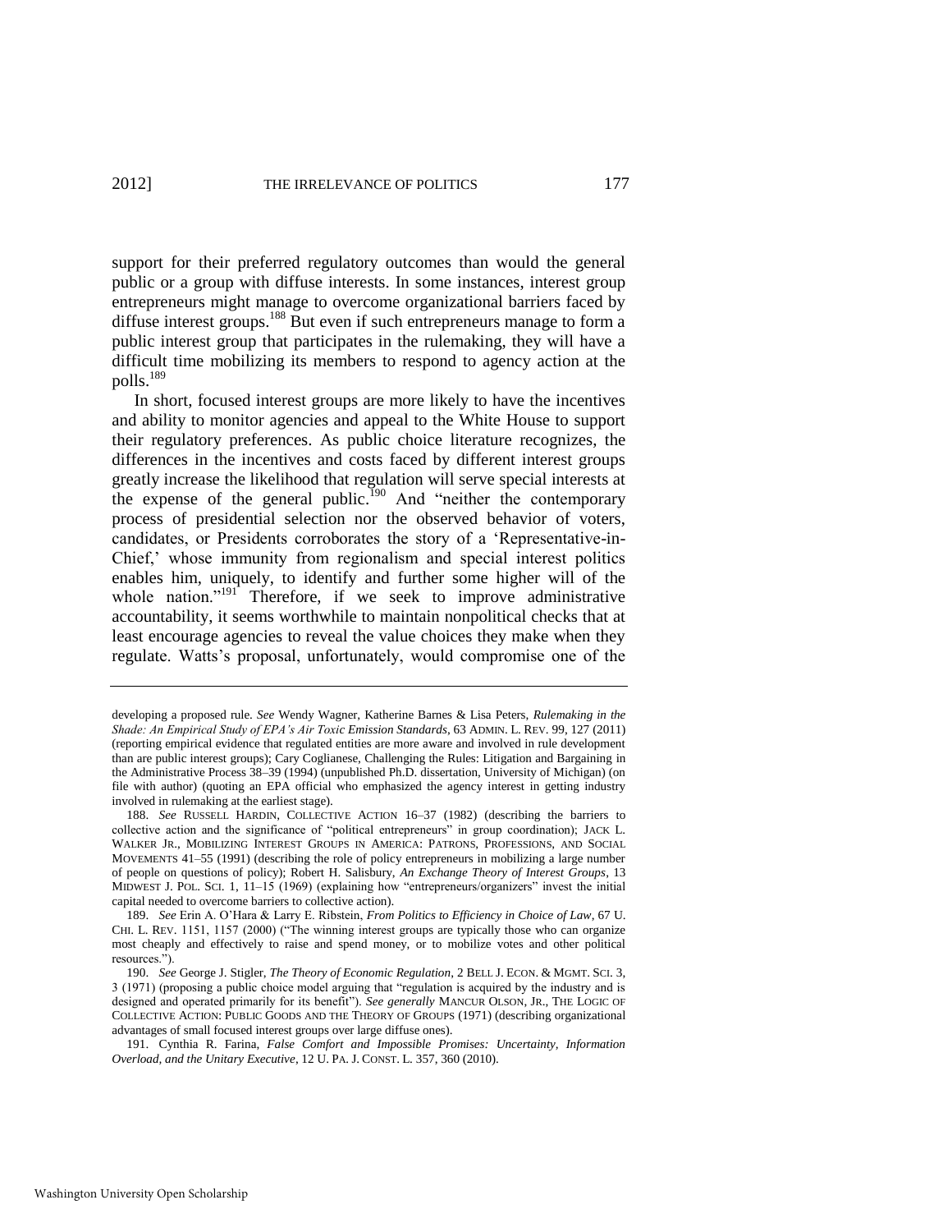support for their preferred regulatory outcomes than would the general public or a group with diffuse interests. In some instances, interest group entrepreneurs might manage to overcome organizational barriers faced by diffuse interest groups.[188] But even if such entrepreneurs manage to form a public interest group that participates in the rulemaking, they will have a difficult time mobilizing its members to respond to agency action at the polls.[189]

In short, focused interest groups are more likely to have the incentives and ability to monitor agencies and appeal to the White House to support their regulatory preferences. As public choice literature recognizes, the differences in the incentives and costs faced by different interest groups greatly increase the likelihood that regulation will serve special interests at the expense of the general public.[190] And "neither the contemporary process of presidential selection nor the observed behavior of voters, candidates, or Presidents corroborates the story of a 'Representative-in-Chief,' whose immunity from regionalism and special interest politics enables him, uniquely, to identify and further some higher will of the whole nation."[191] Therefore, if we seek to improve administrative accountability, it seems worthwhile to maintain nonpolitical checks that at least encourage agencies to reveal the value choices they make when they regulate. Watts's proposal, unfortunately, would compromise one of the

---

developing a proposed rule. *See* Wendy Wagner, Katherine Barnes & Lisa Peters, *Rulemaking in the Shade: An Empirical Study of EPA's Air Toxic Emission Standards*, 63 ADMIN. L. REV. 99, 127 (2011) (reporting empirical evidence that regulated entities are more aware and involved in rule development than are public interest groups); Cary Coglianese, Challenging the Rules: Litigation and Bargaining in the Administrative Process 38–39 (1994) (unpublished Ph.D. dissertation, University of Michigan) (on file with author) (quoting an EPA official who emphasized the agency interest in getting industry involved in rulemaking at the earliest stage).

188. *See* RUSSELL HARDIN, COLLECTIVE ACTION 16–37 (1982) (describing the barriers to collective action and the significance of "political entrepreneurs" in group coordination); JACK L. WALKER JR., MOBILIZING INTEREST GROUPS IN AMERICA: PATRONS, PROFESSIONS, AND SOCIAL MOVEMENTS 41–55 (1991) (describing the role of policy entrepreneurs in mobilizing a large number of people on questions of policy); Robert H. Salisbury, *An Exchange Theory of Interest Groups*, 13 MIDWEST J. POL. SCI. 1, 11–15 (1969) (explaining how "entrepreneurs/organizers" invest the initial capital needed to overcome barriers to collective action).

189. *See* Erin A. O'Hara & Larry E. Ribstein, *From Politics to Efficiency in Choice of Law*, 67 U. CHI. L. REV. 1151, 1157 (2000) ("The winning interest groups are typically those who can organize most cheaply and effectively to raise and spend money, or to mobilize votes and other political resources.").

190. *See* George J. Stigler, *The Theory of Economic Regulation*, 2 BELL J. ECON. & MGMT. SCI. 3, 3 (1971) (proposing a public choice model arguing that "regulation is acquired by the industry and is designed and operated primarily for its benefit"). *See generally* MANCUR OLSON, JR., THE LOGIC OF COLLECTIVE ACTION: PUBLIC GOODS AND THE THEORY OF GROUPS (1971) (describing organizational advantages of small focused interest groups over large diffuse ones).

191. Cynthia R. Farina, *False Comfort and Impossible Promises: Uncertainty, Information Overload, and the Unitary Executive*, 12 U. PA. J. CONST. L. 357, 360 (2010).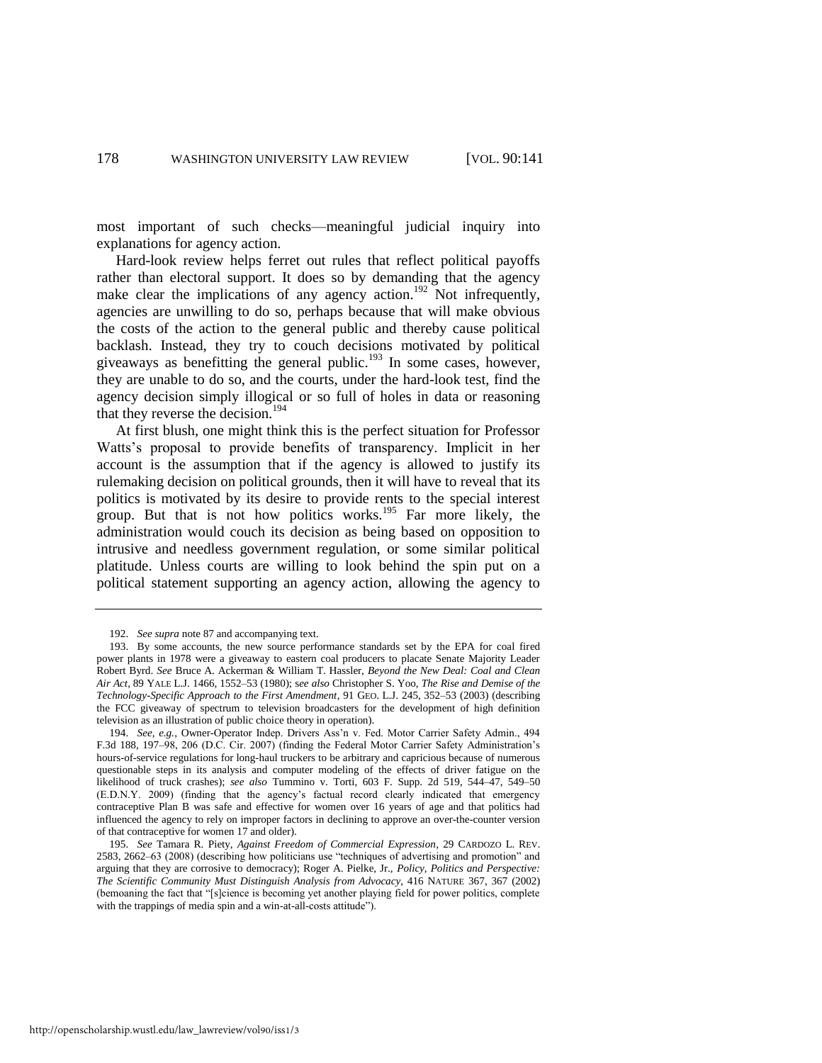most important of such checks—meaningful judicial inquiry into explanations for agency action.

Hard-look review helps ferret out rules that reflect political payoffs rather than electoral support. It does so by demanding that the agency make clear the implications of any agency action.[192] Not infrequently, agencies are unwilling to do so, perhaps because that will make obvious the costs of the action to the general public and thereby cause political backlash. Instead, they try to couch decisions motivated by political giveaways as benefitting the general public.[193] In some cases, however, they are unable to do so, and the courts, under the hard-look test, find the agency decision simply illogical or so full of holes in data or reasoning that they reverse the decision.[194]

At first blush, one might think this is the perfect situation for Professor Watts's proposal to provide benefits of transparency. Implicit in her account is the assumption that if the agency is allowed to justify its rulemaking decision on political grounds, then it will have to reveal that its politics is motivated by its desire to provide rents to the special interest group. But that is not how politics works.[195] Far more likely, the administration would couch its decision as being based on opposition to intrusive and needless government regulation, or some similar political platitude. Unless courts are willing to look behind the spin put on a political statement supporting an agency action, allowing the agency to

---

192. *See supra* note 87 and accompanying text.

193. By some accounts, the new source performance standards set by the EPA for coal fired power plants in 1978 were a giveaway to eastern coal producers to placate Senate Majority Leader Robert Byrd. *See* Bruce A. Ackerman & William T. Hassler, *Beyond the New Deal: Coal and Clean Air Act*, 89 YALE L.J. 1466, 1552–53 (1980); *see also* Christopher S. Yoo, *The Rise and Demise of the Technology-Specific Approach to the First Amendment*, 91 GEO. L.J. 245, 352–53 (2003) (describing the FCC giveaway of spectrum to television broadcasters for the development of high definition television as an illustration of public choice theory in operation).

194. *See, e.g.*, Owner-Operator Indep. Drivers Ass'n v. Fed. Motor Carrier Safety Admin., 494 F.3d 188, 197–98, 206 (D.C. Cir. 2007) (finding the Federal Motor Carrier Safety Administration's hours-of-service regulations for long-haul truckers to be arbitrary and capricious because of numerous questionable steps in its analysis and computer modeling of the effects of driver fatigue on the likelihood of truck crashes); *see also* Tummino v. Torti, 603 F. Supp. 2d 519, 544–47, 549–50 (E.D.N.Y. 2009) (finding that the agency's factual record clearly indicated that emergency contraceptive Plan B was safe and effective for women over 16 years of age and that politics had influenced the agency to rely on improper factors in declining to approve an over-the-counter version of that contraceptive for women 17 and older).

195. *See* Tamara R. Piety, *Against Freedom of Commercial Expression*, 29 CARDOZO L. REV. 2583, 2662–63 (2008) (describing how politicians use "techniques of advertising and promotion" and arguing that they are corrosive to democracy); Roger A. Pielke, Jr., *Policy, Politics and Perspective: The Scientific Community Must Distinguish Analysis from Advocacy*, 416 NATURE 367, 367 (2002) (bemoaning the fact that "[s]cience is becoming yet another playing field for power politics, complete with the trappings of media spin and a win-at-all-costs attitude").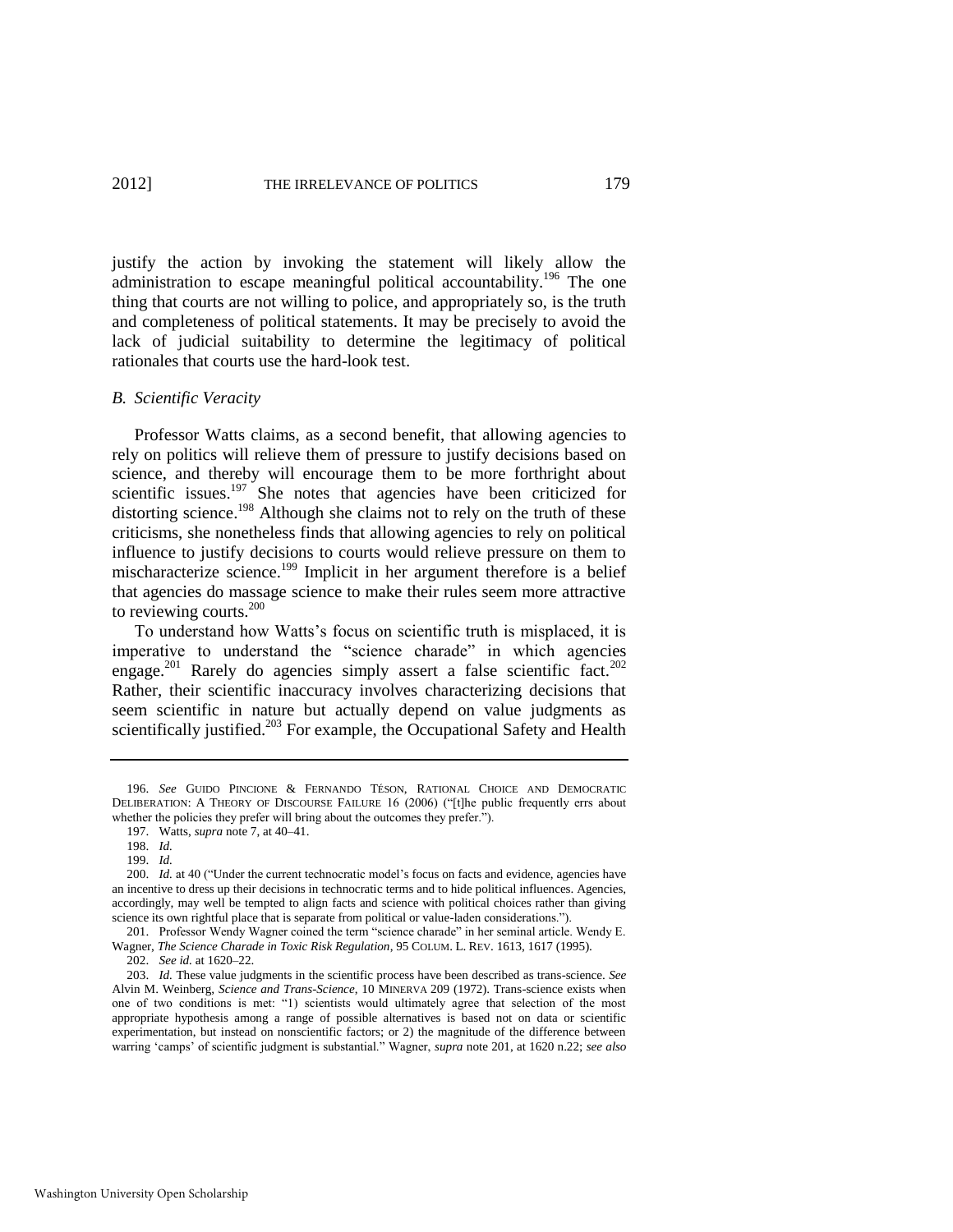justify the action by invoking the statement will likely allow the administration to escape meaningful political accountability.[196] The one thing that courts are not willing to police, and appropriately so, is the truth and completeness of political statements. It may be precisely to avoid the lack of judicial suitability to determine the legitimacy of political rationales that courts use the hard-look test.

### *B. Scientific Veracity*

Professor Watts claims, as a second benefit, that allowing agencies to rely on politics will relieve them of pressure to justify decisions based on science, and thereby will encourage them to be more forthright about scientific issues.[197] She notes that agencies have been criticized for distorting science.[198] Although she claims not to rely on the truth of these criticisms, she nonetheless finds that allowing agencies to rely on political influence to justify decisions to courts would relieve pressure on them to mischaracterize science.[199] Implicit in her argument therefore is a belief that agencies do massage science to make their rules seem more attractive to reviewing courts.[200]

To understand how Watts's focus on scientific truth is misplaced, it is imperative to understand the "science charade" in which agencies engage.[201] Rarely do agencies simply assert a false scientific fact.[202] Rather, their scientific inaccuracy involves characterizing decisions that seem scientific in nature but actually depend on value judgments as scientifically justified.[203] For example, the Occupational Safety and Health

---

196. *See* GUIDO PINCIONE & FERNANDO TÉSON, RATIONAL CHOICE AND DEMOCRATIC DELIBERATION: A THEORY OF DISCOURSE FAILURE 16 (2006) ("[t]he public frequently errs about whether the policies they prefer will bring about the outcomes they prefer.").

197. Watts, *supra* note 7, at 40–41.

198. *Id.*

199. *Id.*

200. *Id.* at 40 ("Under the current technocratic model's focus on facts and evidence, agencies have an incentive to dress up their decisions in technocratic terms and to hide political influences. Agencies, accordingly, may well be tempted to align facts and science with political choices rather than giving science its own rightful place that is separate from political or value-laden considerations.").

201. Professor Wendy Wagner coined the term "science charade" in her seminal article. Wendy E. Wagner, *The Science Charade in Toxic Risk Regulation*, 95 COLUM. L. REV. 1613, 1617 (1995).

202. *See id.* at 1620–22.

203. *Id.* These value judgments in the scientific process have been described as trans-science. *See* Alvin M. Weinberg, *Science and Trans-Science*, 10 MINERVA 209 (1972). Trans-science exists when one of two conditions is met: "1) scientists would ultimately agree that selection of the most appropriate hypothesis among a range of possible alternatives is based not on data or scientific experimentation, but instead on nonscientific factors; or 2) the magnitude of the difference between warring 'camps' of scientific judgment is substantial." Wagner, *supra* note 201, at 1620 n.22; *see also*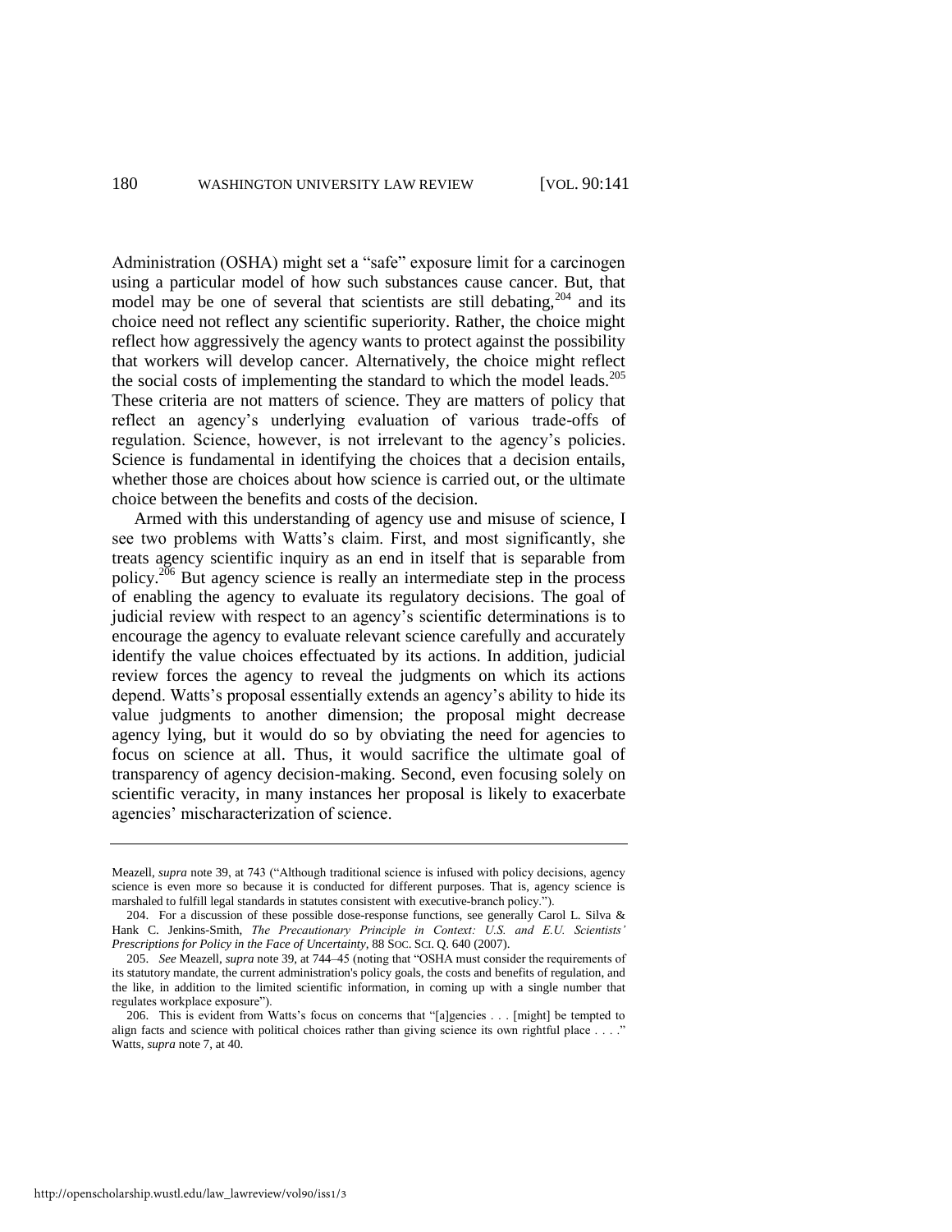Administration (OSHA) might set a "safe" exposure limit for a carcinogen using a particular model of how such substances cause cancer. But, that model may be one of several that scientists are still debating,[204] and its choice need not reflect any scientific superiority. Rather, the choice might reflect how aggressively the agency wants to protect against the possibility that workers will develop cancer. Alternatively, the choice might reflect the social costs of implementing the standard to which the model leads.[205] These criteria are not matters of science. They are matters of policy that reflect an agency's underlying evaluation of various trade-offs of regulation. Science, however, is not irrelevant to the agency's policies. Science is fundamental in identifying the choices that a decision entails, whether those are choices about how science is carried out, or the ultimate choice between the benefits and costs of the decision.

Armed with this understanding of agency use and misuse of science, I see two problems with Watts's claim. First, and most significantly, she treats agency scientific inquiry as an end in itself that is separable from policy.[206] But agency science is really an intermediate step in the process of enabling the agency to evaluate its regulatory decisions. The goal of judicial review with respect to an agency's scientific determinations is to encourage the agency to evaluate relevant science carefully and accurately identify the value choices effectuated by its actions. In addition, judicial review forces the agency to reveal the judgments on which its actions depend. Watts's proposal essentially extends an agency's ability to hide its value judgments to another dimension; the proposal might decrease agency lying, but it would do so by obviating the need for agencies to focus on science at all. Thus, it would sacrifice the ultimate goal of transparency of agency decision-making. Second, even focusing solely on scientific veracity, in many instances her proposal is likely to exacerbate agencies' mischaracterization of science.

---

Meazell, *supra* note 39, at 743 ("Although traditional science is infused with policy decisions, agency science is even more so because it is conducted for different purposes. That is, agency science is marshaled to fulfill legal standards in statutes consistent with executive-branch policy.").

204. For a discussion of these possible dose-response functions, see generally Carol L. Silva & Hank C. Jenkins-Smith, *The Precautionary Principle in Context: U.S. and E.U. Scientists' Prescriptions for Policy in the Face of Uncertainty*, 88 SOC. SCI. Q. 640 (2007).

205. *See* Meazell, *supra* note 39, at 744–45 (noting that "OSHA must consider the requirements of its statutory mandate, the current administration's policy goals, the costs and benefits of regulation, and the like, in addition to the limited scientific information, in coming up with a single number that regulates workplace exposure").

206. This is evident from Watts's focus on concerns that "[a]gencies . . . [might] be tempted to align facts and science with political choices rather than giving science its own rightful place . . . ." Watts, *supra* note 7, at 40.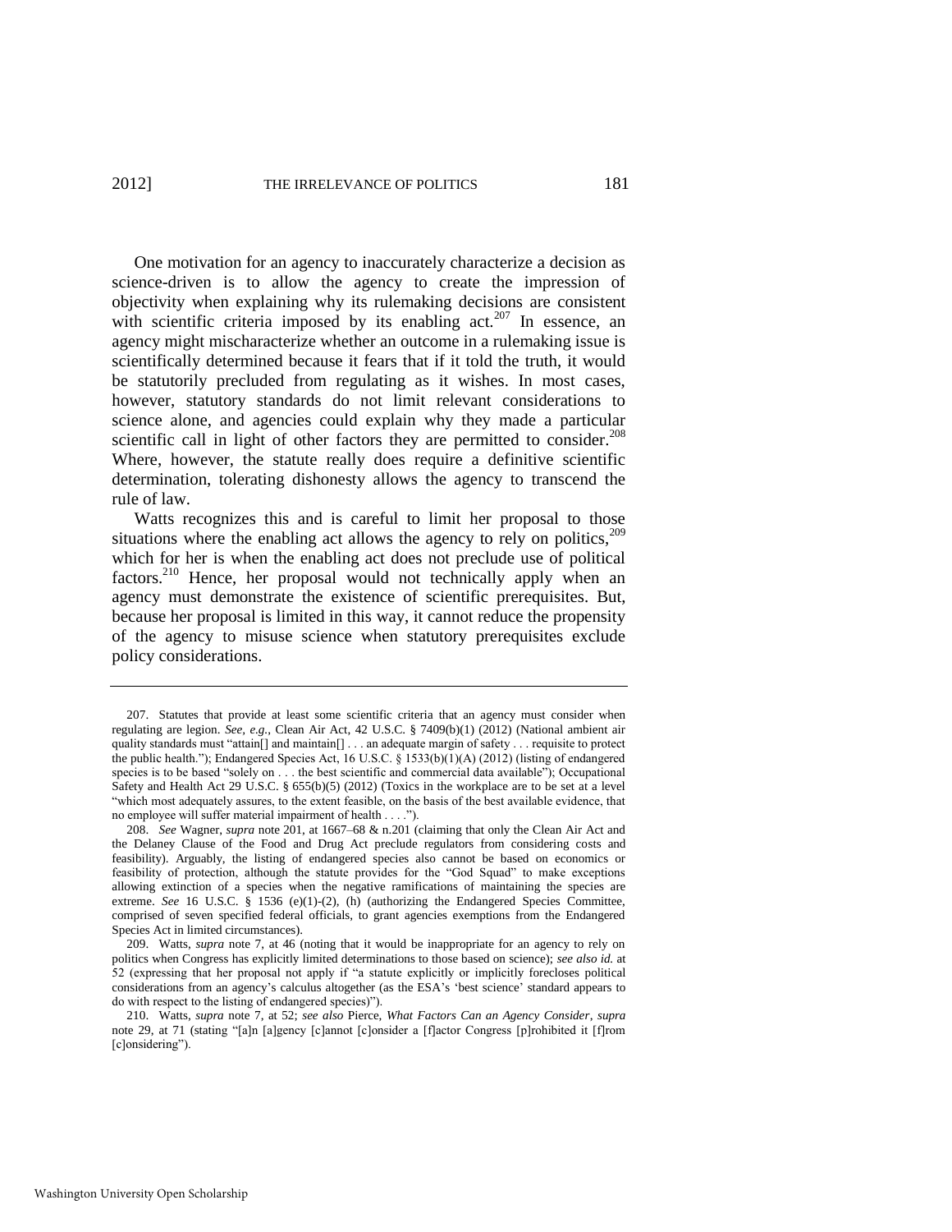One motivation for an agency to inaccurately characterize a decision as science-driven is to allow the agency to create the impression of objectivity when explaining why its rulemaking decisions are consistent with scientific criteria imposed by its enabling act.[207] In essence, an agency might mischaracterize whether an outcome in a rulemaking issue is scientifically determined because it fears that if it told the truth, it would be statutorily precluded from regulating as it wishes. In most cases, however, statutory standards do not limit relevant considerations to science alone, and agencies could explain why they made a particular scientific call in light of other factors they are permitted to consider.[208] Where, however, the statute really does require a definitive scientific determination, tolerating dishonesty allows the agency to transcend the rule of law.

Watts recognizes this and is careful to limit her proposal to those situations where the enabling act allows the agency to rely on politics,[209] which for her is when the enabling act does not preclude use of political factors.[210] Hence, her proposal would not technically apply when an agency must demonstrate the existence of scientific prerequisites. But, because her proposal is limited in this way, it cannot reduce the propensity of the agency to misuse science when statutory prerequisites exclude policy considerations.

---

207. Statutes that provide at least some scientific criteria that an agency must consider when regulating are legion. *See, e.g.*, Clean Air Act, 42 U.S.C. § 7409(b)(1) (2012) (National ambient air quality standards must "attain[] and maintain[] . . . an adequate margin of safety . . . requisite to protect the public health."); Endangered Species Act, 16 U.S.C. § 1533(b)(1)(A) (2012) (listing of endangered species is to be based "solely on . . . the best scientific and commercial data available"); Occupational Safety and Health Act 29 U.S.C. § 655(b)(5) (2012) (Toxics in the workplace are to be set at a level "which most adequately assures, to the extent feasible, on the basis of the best available evidence, that no employee will suffer material impairment of health . . . .").

208. *See* Wagner, *supra* note 201, at 1667–68 & n.201 (claiming that only the Clean Air Act and the Delaney Clause of the Food and Drug Act preclude regulators from considering costs and feasibility). Arguably, the listing of endangered species also cannot be based on economics or feasibility of protection, although the statute provides for the "God Squad" to make exceptions allowing extinction of a species when the negative ramifications of maintaining the species are extreme. *See* 16 U.S.C. § 1536 (e)(1)-(2), (h) (authorizing the Endangered Species Committee, comprised of seven specified federal officials, to grant agencies exemptions from the Endangered Species Act in limited circumstances).

209. Watts, *supra* note 7, at 46 (noting that it would be inappropriate for an agency to rely on politics when Congress has explicitly limited determinations to those based on science); *see also id.* at 52 (expressing that her proposal not apply if "a statute explicitly or implicitly forecloses political considerations from an agency's calculus altogether (as the ESA's 'best science' standard appears to do with respect to the listing of endangered species)").

210. Watts, *supra* note 7, at 52; *see also* Pierce, *What Factors Can an Agency Consider*, *supra* note 29, at 71 (stating "[a]n [a]gency [c]annot [c]onsider a [f]actor Congress [p]rohibited it [f]rom [c]onsidering").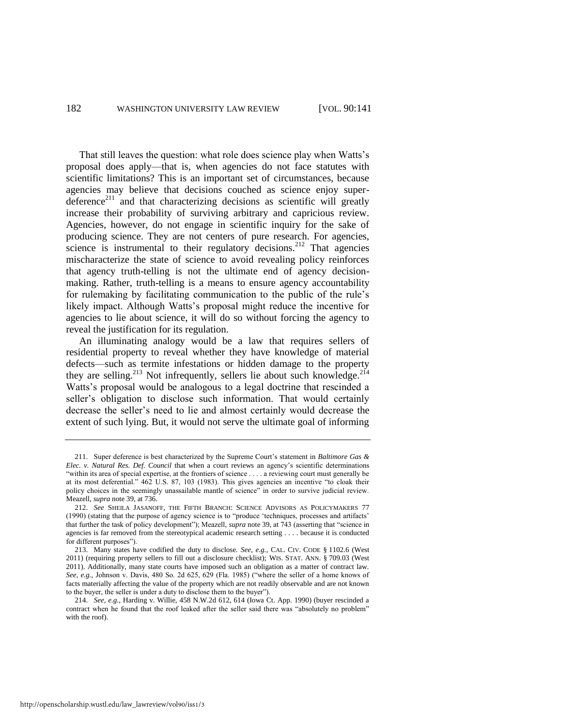That still leaves the question: what role does science play when Watts's proposal does apply—that is, when agencies do not face statutes with scientific limitations? This is an important set of circumstances, because agencies may believe that decisions couched as science enjoy super-deference[211] and that characterizing decisions as scientific will greatly increase their probability of surviving arbitrary and capricious review. Agencies, however, do not engage in scientific inquiry for the sake of producing science. They are not centers of pure research. For agencies, science is instrumental to their regulatory decisions.[212] That agencies mischaracterize the state of science to avoid revealing policy reinforces that agency truth-telling is not the ultimate end of agency decision-making. Rather, truth-telling is a means to ensure agency accountability for rulemaking by facilitating communication to the public of the rule's likely impact. Although Watts's proposal might reduce the incentive for agencies to lie about science, it will do so without forcing the agency to reveal the justification for its regulation.

An illuminating analogy would be a law that requires sellers of residential property to reveal whether they have knowledge of material defects—such as termite infestations or hidden damage to the property they are selling.[213] Not infrequently, sellers lie about such knowledge.[214] Watts's proposal would be analogous to a legal doctrine that rescinded a seller's obligation to disclose such information. That would certainly decrease the seller's need to lie and almost certainly would decrease the extent of such lying. But, it would not serve the ultimate goal of informing

---

211. Super deference is best characterized by the Supreme Court's statement in *Baltimore Gas & Elec. v. Natural Res. Def. Council* that when a court reviews an agency's scientific determinations "within its area of special expertise, at the frontiers of science . . . . a reviewing court must generally be at its most deferential." 462 U.S. 87, 103 (1983). This gives agencies an incentive "to cloak their policy choices in the seemingly unassailable mantle of science" in order to survive judicial review. Meazell, *supra* note 39, at 736.

212. *See* SHEILA JASANOFF, THE FIFTH BRANCH: SCIENCE ADVISORS AS POLICYMAKERS 77 (1990) (stating that the purpose of agency science is to "produce 'techniques, processes and artifacts' that further the task of policy development"); Meazell, *supra* note 39, at 743 (asserting that "science in agencies is far removed from the stereotypical academic research setting . . . . because it is conducted for different purposes").

213. Many states have codified the duty to disclose. *See, e.g.*, CAL. CIV. CODE § 1102.6 (West 2011) (requiring property sellers to fill out a disclosure checklist); WIS. STAT. ANN. § 709.03 (West 2011). Additionally, many state courts have imposed such an obligation as a matter of contract law. *See, e.g.*, Johnson v. Davis, 480 So. 2d 625, 629 (Fla. 1985) ("where the seller of a home knows of facts materially affecting the value of the property which are not readily observable and are not known to the buyer, the seller is under a duty to disclose them to the buyer").

214. *See, e.g.*, Harding v. Willie, 458 N.W.2d 612, 614 (Iowa Ct. App. 1990) (buyer rescinded a contract when he found that the roof leaked after the seller said there was "absolutely no problem" with the roof).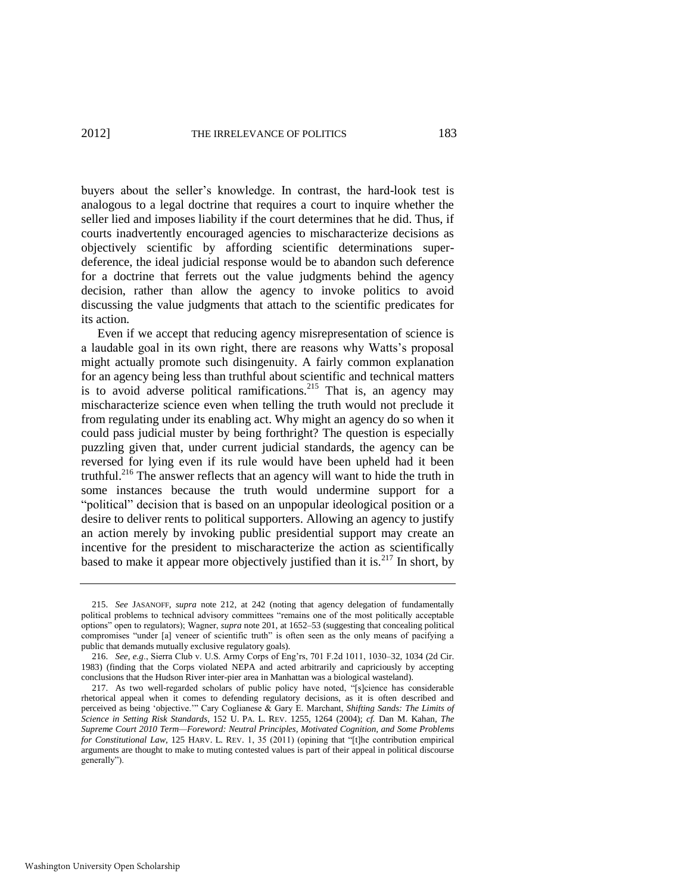buyers about the seller's knowledge. In contrast, the hard-look test is analogous to a legal doctrine that requires a court to inquire whether the seller lied and imposes liability if the court determines that he did. Thus, if courts inadvertently encouraged agencies to mischaracterize decisions as objectively scientific by affording scientific determinations super-deference, the ideal judicial response would be to abandon such deference for a doctrine that ferrets out the value judgments behind the agency decision, rather than allow the agency to invoke politics to avoid discussing the value judgments that attach to the scientific predicates for its action.

Even if we accept that reducing agency misrepresentation of science is a laudable goal in its own right, there are reasons why Watts's proposal might actually promote such disingenuity. A fairly common explanation for an agency being less than truthful about scientific and technical matters is to avoid adverse political ramifications.[215] That is, an agency may mischaracterize science even when telling the truth would not preclude it from regulating under its enabling act. Why might an agency do so when it could pass judicial muster by being forthright? The question is especially puzzling given that, under current judicial standards, the agency can be reversed for lying even if its rule would have been upheld had it been truthful.[216] The answer reflects that an agency will want to hide the truth in some instances because the truth would undermine support for a "political" decision that is based on an unpopular ideological position or a desire to deliver rents to political supporters. Allowing an agency to justify an action merely by invoking public presidential support may create an incentive for the president to mischaracterize the action as scientifically based to make it appear more objectively justified than it is.[217] In short, by

215. *See* JASANOFF, *supra* note 212, at 242 (noting that agency delegation of fundamentally political problems to technical advisory committees "remains one of the most politically acceptable options" open to regulators); Wagner, *supra* note 201, at 1652–53 (suggesting that concealing political compromises "under [a] veneer of scientific truth" is often seen as the only means of pacifying a public that demands mutually exclusive regulatory goals).

216. *See, e.g.*, Sierra Club v. U.S. Army Corps of Eng'rs, 701 F.2d 1011, 1030–32, 1034 (2d Cir. 1983) (finding that the Corps violated NEPA and acted arbitrarily and capriciously by accepting conclusions that the Hudson River inter-pier area in Manhattan was a biological wasteland).

217. As two well-regarded scholars of public policy have noted, "[s]cience has considerable rhetorical appeal when it comes to defending regulatory decisions, as it is often described and perceived as being 'objective.'" Cary Coglianese & Gary E. Marchant, *Shifting Sands: The Limits of Science in Setting Risk Standards*, 152 U. PA. L. REV. 1255, 1264 (2004); *cf.* Dan M. Kahan, *The Supreme Court 2010 Term—Foreword: Neutral Principles, Motivated Cognition, and Some Problems for Constitutional Law*, 125 HARV. L. REV. 1, 35 (2011) (opining that "[t]he contribution empirical arguments are thought to make to muting contested values is part of their appeal in political discourse generally").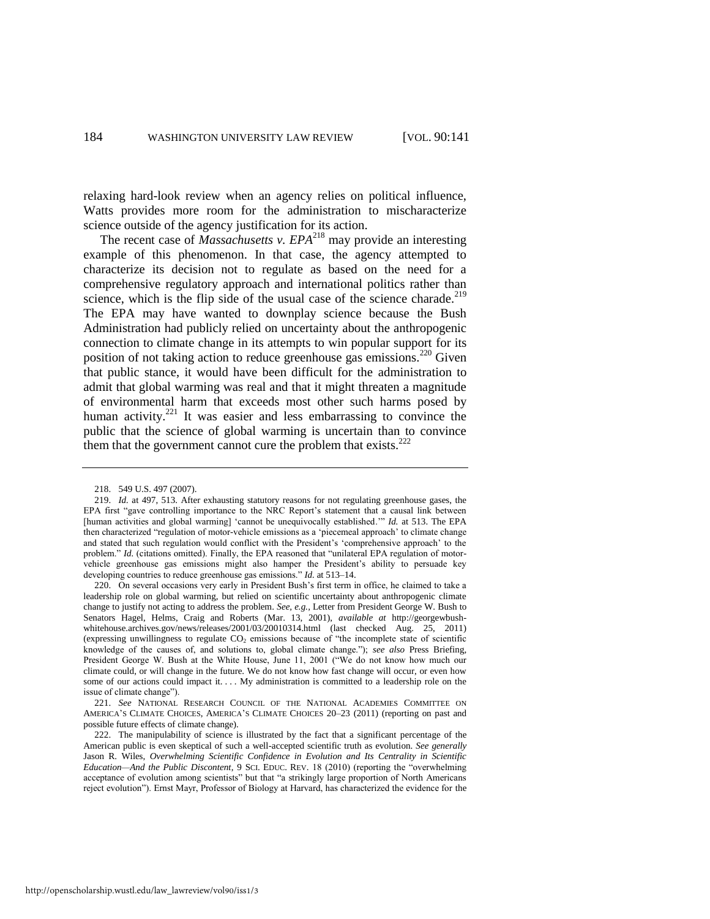relaxing hard-look review when an agency relies on political influence, Watts provides more room for the administration to mischaracterize science outside of the agency justification for its action.

The recent case of *Massachusetts v. EPA*[218] may provide an interesting example of this phenomenon. In that case, the agency attempted to characterize its decision not to regulate as based on the need for a comprehensive regulatory approach and international politics rather than science, which is the flip side of the usual case of the science charade.[219] The EPA may have wanted to downplay science because the Bush Administration had publicly relied on uncertainty about the anthropogenic connection to climate change in its attempts to win popular support for its position of not taking action to reduce greenhouse gas emissions.[220] Given that public stance, it would have been difficult for the administration to admit that global warming was real and that it might threaten a magnitude of environmental harm that exceeds most other such harms posed by human activity.[221] It was easier and less embarrassing to convince the public that the science of global warming is uncertain than to convince them that the government cannot cure the problem that exists.[222]

---

218. 549 U.S. 497 (2007).

219. *Id.* at 497, 513. After exhausting statutory reasons for not regulating greenhouse gases, the EPA first "gave controlling importance to the NRC Report's statement that a causal link between [human activities and global warming] 'cannot be unequivocally established.'" *Id.* at 513. The EPA then characterized "regulation of motor-vehicle emissions as a 'piecemeal approach' to climate change and stated that such regulation would conflict with the President's 'comprehensive approach' to the problem." *Id.* (citations omitted). Finally, the EPA reasoned that "unilateral EPA regulation of motor-vehicle greenhouse gas emissions might also hamper the President's ability to persuade key developing countries to reduce greenhouse gas emissions." *Id.* at 513–14.

220. On several occasions very early in President Bush's first term in office, he claimed to take a leadership role on global warming, but relied on scientific uncertainty about anthropogenic climate change to justify not acting to address the problem. *See, e.g.*, Letter from President George W. Bush to Senators Hagel, Helms, Craig and Roberts (Mar. 13, 2001), *available at* http://georgewbush-whitehouse.archives.gov/news/releases/2001/03/20010314.html (last checked Aug. 25, 2011) (expressing unwillingness to regulate $CO_2$ emissions because of "the incomplete state of scientific knowledge of the causes of, and solutions to, global climate change."); *see also* Press Briefing, President George W. Bush at the White House, June 11, 2001 ("We do not know how much our climate could, or will change in the future. We do not know how fast change will occur, or even how some of our actions could impact it. . . . My administration is committed to a leadership role on the issue of climate change").

221. *See* NATIONAL RESEARCH COUNCIL OF THE NATIONAL ACADEMIES COMMITTEE ON AMERICA'S CLIMATE CHOICES, AMERICA'S CLIMATE CHOICES 20–23 (2011) (reporting on past and possible future effects of climate change).

222. The manipulability of science is illustrated by the fact that a significant percentage of the American public is even skeptical of such a well-accepted scientific truth as evolution. *See generally* Jason R. Wiles, *Overwhelming Scientific Confidence in Evolution and Its Centrality in Scientific Education—And the Public Discontent*, 9 SCI. EDUC. REV. 18 (2010) (reporting the "overwhelming acceptance of evolution among scientists" but that "a strikingly large proportion of North Americans reject evolution"). Ernst Mayr, Professor of Biology at Harvard, has characterized the evidence for the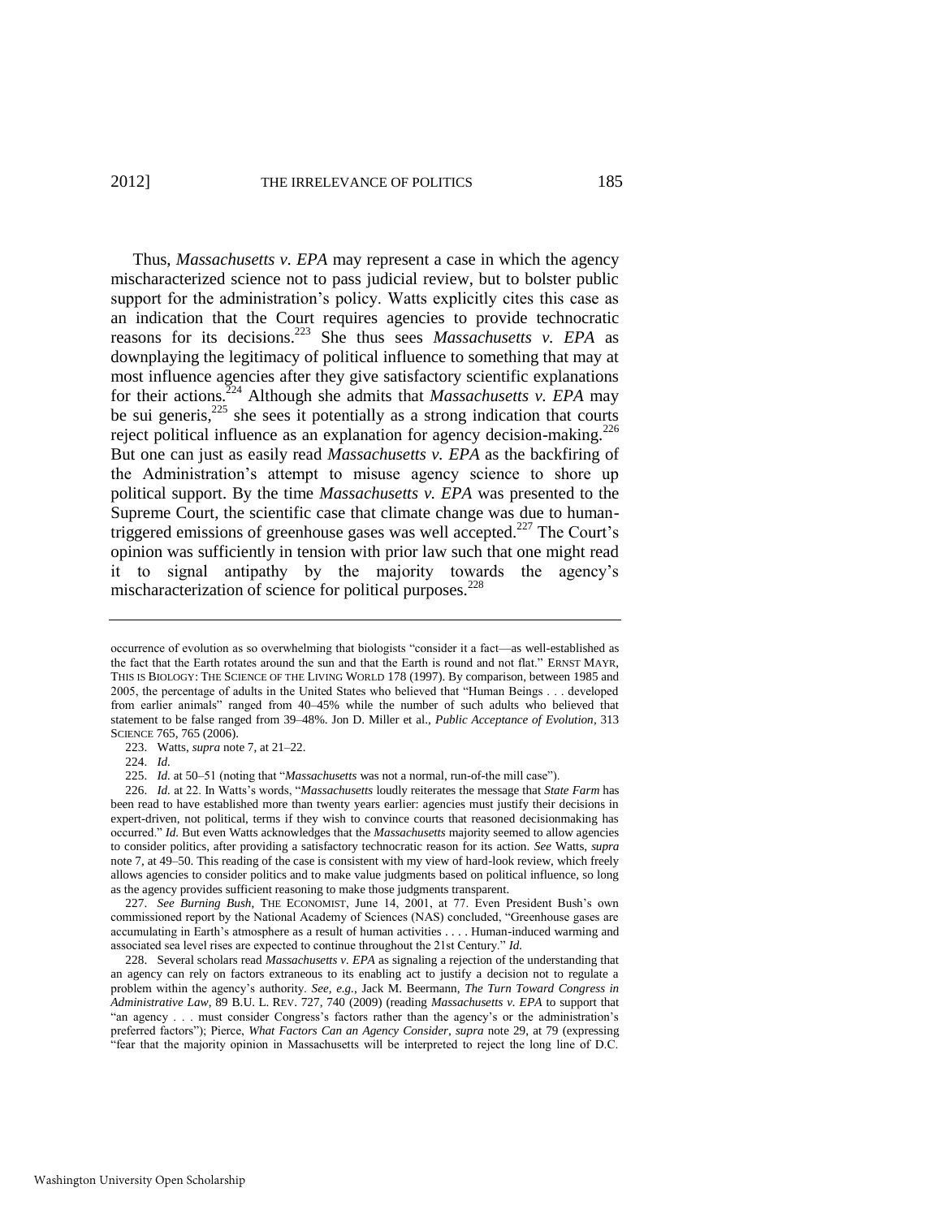Thus, *Massachusetts v. EPA* may represent a case in which the agency mischaracterized science not to pass judicial review, but to bolster public support for the administration's policy. Watts explicitly cites this case as an indication that the Court requires agencies to provide technocratic reasons for its decisions.[223] She thus sees *Massachusetts v. EPA* as downplaying the legitimacy of political influence to something that may at most influence agencies after they give satisfactory scientific explanations for their actions.[224] Although she admits that *Massachusetts v. EPA* may be sui generis,[225] she sees it potentially as a strong indication that courts reject political influence as an explanation for agency decision-making.[226] But one can just as easily read *Massachusetts v. EPA* as the backfiring of the Administration's attempt to misuse agency science to shore up political support. By the time *Massachusetts v. EPA* was presented to the Supreme Court, the scientific case that climate change was due to human-triggered emissions of greenhouse gases was well accepted.[227] The Court's opinion was sufficiently in tension with prior law such that one might read it to signal antipathy by the majority towards the agency's mischaracterization of science for political purposes.[228]

---

occurrence of evolution as so overwhelming that biologists "consider it a fact—as well-established as the fact that the Earth rotates around the sun and that the Earth is round and not flat." ERNST MAYR, THIS IS BIOLOGY: THE SCIENCE OF THE LIVING WORLD 178 (1997). By comparison, between 1985 and 2005, the percentage of adults in the United States who believed that "Human Beings . . . developed from earlier animals" ranged from 40–45% while the number of such adults who believed that statement to be false ranged from 39–48%. Jon D. Miller et al., *Public Acceptance of Evolution*, 313 SCIENCE 765, 765 (2006).

223. Watts, *supra* note 7, at 21–22.

224. *Id.*

225. *Id.* at 50–51 (noting that "*Massachusetts* was not a normal, run-of-the mill case").

226. *Id.* at 22. In Watts's words, "*Massachusetts* loudly reiterates the message that *State Farm* has been read to have established more than twenty years earlier: agencies must justify their decisions in expert-driven, not political, terms if they wish to convince courts that reasoned decisionmaking has occurred." *Id.* But even Watts acknowledges that the *Massachusetts* majority seemed to allow agencies to consider politics, after providing a satisfactory technocratic reason for its action. *See* Watts, *supra* note 7, at 49–50. This reading of the case is consistent with my view of hard-look review, which freely allows agencies to consider politics and to make value judgments based on political influence, so long as the agency provides sufficient reasoning to make those judgments transparent.

227. *See Burning Bush*, THE ECONOMIST, June 14, 2001, at 77. Even President Bush's own commissioned report by the National Academy of Sciences (NAS) concluded, "Greenhouse gases are accumulating in Earth's atmosphere as a result of human activities . . . . Human-induced warming and associated sea level rises are expected to continue throughout the 21st Century." *Id.*

228. Several scholars read *Massachusetts v. EPA* as signaling a rejection of the understanding that an agency can rely on factors extraneous to its enabling act to justify a decision not to regulate a problem within the agency's authority. *See, e.g.*, Jack M. Beermann, *The Turn Toward Congress in Administrative Law*, 89 B.U. L. REV. 727, 740 (2009) (reading *Massachusetts v. EPA* to support that "an agency . . . must consider Congress's factors rather than the agency's or the administration's preferred factors"); Pierce, *What Factors Can an Agency Consider*, *supra* note 29, at 79 (expressing "fear that the majority opinion in Massachusetts will be interpreted to reject the long line of D.C.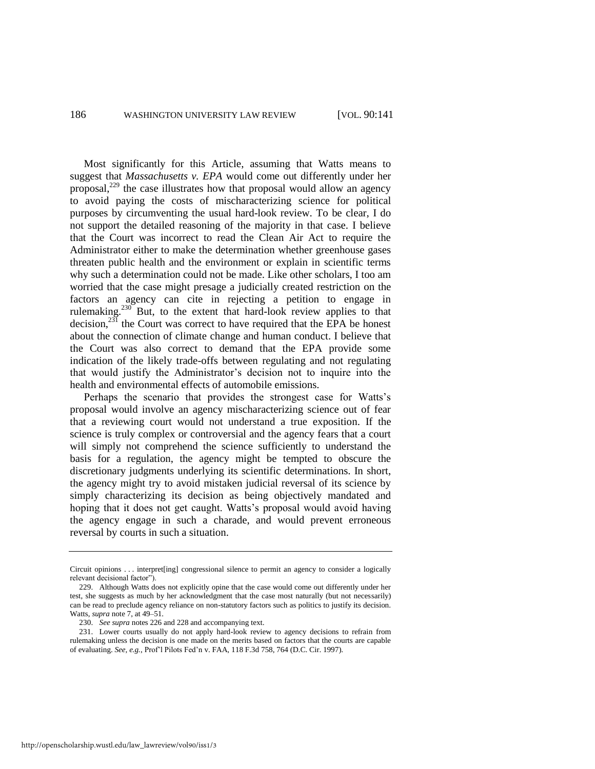Most significantly for this Article, assuming that Watts means to suggest that *Massachusetts v. EPA* would come out differently under her proposal,[229] the case illustrates how that proposal would allow an agency to avoid paying the costs of mischaracterizing science for political purposes by circumventing the usual hard-look review. To be clear, I do not support the detailed reasoning of the majority in that case. I believe that the Court was incorrect to read the Clean Air Act to require the Administrator either to make the determination whether greenhouse gases threaten public health and the environment or explain in scientific terms why such a determination could not be made. Like other scholars, I too am worried that the case might presage a judicially created restriction on the factors an agency can cite in rejecting a petition to engage in rulemaking.[230] But, to the extent that hard-look review applies to that decision,[231] the Court was correct to have required that the EPA be honest about the connection of climate change and human conduct. I believe that the Court was also correct to demand that the EPA provide some indication of the likely trade-offs between regulating and not regulating that would justify the Administrator's decision not to inquire into the health and environmental effects of automobile emissions.

Perhaps the scenario that provides the strongest case for Watts's proposal would involve an agency mischaracterizing science out of fear that a reviewing court would not understand a true exposition. If the science is truly complex or controversial and the agency fears that a court will simply not comprehend the science sufficiently to understand the basis for a regulation, the agency might be tempted to obscure the discretionary judgments underlying its scientific determinations. In short, the agency might try to avoid mistaken judicial reversal of its science by simply characterizing its decision as being objectively mandated and hoping that it does not get caught. Watts's proposal would avoid having the agency engage in such a charade, and would prevent erroneous reversal by courts in such a situation.

---

Circuit opinions . . . interpret[ing] congressional silence to permit an agency to consider a logically relevant decisional factor").

229. Although Watts does not explicitly opine that the case would come out differently under her test, she suggests as much by her acknowledgment that the case most naturally (but not necessarily) can be read to preclude agency reliance on non-statutory factors such as politics to justify its decision. Watts, *supra* note 7, at 49–51.

230. *See supra* notes 226 and 228 and accompanying text.

231. Lower courts usually do not apply hard-look review to agency decisions to refrain from rulemaking unless the decision is one made on the merits based on factors that the courts are capable of evaluating. *See, e.g.*, Prof'l Pilots Fed'n v. FAA, 118 F.3d 758, 764 (D.C. Cir. 1997).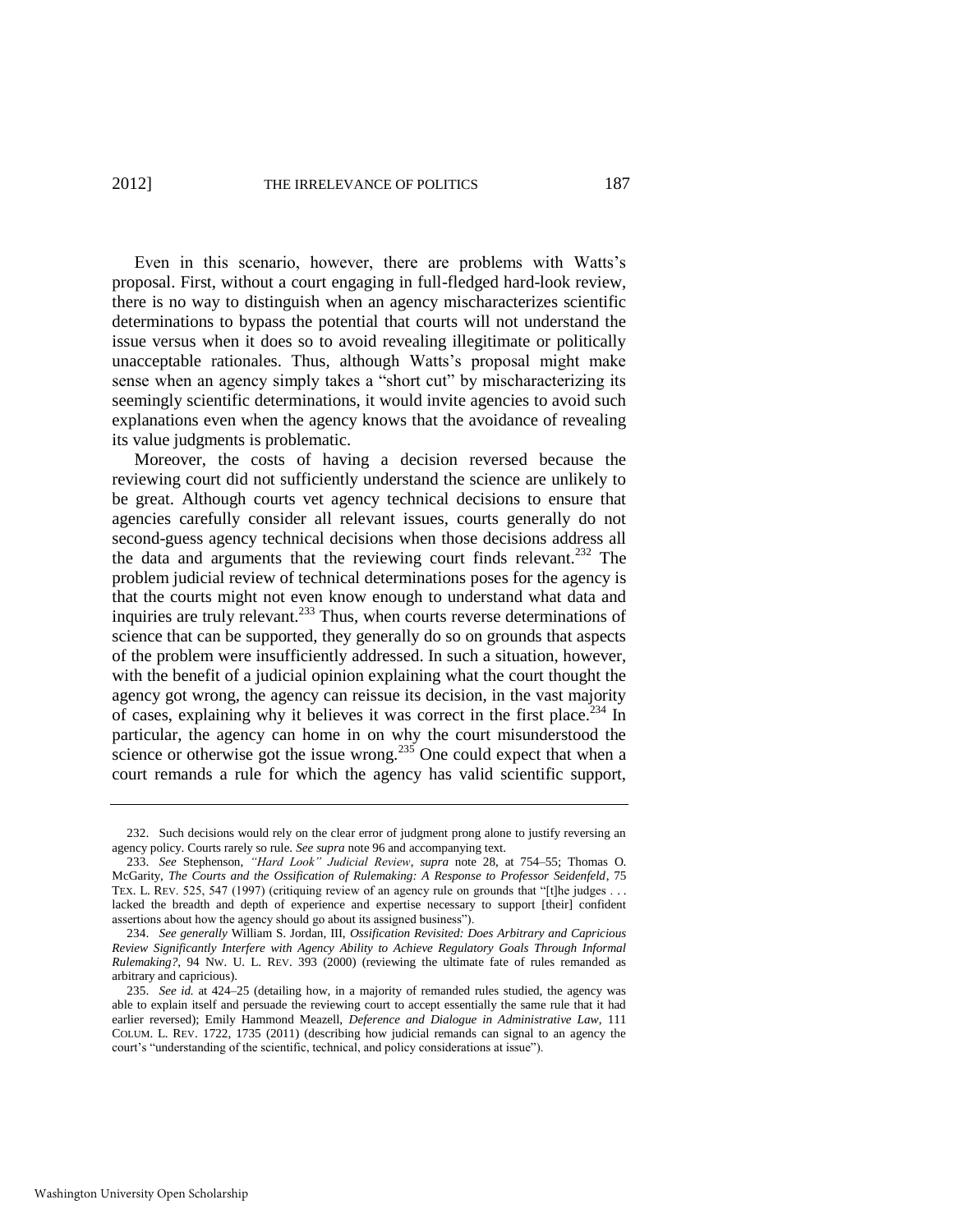Even in this scenario, however, there are problems with Watts's proposal. First, without a court engaging in full-fledged hard-look review, there is no way to distinguish when an agency mischaracterizes scientific determinations to bypass the potential that courts will not understand the issue versus when it does so to avoid revealing illegitimate or politically unacceptable rationales. Thus, although Watts's proposal might make sense when an agency simply takes a "short cut" by mischaracterizing its seemingly scientific determinations, it would invite agencies to avoid such explanations even when the agency knows that the avoidance of revealing its value judgments is problematic.

Moreover, the costs of having a decision reversed because the reviewing court did not sufficiently understand the science are unlikely to be great. Although courts vet agency technical decisions to ensure that agencies carefully consider all relevant issues, courts generally do not second-guess agency technical decisions when those decisions address all the data and arguments that the reviewing court finds relevant.[232] The problem judicial review of technical determinations poses for the agency is that the courts might not even know enough to understand what data and inquiries are truly relevant.[233] Thus, when courts reverse determinations of science that can be supported, they generally do so on grounds that aspects of the problem were insufficiently addressed. In such a situation, however, with the benefit of a judicial opinion explaining what the court thought the agency got wrong, the agency can reissue its decision, in the vast majority of cases, explaining why it believes it was correct in the first place.[234] In particular, the agency can home in on why the court misunderstood the science or otherwise got the issue wrong.[235] One could expect that when a court remands a rule for which the agency has valid scientific support,

---

232. Such decisions would rely on the clear error of judgment prong alone to justify reversing an agency policy. Courts rarely so rule. *See supra* note 96 and accompanying text.

233. *See* Stephenson, *"Hard Look" Judicial Review*, *supra* note 28, at 754–55; Thomas O. McGarity, *The Courts and the Ossification of Rulemaking: A Response to Professor Seidenfeld*, 75 TEX. L. REV. 525, 547 (1997) (critiquing review of an agency rule on grounds that "[t]he judges . . . lacked the breadth and depth of experience and expertise necessary to support [their] confident assertions about how the agency should go about its assigned business").

234. *See generally* William S. Jordan, III, *Ossification Revisited: Does Arbitrary and Capricious Review Significantly Interfere with Agency Ability to Achieve Regulatory Goals Through Informal Rulemaking?*, 94 NW. U. L. REV. 393 (2000) (reviewing the ultimate fate of rules remanded as arbitrary and capricious).

235. *See id.* at 424–25 (detailing how, in a majority of remanded rules studied, the agency was able to explain itself and persuade the reviewing court to accept essentially the same rule that it had earlier reversed); Emily Hammond Meazell, *Deference and Dialogue in Administrative Law*, 111 COLUM. L. REV. 1722, 1735 (2011) (describing how judicial remands can signal to an agency the court's "understanding of the scientific, technical, and policy considerations at issue").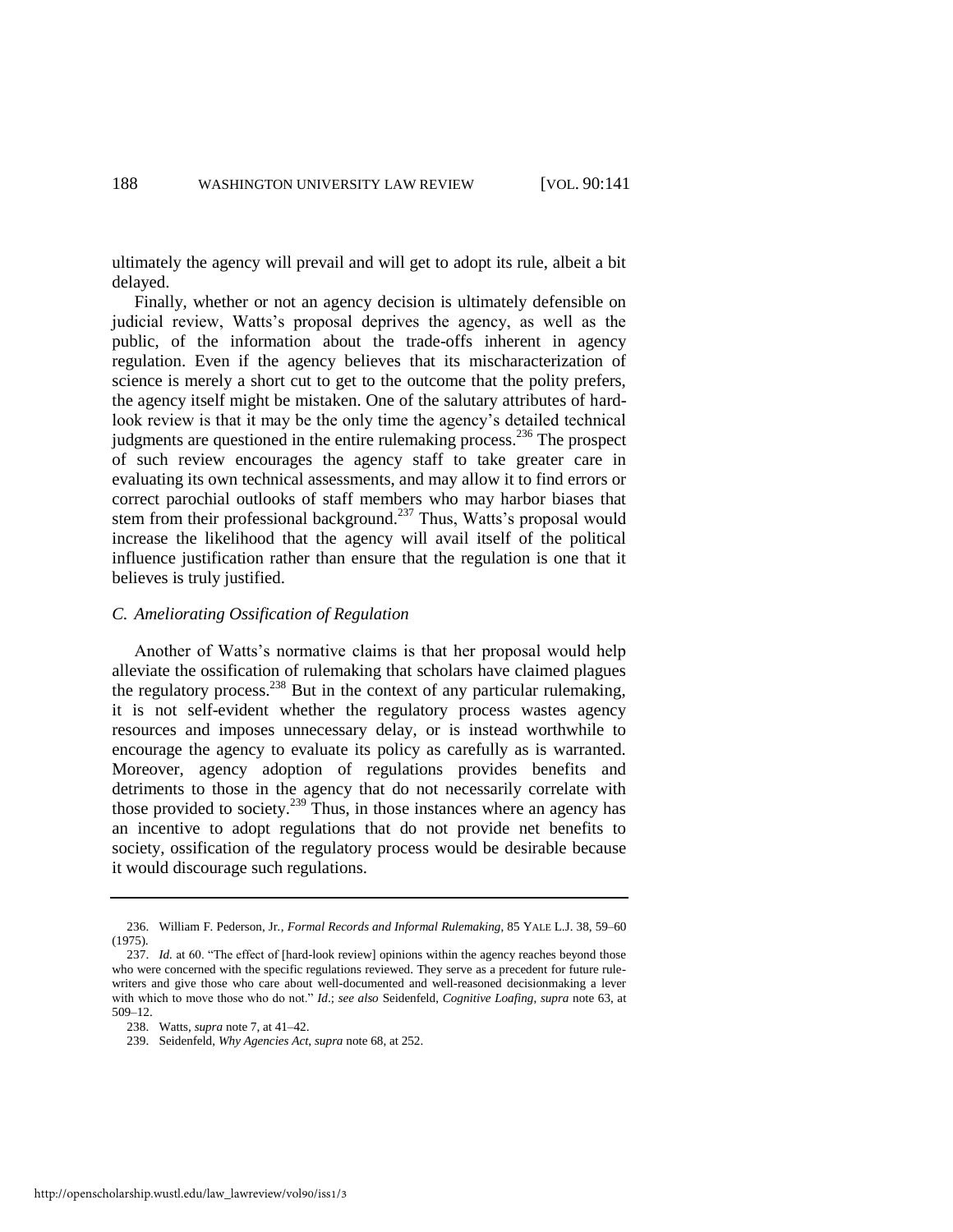ultimately the agency will prevail and will get to adopt its rule, albeit a bit delayed.

Finally, whether or not an agency decision is ultimately defensible on judicial review, Watts's proposal deprives the agency, as well as the public, of the information about the trade-offs inherent in agency regulation. Even if the agency believes that its mischaracterization of science is merely a short cut to get to the outcome that the polity prefers, the agency itself might be mistaken. One of the salutary attributes of hard-look review is that it may be the only time the agency's detailed technical judgments are questioned in the entire rulemaking process.[236] The prospect of such review encourages the agency staff to take greater care in evaluating its own technical assessments, and may allow it to find errors or correct parochial outlooks of staff members who may harbor biases that stem from their professional background.[237] Thus, Watts's proposal would increase the likelihood that the agency will avail itself of the political influence justification rather than ensure that the regulation is one that it believes is truly justified.

### *C. Ameliorating Ossification of Regulation*

Another of Watts's normative claims is that her proposal would help alleviate the ossification of rulemaking that scholars have claimed plagues the regulatory process.[238] But in the context of any particular rulemaking, it is not self-evident whether the regulatory process wastes agency resources and imposes unnecessary delay, or is instead worthwhile to encourage the agency to evaluate its policy as carefully as is warranted. Moreover, agency adoption of regulations provides benefits and detriments to those in the agency that do not necessarily correlate with those provided to society.[239] Thus, in those instances where an agency has an incentive to adopt regulations that do not provide net benefits to society, ossification of the regulatory process would be desirable because it would discourage such regulations.

---

236. William F. Pederson, Jr., *Formal Records and Informal Rulemaking*, 85 YALE L.J. 38, 59–60 (1975).

237. *Id.* at 60. "The effect of [hard-look review] opinions within the agency reaches beyond those who were concerned with the specific regulations reviewed. They serve as a precedent for future rule-writers and give those who care about well-documented and well-reasoned decisionmaking a lever with which to move those who do not." *Id.*; *see also* Seidenfeld, *Cognitive Loafing*, *supra* note 63, at 509–12.

238. Watts, *supra* note 7, at 41–42.

239. Seidenfeld, *Why Agencies Act*, *supra* note 68, at 252.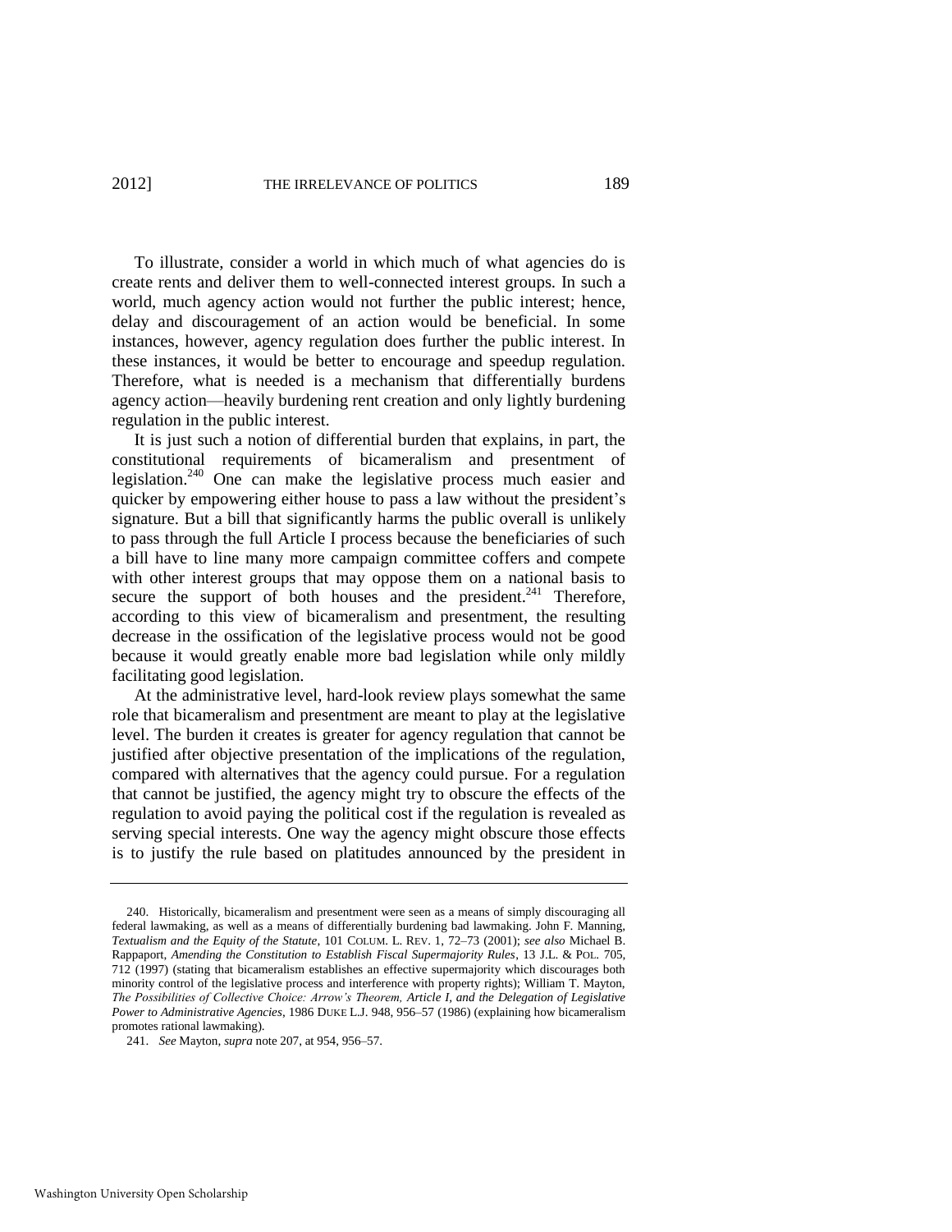To illustrate, consider a world in which much of what agencies do is create rents and deliver them to well-connected interest groups. In such a world, much agency action would not further the public interest; hence, delay and discouragement of an action would be beneficial. In some instances, however, agency regulation does further the public interest. In these instances, it would be better to encourage and speedup regulation. Therefore, what is needed is a mechanism that differentially burdens agency action—heavily burdening rent creation and only lightly burdening regulation in the public interest.

It is just such a notion of differential burden that explains, in part, the constitutional requirements of bicameralism and presentment of legislation.[240] One can make the legislative process much easier and quicker by empowering either house to pass a law without the president's signature. But a bill that significantly harms the public overall is unlikely to pass through the full Article I process because the beneficiaries of such a bill have to line many more campaign committee coffers and compete with other interest groups that may oppose them on a national basis to secure the support of both houses and the president.[241] Therefore, according to this view of bicameralism and presentment, the resulting decrease in the ossification of the legislative process would not be good because it would greatly enable more bad legislation while only mildly facilitating good legislation.

At the administrative level, hard-look review plays somewhat the same role that bicameralism and presentment are meant to play at the legislative level. The burden it creates is greater for agency regulation that cannot be justified after objective presentation of the implications of the regulation, compared with alternatives that the agency could pursue. For a regulation that cannot be justified, the agency might try to obscure the effects of the regulation to avoid paying the political cost if the regulation is revealed as serving special interests. One way the agency might obscure those effects is to justify the rule based on platitudes announced by the president in

---

240. Historically, bicameralism and presentment were seen as a means of simply discouraging all federal lawmaking, as well as a means of differentially burdening bad lawmaking. John F. Manning, *Textualism and the Equity of the Statute*, 101 COLUM. L. REV. 1, 72–73 (2001); *see also* Michael B. Rappaport, *Amending the Constitution to Establish Fiscal Supermajority Rules*, 13 J.L. & POL. 705, 712 (1997) (stating that bicameralism establishes an effective supermajority which discourages both minority control of the legislative process and interference with property rights); William T. Mayton, *The Possibilities of Collective Choice: Arrow's Theorem, Article I, and the Delegation of Legislative Power to Administrative Agencies*, 1986 DUKE L.J. 948, 956–57 (1986) (explaining how bicameralism promotes rational lawmaking).

241. *See* Mayton, *supra* note 207, at 954, 956–57.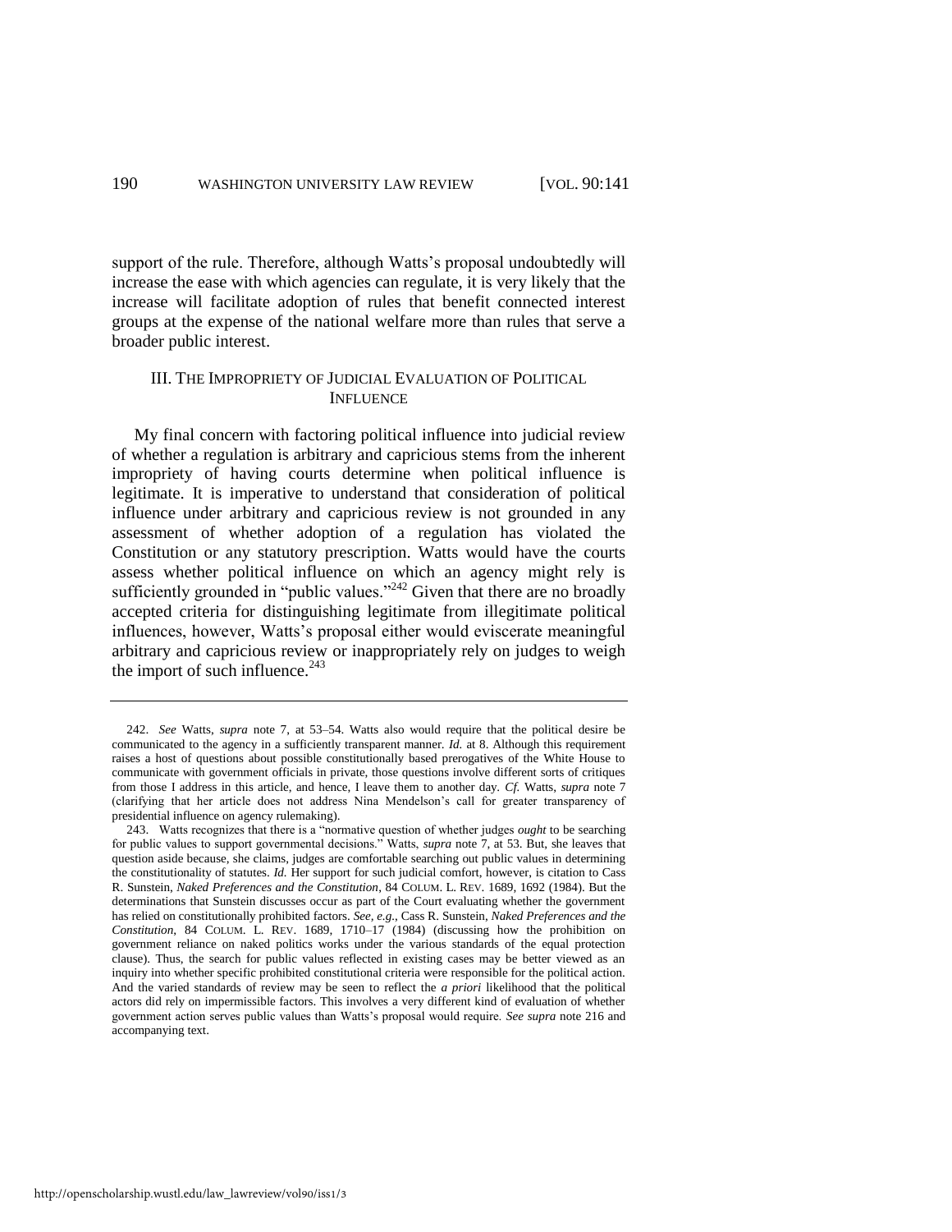support of the rule. Therefore, although Watts's proposal undoubtedly will increase the ease with which agencies can regulate, it is very likely that the increase will facilitate adoption of rules that benefit connected interest groups at the expense of the national welfare more than rules that serve a broader public interest.

## III. THE IMPROPRIETY OF JUDICIAL EVALUATION OF POLITICAL INFLUENCE

My final concern with factoring political influence into judicial review of whether a regulation is arbitrary and capricious stems from the inherent impropriety of having courts determine when political influence is legitimate. It is imperative to understand that consideration of political influence under arbitrary and capricious review is not grounded in any assessment of whether adoption of a regulation has violated the Constitution or any statutory prescription. Watts would have the courts assess whether political influence on which an agency might rely is sufficiently grounded in "public values."[242] Given that there are no broadly accepted criteria for distinguishing legitimate from illegitimate political influences, however, Watts's proposal either would eviscerate meaningful arbitrary and capricious review or inappropriately rely on judges to weigh the import of such influence.[243]

---

242. *See* Watts, *supra* note 7, at 53–54. Watts also would require that the political desire be communicated to the agency in a sufficiently transparent manner. *Id.* at 8. Although this requirement raises a host of questions about possible constitutionally based prerogatives of the White House to communicate with government officials in private, those questions involve different sorts of critiques from those I address in this article, and hence, I leave them to another day. *Cf.* Watts, *supra* note 7 (clarifying that her article does not address Nina Mendelson's call for greater transparency of presidential influence on agency rulemaking).

243. Watts recognizes that there is a "normative question of whether judges *ought* to be searching for public values to support governmental decisions." Watts, *supra* note 7, at 53. But, she leaves that question aside because, she claims, judges are comfortable searching out public values in determining the constitutionality of statutes. *Id.* Her support for such judicial comfort, however, is citation to Cass R. Sunstein, *Naked Preferences and the Constitution*, 84 COLUM. L. REV. 1689, 1692 (1984). But the determinations that Sunstein discusses occur as part of the Court evaluating whether the government has relied on constitutionally prohibited factors. *See, e.g.*, Cass R. Sunstein, *Naked Preferences and the Constitution*, 84 COLUM. L. REV. 1689, 1710–17 (1984) (discussing how the prohibition on government reliance on naked politics works under the various standards of the equal protection clause). Thus, the search for public values reflected in existing cases may be better viewed as an inquiry into whether specific prohibited constitutional criteria were responsible for the political action. And the varied standards of review may be seen to reflect the *a priori* likelihood that the political actors did rely on impermissible factors. This involves a very different kind of evaluation of whether government action serves public values than Watts's proposal would require. *See supra* note 216 and accompanying text.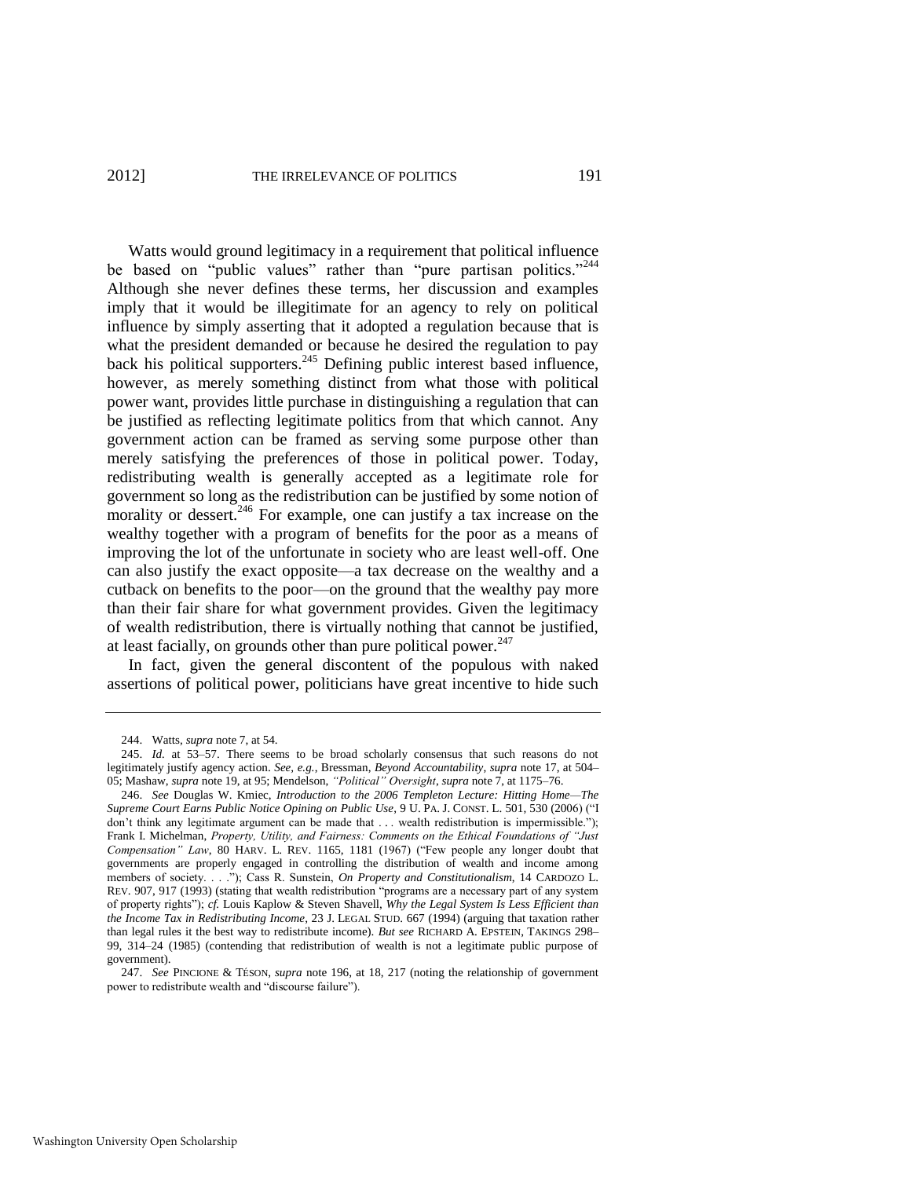Watts would ground legitimacy in a requirement that political influence be based on "public values" rather than "pure partisan politics."[244] Although she never defines these terms, her discussion and examples imply that it would be illegitimate for an agency to rely on political influence by simply asserting that it adopted a regulation because that is what the president demanded or because he desired the regulation to pay back his political supporters.[245] Defining public interest based influence, however, as merely something distinct from what those with political power want, provides little purchase in distinguishing a regulation that can be justified as reflecting legitimate politics from that which cannot. Any government action can be framed as serving some purpose other than merely satisfying the preferences of those in political power. Today, redistributing wealth is generally accepted as a legitimate role for government so long as the redistribution can be justified by some notion of morality or dessert.[246] For example, one can justify a tax increase on the wealthy together with a program of benefits for the poor as a means of improving the lot of the unfortunate in society who are least well-off. One can also justify the exact opposite—a tax decrease on the wealthy and a cutback on benefits to the poor—on the ground that the wealthy pay more than their fair share for what government provides. Given the legitimacy of wealth redistribution, there is virtually nothing that cannot be justified, at least facially, on grounds other than pure political power.[247]

In fact, given the general discontent of the populous with naked assertions of political power, politicians have great incentive to hide such

---

244. Watts, *supra* note 7, at 54.

245. *Id.* at 53–57. There seems to be broad scholarly consensus that such reasons do not legitimately justify agency action. *See, e.g.*, Bressman, *Beyond Accountability*, *supra* note 17, at 504–05; Mashaw, *supra* note 19, at 95; Mendelson, *"Political" Oversight*, *supra* note 7, at 1175–76.

246. *See* Douglas W. Kmiec, *Introduction to the 2006 Templeton Lecture: Hitting Home—The Supreme Court Earns Public Notice Opining on Public Use*, 9 U. PA. J. CONST. L. 501, 530 (2006) ("I don't think any legitimate argument can be made that . . . wealth redistribution is impermissible."); Frank I. Michelman, *Property, Utility, and Fairness: Comments on the Ethical Foundations of "Just Compensation" Law*, 80 HARV. L. REV. 1165, 1181 (1967) ("Few people any longer doubt that governments are properly engaged in controlling the distribution of wealth and income among members of society. . . ."); Cass R. Sunstein, *On Property and Constitutionalism*, 14 CARDOZO L. REV. 907, 917 (1993) (stating that wealth redistribution "programs are a necessary part of any system of property rights"); *cf.* Louis Kaplow & Steven Shavell, *Why the Legal System Is Less Efficient than the Income Tax in Redistributing Income*, 23 J. LEGAL STUD. 667 (1994) (arguing that taxation rather than legal rules it the best way to redistribute income). *But see* RICHARD A. EPSTEIN, TAKINGS 298–99, 314–24 (1985) (contending that redistribution of wealth is not a legitimate public purpose of government).

247. *See* PINCIONE & TÉSON, *supra* note 196, at 18, 217 (noting the relationship of government power to redistribute wealth and "discourse failure").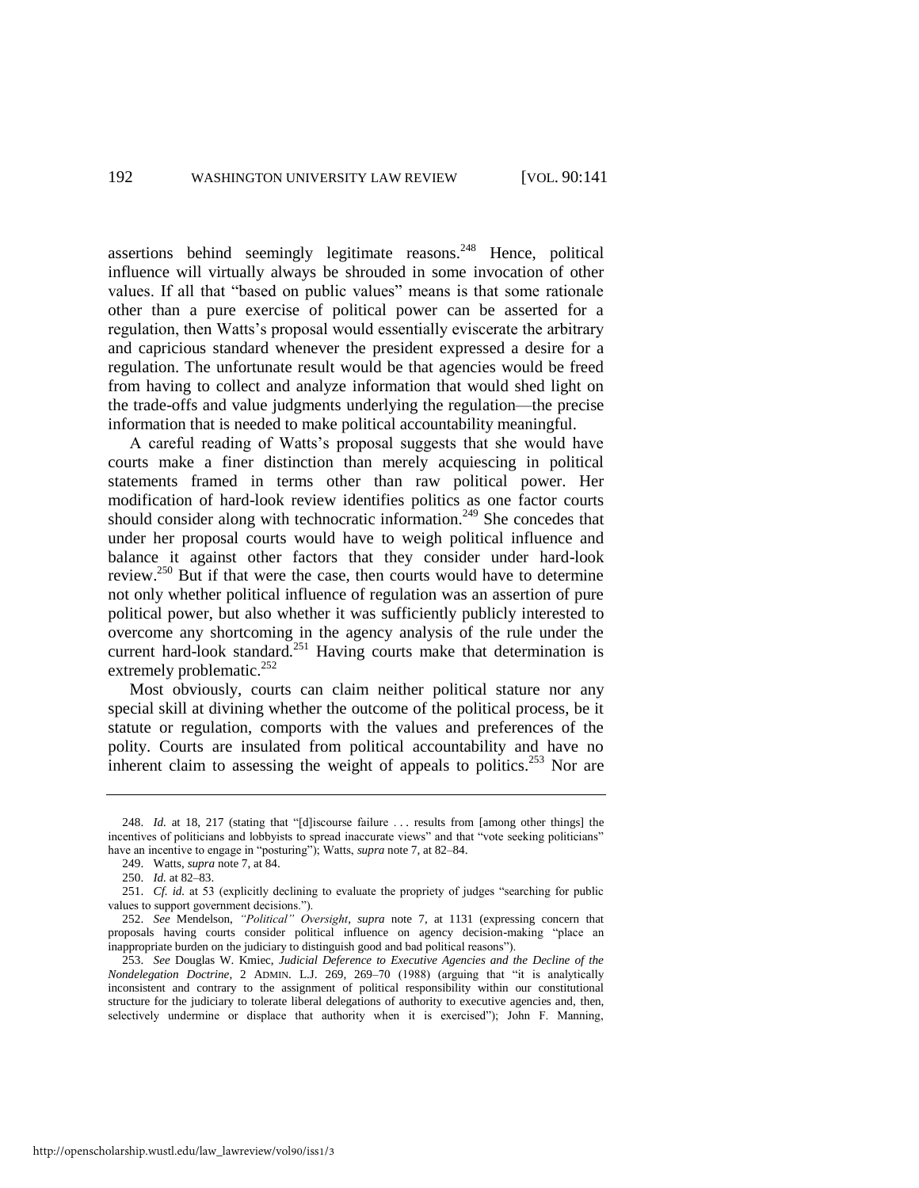assertions behind seemingly legitimate reasons.[248] Hence, political influence will virtually always be shrouded in some invocation of other values. If all that "based on public values" means is that some rationale other than a pure exercise of political power can be asserted for a regulation, then Watts's proposal would essentially eviscerate the arbitrary and capricious standard whenever the president expressed a desire for a regulation. The unfortunate result would be that agencies would be freed from having to collect and analyze information that would shed light on the trade-offs and value judgments underlying the regulation—the precise information that is needed to make political accountability meaningful.

A careful reading of Watts's proposal suggests that she would have courts make a finer distinction than merely acquiescing in political statements framed in terms other than raw political power. Her modification of hard-look review identifies politics as one factor courts should consider along with technocratic information.[249] She concedes that under her proposal courts would have to weigh political influence and balance it against other factors that they consider under hard-look review.[250] But if that were the case, then courts would have to determine not only whether political influence of regulation was an assertion of pure political power, but also whether it was sufficiently publicly interested to overcome any shortcoming in the agency analysis of the rule under the current hard-look standard.[251] Having courts make that determination is extremely problematic.[252]

Most obviously, courts can claim neither political stature nor any special skill at divining whether the outcome of the political process, be it statute or regulation, comports with the values and preferences of the polity. Courts are insulated from political accountability and have no inherent claim to assessing the weight of appeals to politics.[253] Nor are

---

248. *Id.* at 18, 217 (stating that "[d]iscourse failure . . . results from [among other things] the incentives of politicians and lobbyists to spread inaccurate views" and that "vote seeking politicians" have an incentive to engage in "posturing"); Watts, *supra* note 7, at 82–84.

249. Watts, *supra* note 7, at 84.

250. *Id.* at 82–83.

251. *Cf. id.* at 53 (explicitly declining to evaluate the propriety of judges "searching for public values to support government decisions.").

252. *See* Mendelson, *"Political" Oversight*, *supra* note 7, at 1131 (expressing concern that proposals having courts consider political influence on agency decision-making "place an inappropriate burden on the judiciary to distinguish good and bad political reasons").

253. *See* Douglas W. Kmiec, *Judicial Deference to Executive Agencies and the Decline of the Nondelegation Doctrine*, 2 ADMIN. L.J. 269, 269–70 (1988) (arguing that "it is analytically inconsistent and contrary to the assignment of political responsibility within our constitutional structure for the judiciary to tolerate liberal delegations of authority to executive agencies and, then, selectively undermine or displace that authority when it is exercised"); John F. Manning,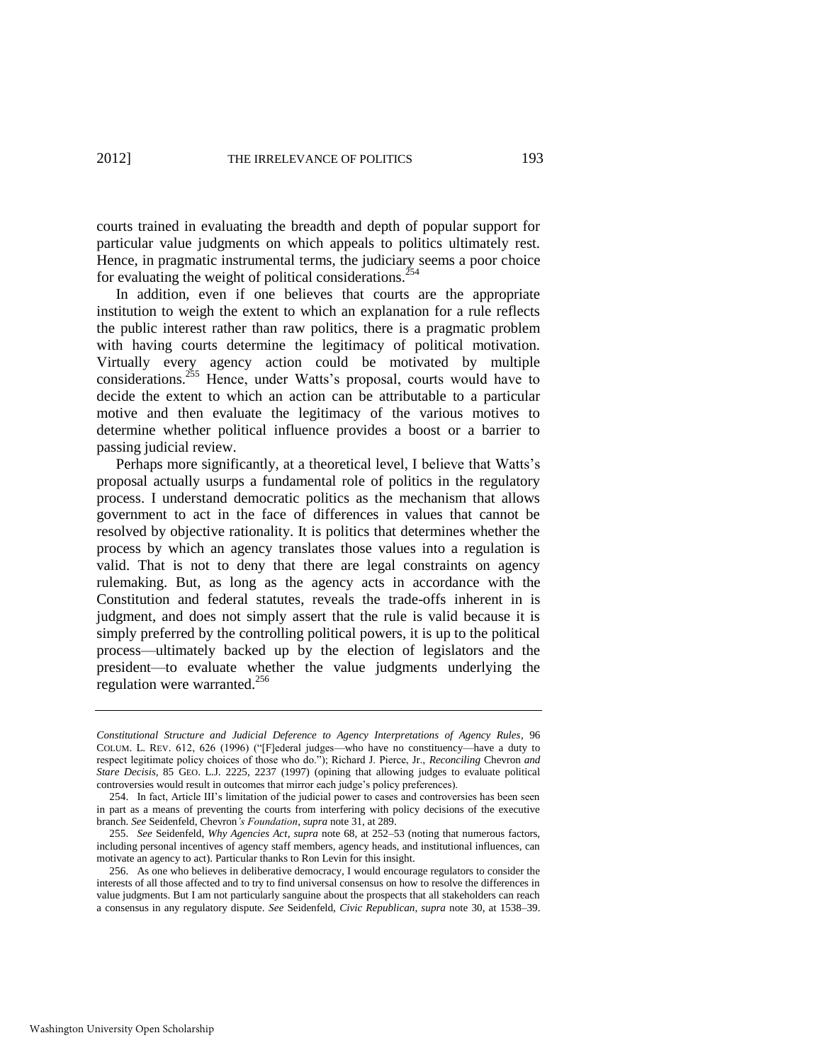courts trained in evaluating the breadth and depth of popular support for particular value judgments on which appeals to politics ultimately rest. Hence, in pragmatic instrumental terms, the judiciary seems a poor choice for evaluating the weight of political considerations.[254]

In addition, even if one believes that courts are the appropriate institution to weigh the extent to which an explanation for a rule reflects the public interest rather than raw politics, there is a pragmatic problem with having courts determine the legitimacy of political motivation. Virtually every agency action could be motivated by multiple considerations.[255] Hence, under Watts's proposal, courts would have to decide the extent to which an action can be attributable to a particular motive and then evaluate the legitimacy of the various motives to determine whether political influence provides a boost or a barrier to passing judicial review.

Perhaps more significantly, at a theoretical level, I believe that Watts's proposal actually usurps a fundamental role of politics in the regulatory process. I understand democratic politics as the mechanism that allows government to act in the face of differences in values that cannot be resolved by objective rationality. It is politics that determines whether the process by which an agency translates those values into a regulation is valid. That is not to deny that there are legal constraints on agency rulemaking. But, as long as the agency acts in accordance with the Constitution and federal statutes, reveals the trade-offs inherent in is judgment, and does not simply assert that the rule is valid because it is simply preferred by the controlling political powers, it is up to the political process—ultimately backed up by the election of legislators and the president—to evaluate whether the value judgments underlying the regulation were warranted.[256]

---

*Constitutional Structure and Judicial Deference to Agency Interpretations of Agency Rules*, 96 COLUM. L. REV. 612, 626 (1996) ("[F]ederal judges—who have no constituency—have a duty to respect legitimate policy choices of those who do."); Richard J. Pierce, Jr., *Reconciling* Chevron *and Stare Decisis*, 85 GEO. L.J. 2225, 2237 (1997) (opining that allowing judges to evaluate political controversies would result in outcomes that mirror each judge's policy preferences).

254. In fact, Article III's limitation of the judicial power to cases and controversies has been seen in part as a means of preventing the courts from interfering with policy decisions of the executive branch. *See* Seidenfeld, Chevron*'s Foundation*, *supra* note 31, at 289.

255. *See* Seidenfeld, *Why Agencies Act*, *supra* note 68, at 252–53 (noting that numerous factors, including personal incentives of agency staff members, agency heads, and institutional influences, can motivate an agency to act). Particular thanks to Ron Levin for this insight.

256. As one who believes in deliberative democracy, I would encourage regulators to consider the interests of all those affected and to try to find universal consensus on how to resolve the differences in value judgments. But I am not particularly sanguine about the prospects that all stakeholders can reach a consensus in any regulatory dispute. *See* Seidenfeld, *Civic Republican*, *supra* note 30, at 1538–39.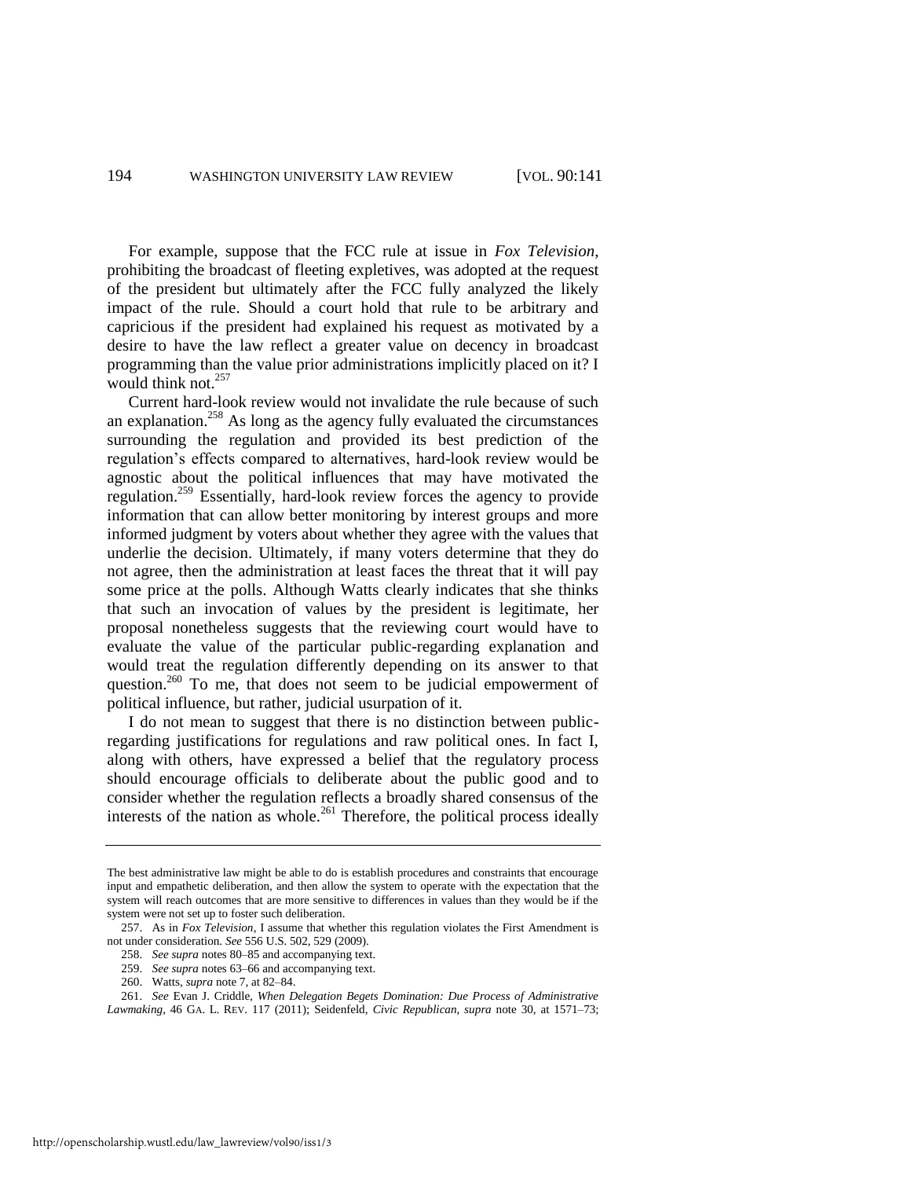For example, suppose that the FCC rule at issue in *Fox Television*, prohibiting the broadcast of fleeting expletives, was adopted at the request of the president but ultimately after the FCC fully analyzed the likely impact of the rule. Should a court hold that rule to be arbitrary and capricious if the president had explained his request as motivated by a desire to have the law reflect a greater value on decency in broadcast programming than the value prior administrations implicitly placed on it? I would think not.[257]

Current hard-look review would not invalidate the rule because of such an explanation.[258] As long as the agency fully evaluated the circumstances surrounding the regulation and provided its best prediction of the regulation's effects compared to alternatives, hard-look review would be agnostic about the political influences that may have motivated the regulation.[259] Essentially, hard-look review forces the agency to provide information that can allow better monitoring by interest groups and more informed judgment by voters about whether they agree with the values that underlie the decision. Ultimately, if many voters determine that they do not agree, then the administration at least faces the threat that it will pay some price at the polls. Although Watts clearly indicates that she thinks that such an invocation of values by the president is legitimate, her proposal nonetheless suggests that the reviewing court would have to evaluate the value of the particular public-regarding explanation and would treat the regulation differently depending on its answer to that question.[260] To me, that does not seem to be judicial empowerment of political influence, but rather, judicial usurpation of it.

I do not mean to suggest that there is no distinction between public-regarding justifications for regulations and raw political ones. In fact I, along with others, have expressed a belief that the regulatory process should encourage officials to deliberate about the public good and to consider whether the regulation reflects a broadly shared consensus of the interests of the nation as whole.[261] Therefore, the political process ideally

---

The best administrative law might be able to do is establish procedures and constraints that encourage input and empathetic deliberation, and then allow the system to operate with the expectation that the system will reach outcomes that are more sensitive to differences in values than they would be if the system were not set up to foster such deliberation.

257. As in *Fox Television*, I assume that whether this regulation violates the First Amendment is not under consideration. *See* 556 U.S. 502, 529 (2009).

258. *See supra* notes 80–85 and accompanying text.

259. *See supra* notes 63–66 and accompanying text.

260. Watts, *supra* note 7, at 82–84.

261. *See* Evan J. Criddle, *When Delegation Begets Domination: Due Process of Administrative Lawmaking*, 46 GA. L. REV. 117 (2011); Seidenfeld, *Civic Republican*, *supra* note 30, at 1571–73;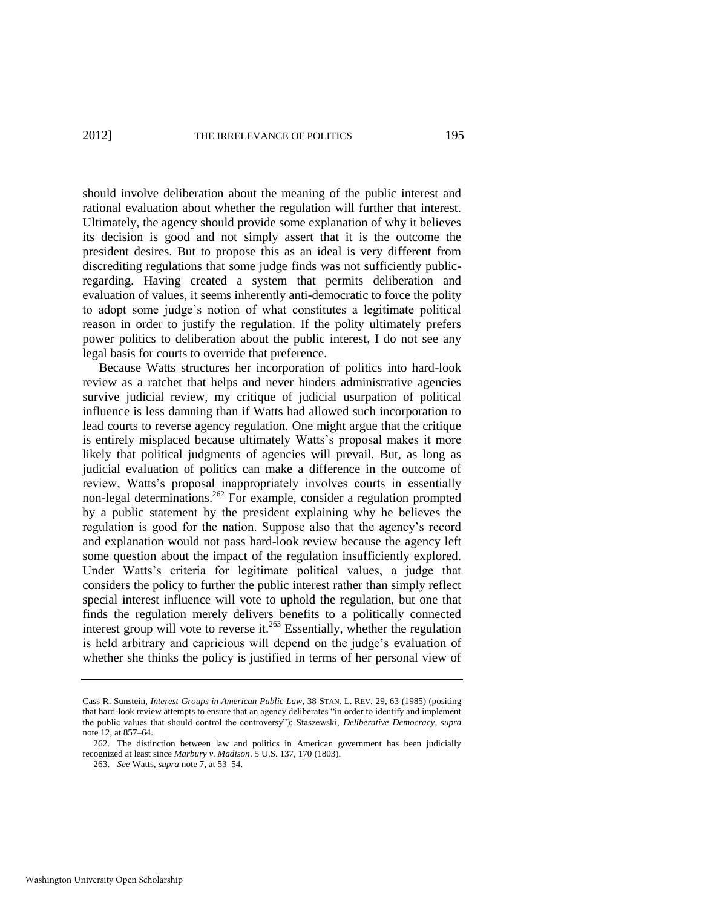should involve deliberation about the meaning of the public interest and rational evaluation about whether the regulation will further that interest. Ultimately, the agency should provide some explanation of why it believes its decision is good and not simply assert that it is the outcome the president desires. But to propose this as an ideal is very different from discrediting regulations that some judge finds was not sufficiently public-regarding. Having created a system that permits deliberation and evaluation of values, it seems inherently anti-democratic to force the polity to adopt some judge's notion of what constitutes a legitimate political reason in order to justify the regulation. If the polity ultimately prefers power politics to deliberation about the public interest, I do not see any legal basis for courts to override that preference.

Because Watts structures her incorporation of politics into hard-look review as a ratchet that helps and never hinders administrative agencies survive judicial review, my critique of judicial usurpation of political influence is less damning than if Watts had allowed such incorporation to lead courts to reverse agency regulation. One might argue that the critique is entirely misplaced because ultimately Watts's proposal makes it more likely that political judgments of agencies will prevail. But, as long as judicial evaluation of politics can make a difference in the outcome of review, Watts's proposal inappropriately involves courts in essentially non-legal determinations.[262] For example, consider a regulation prompted by a public statement by the president explaining why he believes the regulation is good for the nation. Suppose also that the agency's record and explanation would not pass hard-look review because the agency left some question about the impact of the regulation insufficiently explored. Under Watts's criteria for legitimate political values, a judge that considers the policy to further the public interest rather than simply reflect special interest influence will vote to uphold the regulation, but one that finds the regulation merely delivers benefits to a politically connected interest group will vote to reverse it.[263] Essentially, whether the regulation is held arbitrary and capricious will depend on the judge's evaluation of whether she thinks the policy is justified in terms of her personal view of

---

Cass R. Sunstein, *Interest Groups in American Public Law*, 38 STAN. L. REV. 29, 63 (1985) (positing that hard-look review attempts to ensure that an agency deliberates "in order to identify and implement the public values that should control the controversy"); Staszewski, *Deliberative Democracy*, *supra* note 12, at 857–64.

262. The distinction between law and politics in American government has been judicially recognized at least since *Marbury v. Madison*. 5 U.S. 137, 170 (1803).

263. *See* Watts, *supra* note 7, at 53–54.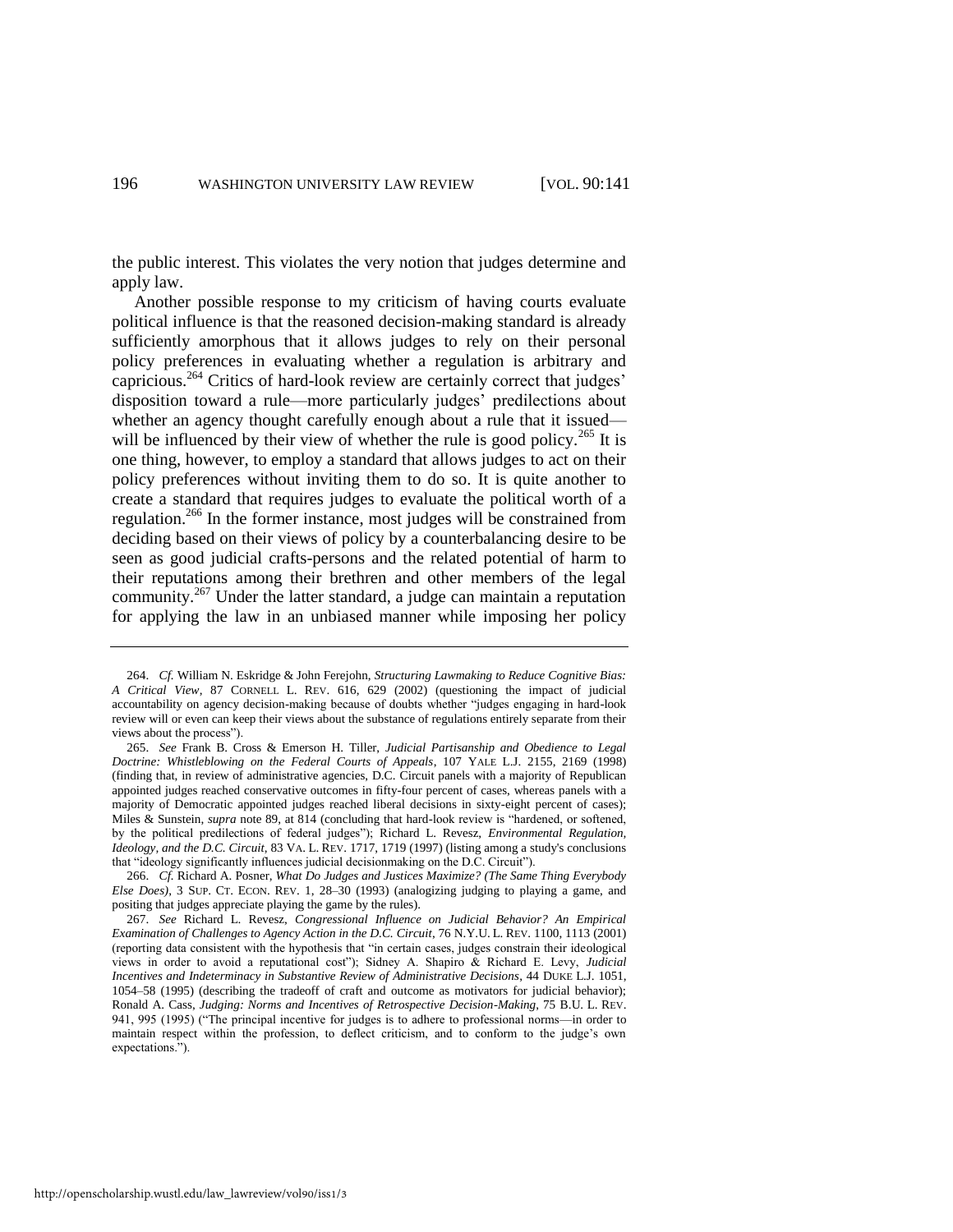the public interest. This violates the very notion that judges determine and apply law.

Another possible response to my criticism of having courts evaluate political influence is that the reasoned decision-making standard is already sufficiently amorphous that it allows judges to rely on their personal policy preferences in evaluating whether a regulation is arbitrary and capricious.[264] Critics of hard-look review are certainly correct that judges' disposition toward a rule—more particularly judges' predilections about whether an agency thought carefully enough about a rule that it issued—will be influenced by their view of whether the rule is good policy.[265] It is one thing, however, to employ a standard that allows judges to act on their policy preferences without inviting them to do so. It is quite another to create a standard that requires judges to evaluate the political worth of a regulation.[266] In the former instance, most judges will be constrained from deciding based on their views of policy by a counterbalancing desire to be seen as good judicial crafts-persons and the related potential of harm to their reputations among their brethren and other members of the legal community.[267] Under the latter standard, a judge can maintain a reputation for applying the law in an unbiased manner while imposing her policy

---

264. *Cf.* William N. Eskridge & John Ferejohn, *Structuring Lawmaking to Reduce Cognitive Bias: A Critical View*, 87 CORNELL L. REV. 616, 629 (2002) (questioning the impact of judicial accountability on agency decision-making because of doubts whether "judges engaging in hard-look review will or even can keep their views about the substance of regulations entirely separate from their views about the process").

265. *See* Frank B. Cross & Emerson H. Tiller, *Judicial Partisanship and Obedience to Legal Doctrine: Whistleblowing on the Federal Courts of Appeals*, 107 YALE L.J. 2155, 2169 (1998) (finding that, in review of administrative agencies, D.C. Circuit panels with a majority of Republican appointed judges reached conservative outcomes in fifty-four percent of cases, whereas panels with a majority of Democratic appointed judges reached liberal decisions in sixty-eight percent of cases); Miles & Sunstein, *supra* note 89, at 814 (concluding that hard-look review is "hardened, or softened, by the political predilections of federal judges"); Richard L. Revesz, *Environmental Regulation, Ideology, and the D.C. Circuit*, 83 VA. L. REV. 1717, 1719 (1997) (listing among a study's conclusions that "ideology significantly influences judicial decisionmaking on the D.C. Circuit").

266. *Cf.* Richard A. Posner, *What Do Judges and Justices Maximize? (The Same Thing Everybody Else Does)*, 3 SUP. CT. ECON. REV. 1, 28–30 (1993) (analogizing judging to playing a game, and positing that judges appreciate playing the game by the rules).

267. *See* Richard L. Revesz, *Congressional Influence on Judicial Behavior? An Empirical Examination of Challenges to Agency Action in the D.C. Circuit*, 76 N.Y.U. L. REV. 1100, 1113 (2001) (reporting data consistent with the hypothesis that "in certain cases, judges constrain their ideological views in order to avoid a reputational cost"); Sidney A. Shapiro & Richard E. Levy, *Judicial Incentives and Indeterminacy in Substantive Review of Administrative Decisions*, 44 DUKE L.J. 1051, 1054–58 (1995) (describing the tradeoff of craft and outcome as motivators for judicial behavior); Ronald A. Cass, *Judging: Norms and Incentives of Retrospective Decision-Making*, 75 B.U. L. REV. 941, 995 (1995) ("The principal incentive for judges is to adhere to professional norms—in order to maintain respect within the profession, to deflect criticism, and to conform to the judge's own expectations.").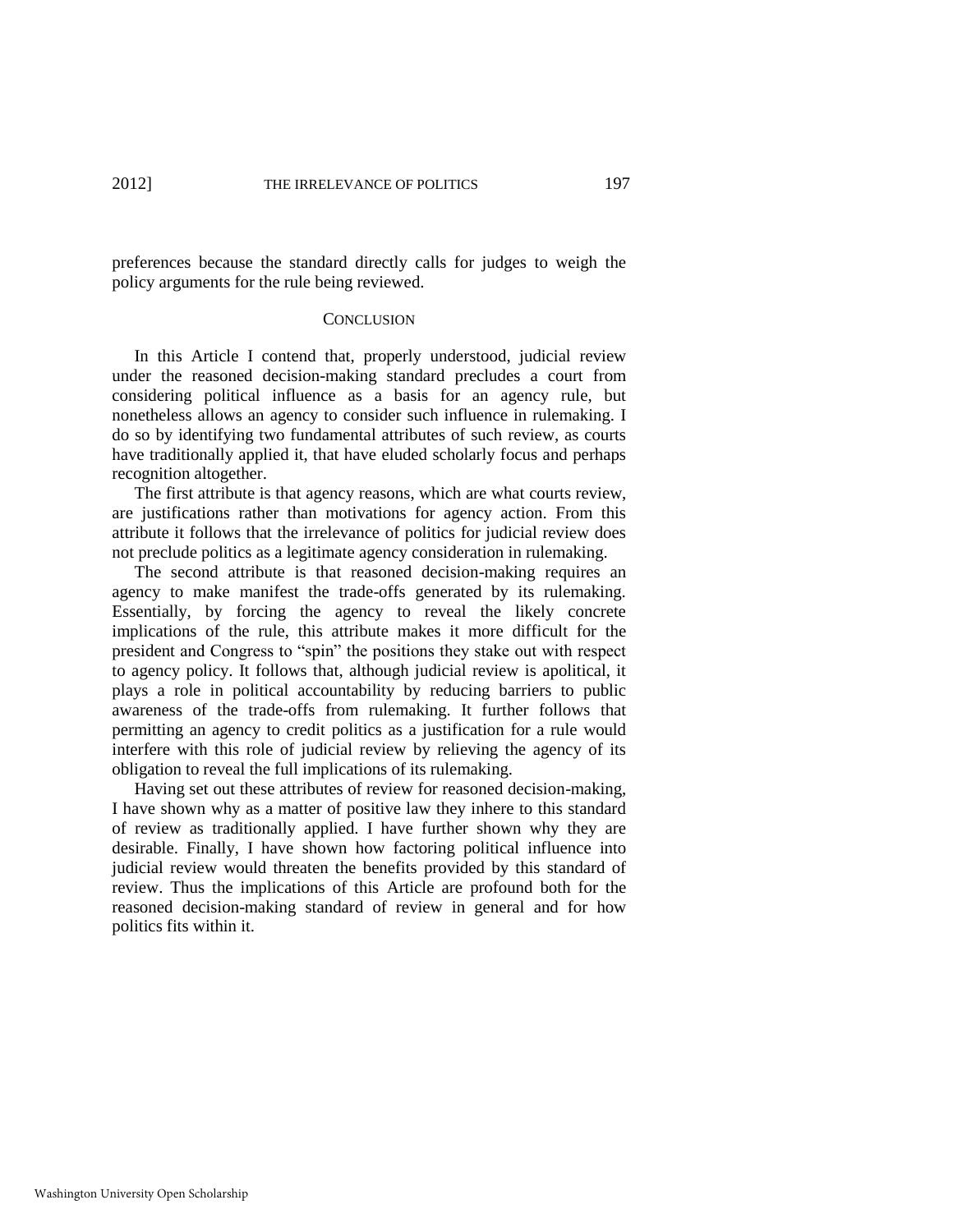preferences because the standard directly calls for judges to weigh the policy arguments for the rule being reviewed.

## CONCLUSION

In this Article I contend that, properly understood, judicial review under the reasoned decision-making standard precludes a court from considering political influence as a basis for an agency rule, but nonetheless allows an agency to consider such influence in rulemaking. I do so by identifying two fundamental attributes of such review, as courts have traditionally applied it, that have eluded scholarly focus and perhaps recognition altogether.

The first attribute is that agency reasons, which are what courts review, are justifications rather than motivations for agency action. From this attribute it follows that the irrelevance of politics for judicial review does not preclude politics as a legitimate agency consideration in rulemaking.

The second attribute is that reasoned decision-making requires an agency to make manifest the trade-offs generated by its rulemaking. Essentially, by forcing the agency to reveal the likely concrete implications of the rule, this attribute makes it more difficult for the president and Congress to "spin" the positions they stake out with respect to agency policy. It follows that, although judicial review is apolitical, it plays a role in political accountability by reducing barriers to public awareness of the trade-offs from rulemaking. It further follows that permitting an agency to credit politics as a justification for a rule would interfere with this role of judicial review by relieving the agency of its obligation to reveal the full implications of its rulemaking.

Having set out these attributes of review for reasoned decision-making, I have shown why as a matter of positive law they inhere to this standard of review as traditionally applied. I have further shown why they are desirable. Finally, I have shown how factoring political influence into judicial review would threaten the benefits provided by this standard of review. Thus the implications of this Article are profound both for the reasoned decision-making standard of review in general and for how politics fits within it.